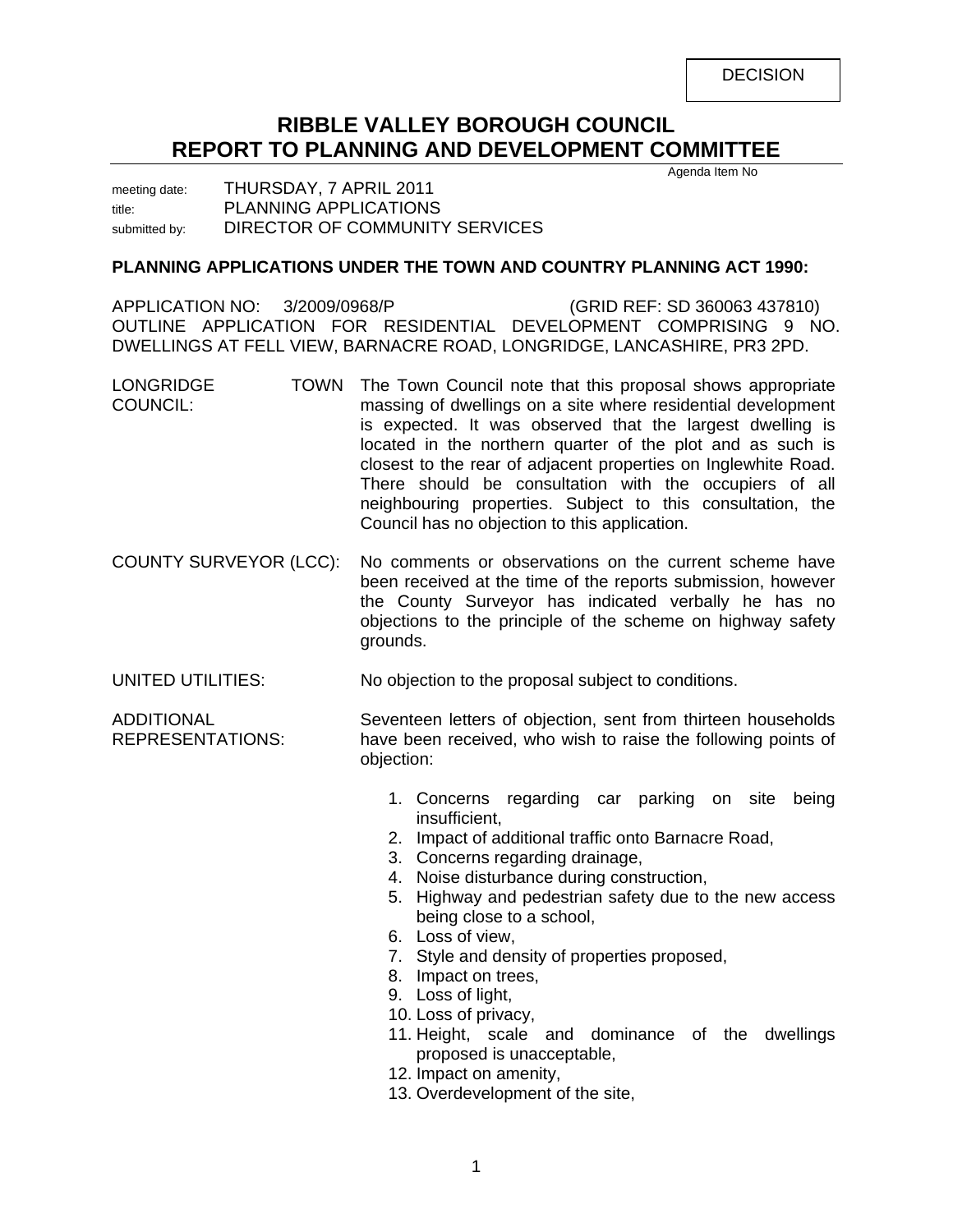DECISION

# RIBBLE VALLEY BOROUGH COUNCIL
# REPORT TO PLANNING AND DEVELOPMENT COMMITTEE

Agenda Item No

meeting date: THURSDAY, 7 APRIL 2011
title: PLANNING APPLICATIONS
submitted by: DIRECTOR OF COMMUNITY SERVICES

**PLANNING APPLICATIONS UNDER THE TOWN AND COUNTRY PLANNING ACT 1990:**

APPLICATION NO: 3/2009/0968/P (GRID REF: SD 360063 437810)
OUTLINE APPLICATION FOR RESIDENTIAL DEVELOPMENT COMPRISING 9 NO. DWELLINGS AT FELL VIEW, BARNACRE ROAD, LONGRIDGE, LANCASHIRE, PR3 2PD.

LONGRIDGE TOWN COUNCIL: The Town Council note that this proposal shows appropriate massing of dwellings on a site where residential development is expected. It was observed that the largest dwelling is located in the northern quarter of the plot and as such is closest to the rear of adjacent properties on Inglewhite Road. There should be consultation with the occupiers of all neighbouring properties. Subject to this consultation, the Council has no objection to this application.

COUNTY SURVEYOR (LCC): No comments or observations on the current scheme have been received at the time of the reports submission, however the County Surveyor has indicated verbally he has no objections to the principle of the scheme on highway safety grounds.

UNITED UTILITIES: No objection to the proposal subject to conditions.

ADDITIONAL REPRESENTATIONS: Seventeen letters of objection, sent from thirteen households have been received, who wish to raise the following points of objection:

1. Concerns regarding car parking on site being insufficient,
2. Impact of additional traffic onto Barnacre Road,
3. Concerns regarding drainage,
4. Noise disturbance during construction,
5. Highway and pedestrian safety due to the new access being close to a school,
6. Loss of view,
7. Style and density of properties proposed,
8. Impact on trees,
9. Loss of light,
10. Loss of privacy,
11. Height, scale and dominance of the dwellings proposed is unacceptable,
12. Impact on amenity,
13. Overdevelopment of the site,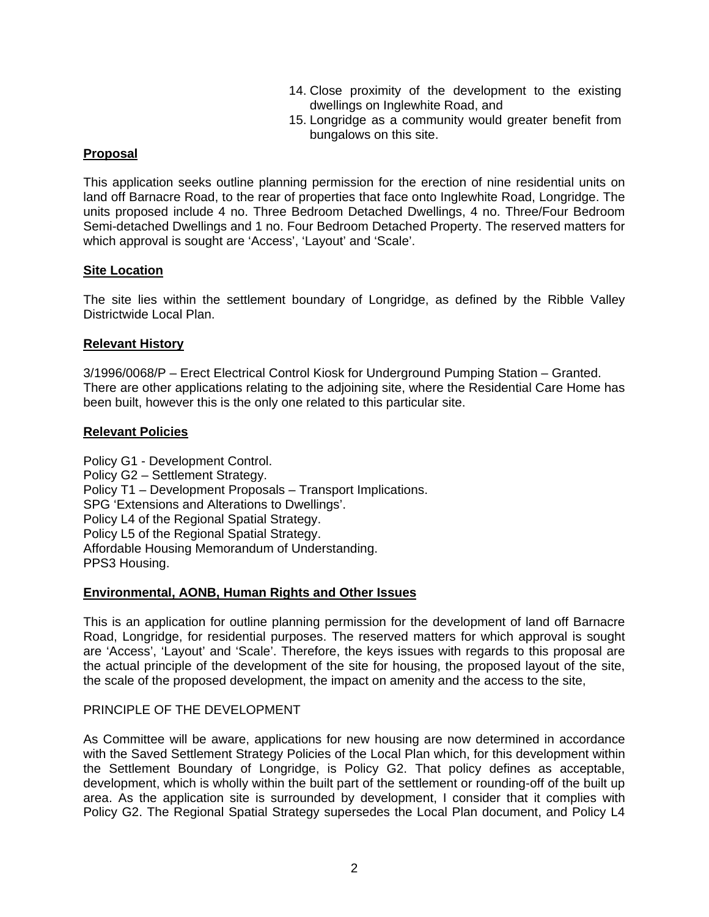14. Close proximity of the development to the existing dwellings on Inglewhite Road, and
15. Longridge as a community would greater benefit from bungalows on this site.

**Proposal**

This application seeks outline planning permission for the erection of nine residential units on land off Barnacre Road, to the rear of properties that face onto Inglewhite Road, Longridge. The units proposed include 4 no. Three Bedroom Detached Dwellings, 4 no. Three/Four Bedroom Semi-detached Dwellings and 1 no. Four Bedroom Detached Property. The reserved matters for which approval is sought are 'Access', 'Layout' and 'Scale'.

**Site Location**

The site lies within the settlement boundary of Longridge, as defined by the Ribble Valley Districtwide Local Plan.

**Relevant History**

3/1996/0068/P – Erect Electrical Control Kiosk for Underground Pumping Station – Granted.
There are other applications relating to the adjoining site, where the Residential Care Home has been built, however this is the only one related to this particular site.

**Relevant Policies**

Policy G1 - Development Control.
Policy G2 – Settlement Strategy.
Policy T1 – Development Proposals – Transport Implications.
SPG 'Extensions and Alterations to Dwellings'.
Policy L4 of the Regional Spatial Strategy.
Policy L5 of the Regional Spatial Strategy.
Affordable Housing Memorandum of Understanding.
PPS3 Housing.

**Environmental, AONB, Human Rights and Other Issues**

This is an application for outline planning permission for the development of land off Barnacre Road, Longridge, for residential purposes. The reserved matters for which approval is sought are 'Access', 'Layout' and 'Scale'. Therefore, the keys issues with regards to this proposal are the actual principle of the development of the site for housing, the proposed layout of the site, the scale of the proposed development, the impact on amenity and the access to the site,

PRINCIPLE OF THE DEVELOPMENT

As Committee will be aware, applications for new housing are now determined in accordance with the Saved Settlement Strategy Policies of the Local Plan which, for this development within the Settlement Boundary of Longridge, is Policy G2. That policy defines as acceptable, development, which is wholly within the built part of the settlement or rounding-off of the built up area. As the application site is surrounded by development, I consider that it complies with Policy G2. The Regional Spatial Strategy supersedes the Local Plan document, and Policy L4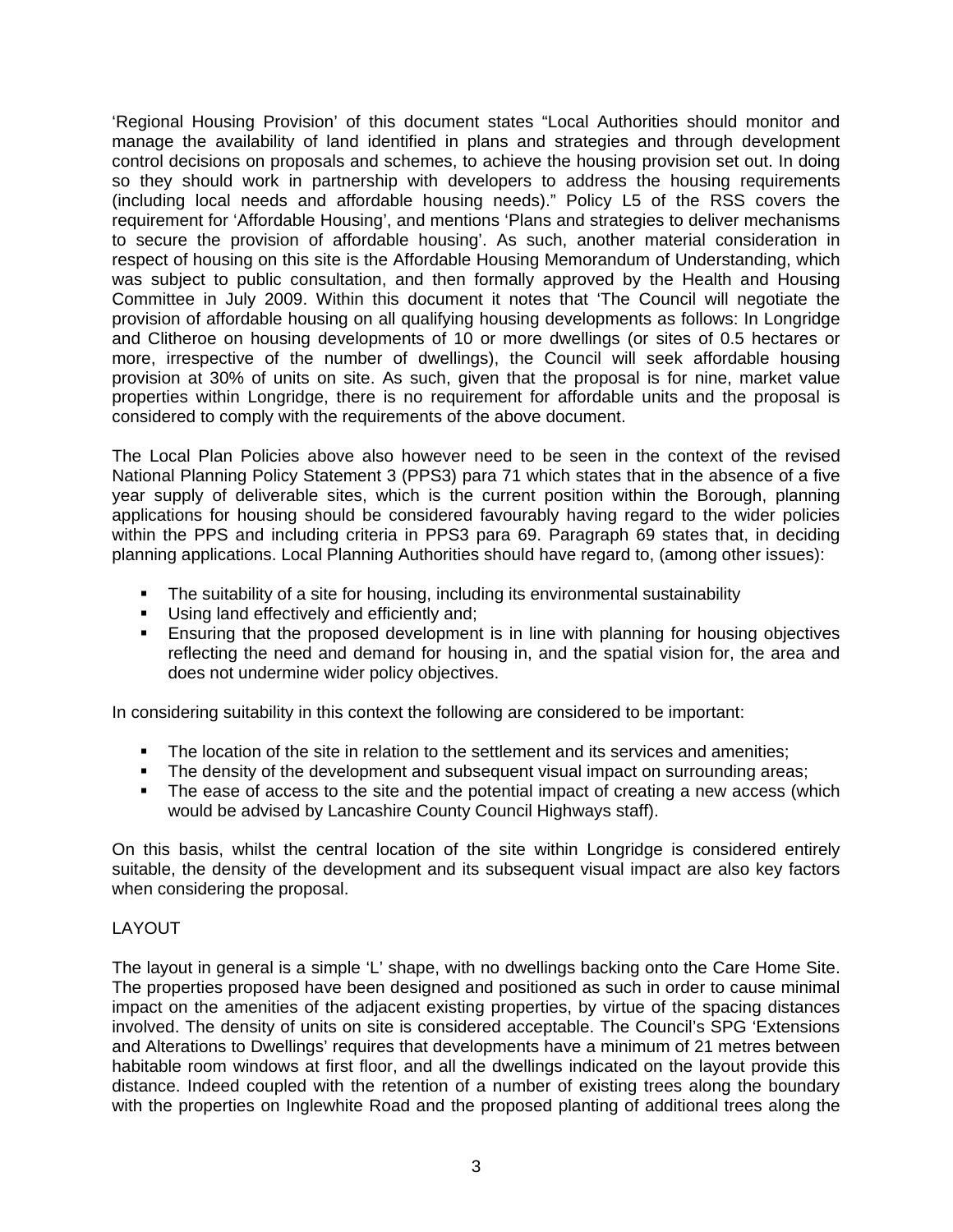'Regional Housing Provision' of this document states "Local Authorities should monitor and manage the availability of land identified in plans and strategies and through development control decisions on proposals and schemes, to achieve the housing provision set out. In doing so they should work in partnership with developers to address the housing requirements (including local needs and affordable housing needs)." Policy L5 of the RSS covers the requirement for 'Affordable Housing', and mentions 'Plans and strategies to deliver mechanisms to secure the provision of affordable housing'. As such, another material consideration in respect of housing on this site is the Affordable Housing Memorandum of Understanding, which was subject to public consultation, and then formally approved by the Health and Housing Committee in July 2009. Within this document it notes that 'The Council will negotiate the provision of affordable housing on all qualifying housing developments as follows: In Longridge and Clitheroe on housing developments of 10 or more dwellings (or sites of 0.5 hectares or more, irrespective of the number of dwellings), the Council will seek affordable housing provision at 30% of units on site. As such, given that the proposal is for nine, market value properties within Longridge, there is no requirement for affordable units and the proposal is considered to comply with the requirements of the above document.

The Local Plan Policies above also however need to be seen in the context of the revised National Planning Policy Statement 3 (PPS3) para 71 which states that in the absence of a five year supply of deliverable sites, which is the current position within the Borough, planning applications for housing should be considered favourably having regard to the wider policies within the PPS and including criteria in PPS3 para 69. Paragraph 69 states that, in deciding planning applications. Local Planning Authorities should have regard to, (among other issues):

- The suitability of a site for housing, including its environmental sustainability
- Using land effectively and efficiently and;
- Ensuring that the proposed development is in line with planning for housing objectives reflecting the need and demand for housing in, and the spatial vision for, the area and does not undermine wider policy objectives.

In considering suitability in this context the following are considered to be important:

- The location of the site in relation to the settlement and its services and amenities;
- The density of the development and subsequent visual impact on surrounding areas;
- The ease of access to the site and the potential impact of creating a new access (which would be advised by Lancashire County Council Highways staff).

On this basis, whilst the central location of the site within Longridge is considered entirely suitable, the density of the development and its subsequent visual impact are also key factors when considering the proposal.

LAYOUT

The layout in general is a simple 'L' shape, with no dwellings backing onto the Care Home Site. The properties proposed have been designed and positioned as such in order to cause minimal impact on the amenities of the adjacent existing properties, by virtue of the spacing distances involved. The density of units on site is considered acceptable. The Council's SPG 'Extensions and Alterations to Dwellings' requires that developments have a minimum of 21 metres between habitable room windows at first floor, and all the dwellings indicated on the layout provide this distance. Indeed coupled with the retention of a number of existing trees along the boundary with the properties on Inglewhite Road and the proposed planting of additional trees along the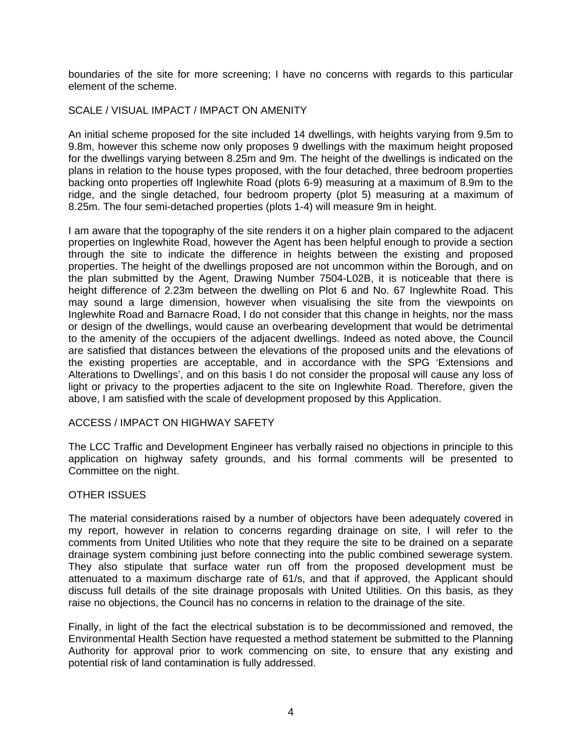boundaries of the site for more screening; I have no concerns with regards to this particular element of the scheme.

SCALE / VISUAL IMPACT / IMPACT ON AMENITY

An initial scheme proposed for the site included 14 dwellings, with heights varying from 9.5m to 9.8m, however this scheme now only proposes 9 dwellings with the maximum height proposed for the dwellings varying between 8.25m and 9m. The height of the dwellings is indicated on the plans in relation to the house types proposed, with the four detached, three bedroom properties backing onto properties off Inglewhite Road (plots 6-9) measuring at a maximum of 8.9m to the ridge, and the single detached, four bedroom property (plot 5) measuring at a maximum of 8.25m. The four semi-detached properties (plots 1-4) will measure 9m in height.

I am aware that the topography of the site renders it on a higher plain compared to the adjacent properties on Inglewhite Road, however the Agent has been helpful enough to provide a section through the site to indicate the difference in heights between the existing and proposed properties. The height of the dwellings proposed are not uncommon within the Borough, and on the plan submitted by the Agent, Drawing Number 7504-L02B, it is noticeable that there is height difference of 2.23m between the dwelling on Plot 6 and No. 67 Inglewhite Road. This may sound a large dimension, however when visualising the site from the viewpoints on Inglewhite Road and Barnacre Road, I do not consider that this change in heights, nor the mass or design of the dwellings, would cause an overbearing development that would be detrimental to the amenity of the occupiers of the adjacent dwellings. Indeed as noted above, the Council are satisfied that distances between the elevations of the proposed units and the elevations of the existing properties are acceptable, and in accordance with the SPG 'Extensions and Alterations to Dwellings', and on this basis I do not consider the proposal will cause any loss of light or privacy to the properties adjacent to the site on Inglewhite Road. Therefore, given the above, I am satisfied with the scale of development proposed by this Application.

ACCESS / IMPACT ON HIGHWAY SAFETY

The LCC Traffic and Development Engineer has verbally raised no objections in principle to this application on highway safety grounds, and his formal comments will be presented to Committee on the night.

OTHER ISSUES

The material considerations raised by a number of objectors have been adequately covered in my report, however in relation to concerns regarding drainage on site, I will refer to the comments from United Utilities who note that they require the site to be drained on a separate drainage system combining just before connecting into the public combined sewerage system. They also stipulate that surface water run off from the proposed development must be attenuated to a maximum discharge rate of 61/s, and that if approved, the Applicant should discuss full details of the site drainage proposals with United Utilities. On this basis, as they raise no objections, the Council has no concerns in relation to the drainage of the site.

Finally, in light of the fact the electrical substation is to be decommissioned and removed, the Environmental Health Section have requested a method statement be submitted to the Planning Authority for approval prior to work commencing on site, to ensure that any existing and potential risk of land contamination is fully addressed.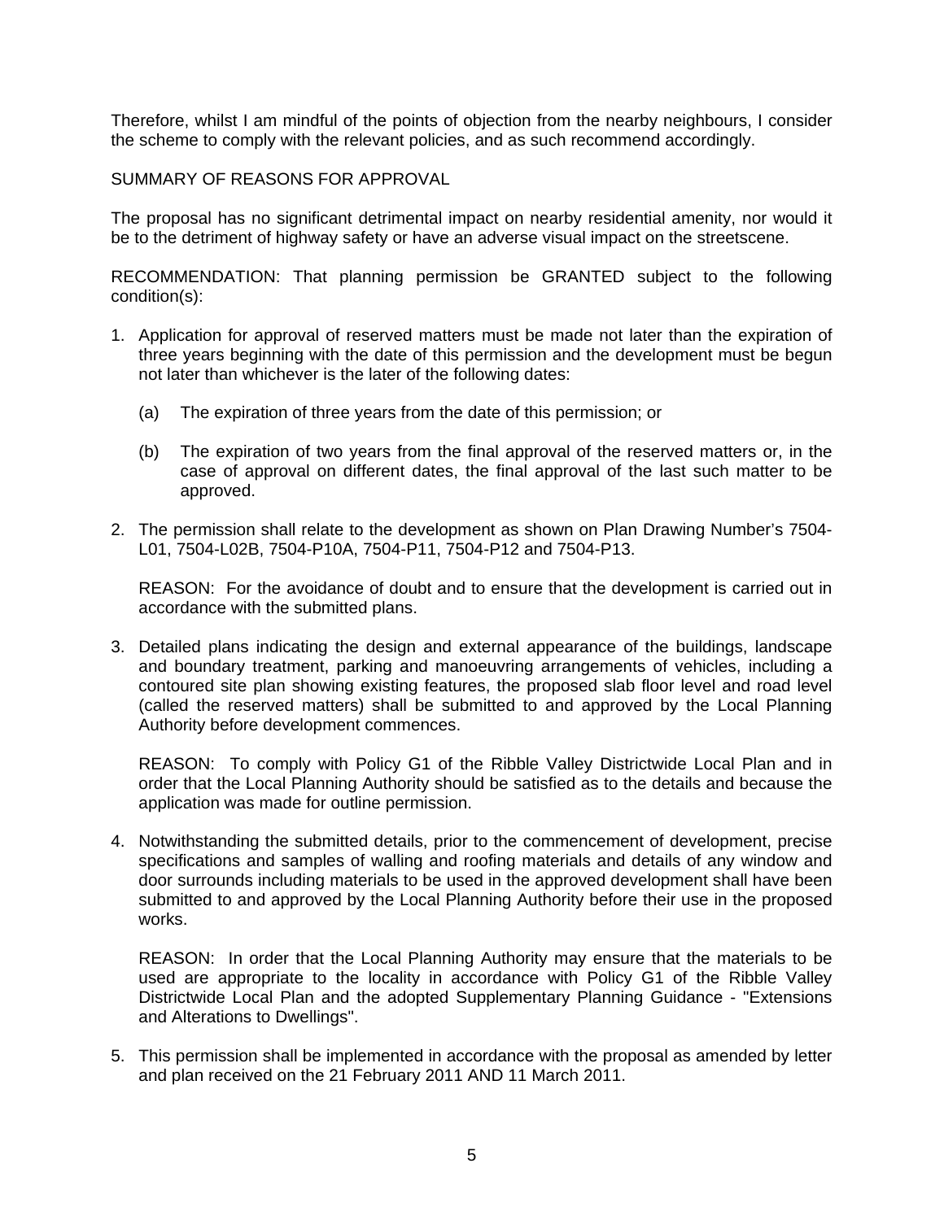Therefore, whilst I am mindful of the points of objection from the nearby neighbours, I consider the scheme to comply with the relevant policies, and as such recommend accordingly.

SUMMARY OF REASONS FOR APPROVAL

The proposal has no significant detrimental impact on nearby residential amenity, nor would it be to the detriment of highway safety or have an adverse visual impact on the streetscene.

RECOMMENDATION: That planning permission be GRANTED subject to the following condition(s):

1. Application for approval of reserved matters must be made not later than the expiration of three years beginning with the date of this permission and the development must be begun not later than whichever is the later of the following dates:

   (a) The expiration of three years from the date of this permission; or

   (b) The expiration of two years from the final approval of the reserved matters or, in the case of approval on different dates, the final approval of the last such matter to be approved.

2. The permission shall relate to the development as shown on Plan Drawing Number's 7504-L01, 7504-L02B, 7504-P10A, 7504-P11, 7504-P12 and 7504-P13.

   REASON: For the avoidance of doubt and to ensure that the development is carried out in accordance with the submitted plans.

3. Detailed plans indicating the design and external appearance of the buildings, landscape and boundary treatment, parking and manoeuvring arrangements of vehicles, including a contoured site plan showing existing features, the proposed slab floor level and road level (called the reserved matters) shall be submitted to and approved by the Local Planning Authority before development commences.

   REASON: To comply with Policy G1 of the Ribble Valley Districtwide Local Plan and in order that the Local Planning Authority should be satisfied as to the details and because the application was made for outline permission.

4. Notwithstanding the submitted details, prior to the commencement of development, precise specifications and samples of walling and roofing materials and details of any window and door surrounds including materials to be used in the approved development shall have been submitted to and approved by the Local Planning Authority before their use in the proposed works.

   REASON: In order that the Local Planning Authority may ensure that the materials to be used are appropriate to the locality in accordance with Policy G1 of the Ribble Valley Districtwide Local Plan and the adopted Supplementary Planning Guidance - "Extensions and Alterations to Dwellings".

5. This permission shall be implemented in accordance with the proposal as amended by letter and plan received on the 21 February 2011 AND 11 March 2011.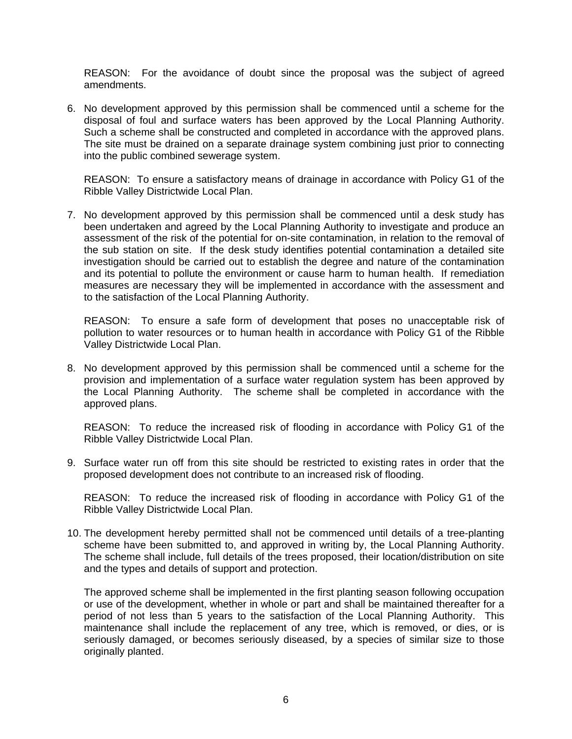REASON: For the avoidance of doubt since the proposal was the subject of agreed amendments.

6. No development approved by this permission shall be commenced until a scheme for the disposal of foul and surface waters has been approved by the Local Planning Authority. Such a scheme shall be constructed and completed in accordance with the approved plans. The site must be drained on a separate drainage system combining just prior to connecting into the public combined sewerage system.

   REASON: To ensure a satisfactory means of drainage in accordance with Policy G1 of the Ribble Valley Districtwide Local Plan.

7. No development approved by this permission shall be commenced until a desk study has been undertaken and agreed by the Local Planning Authority to investigate and produce an assessment of the risk of the potential for on-site contamination, in relation to the removal of the sub station on site. If the desk study identifies potential contamination a detailed site investigation should be carried out to establish the degree and nature of the contamination and its potential to pollute the environment or cause harm to human health. If remediation measures are necessary they will be implemented in accordance with the assessment and to the satisfaction of the Local Planning Authority.

   REASON: To ensure a safe form of development that poses no unacceptable risk of pollution to water resources or to human health in accordance with Policy G1 of the Ribble Valley Districtwide Local Plan.

8. No development approved by this permission shall be commenced until a scheme for the provision and implementation of a surface water regulation system has been approved by the Local Planning Authority. The scheme shall be completed in accordance with the approved plans.

   REASON: To reduce the increased risk of flooding in accordance with Policy G1 of the Ribble Valley Districtwide Local Plan.

9. Surface water run off from this site should be restricted to existing rates in order that the proposed development does not contribute to an increased risk of flooding.

   REASON: To reduce the increased risk of flooding in accordance with Policy G1 of the Ribble Valley Districtwide Local Plan.

10. The development hereby permitted shall not be commenced until details of a tree-planting scheme have been submitted to, and approved in writing by, the Local Planning Authority. The scheme shall include, full details of the trees proposed, their location/distribution on site and the types and details of support and protection.

    The approved scheme shall be implemented in the first planting season following occupation or use of the development, whether in whole or part and shall be maintained thereafter for a period of not less than 5 years to the satisfaction of the Local Planning Authority. This maintenance shall include the replacement of any tree, which is removed, or dies, or is seriously damaged, or becomes seriously diseased, by a species of similar size to those originally planted.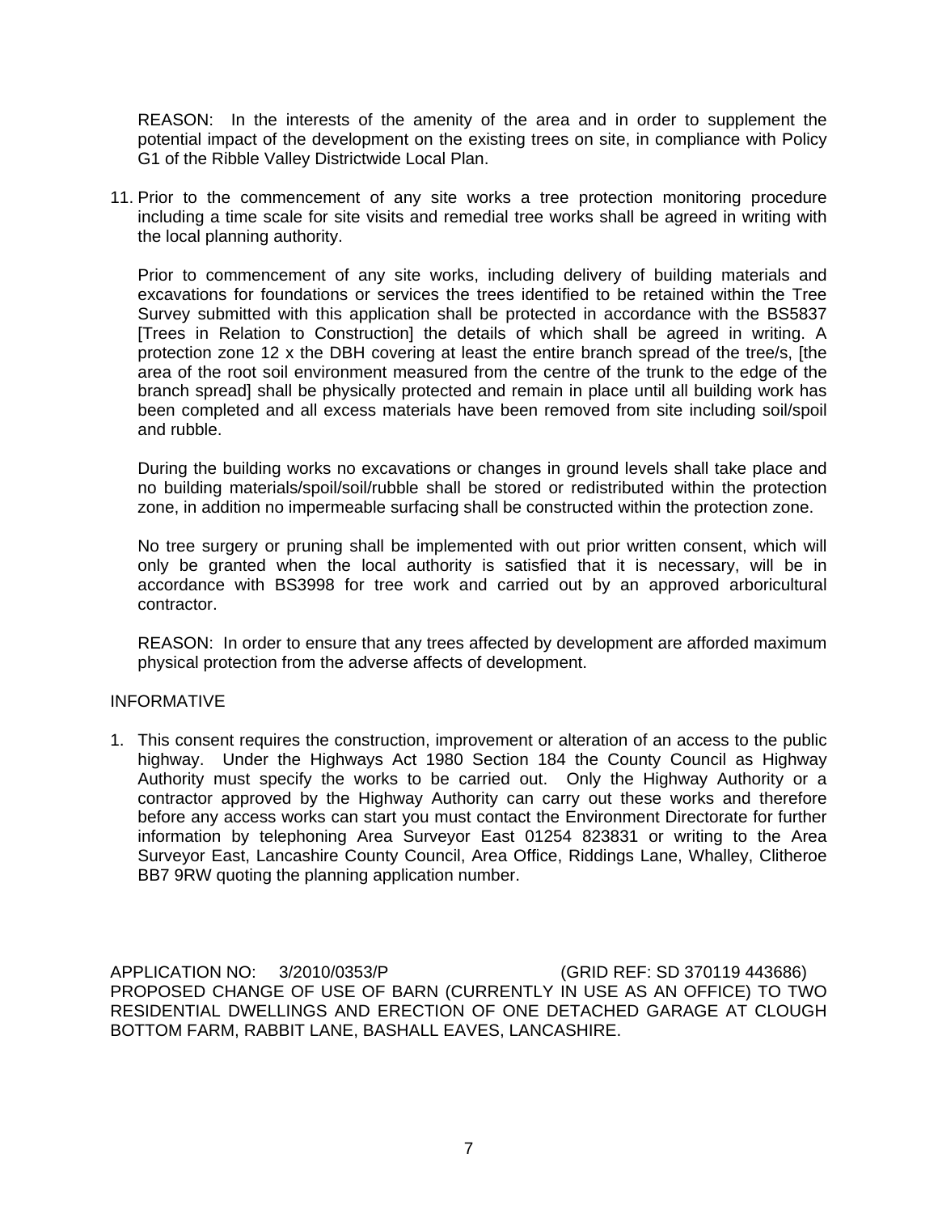REASON: In the interests of the amenity of the area and in order to supplement the potential impact of the development on the existing trees on site, in compliance with Policy G1 of the Ribble Valley Districtwide Local Plan.

11. Prior to the commencement of any site works a tree protection monitoring procedure including a time scale for site visits and remedial tree works shall be agreed in writing with the local planning authority.

    Prior to commencement of any site works, including delivery of building materials and excavations for foundations or services the trees identified to be retained within the Tree Survey submitted with this application shall be protected in accordance with the BS5837 [Trees in Relation to Construction] the details of which shall be agreed in writing. A protection zone 12 x the DBH covering at least the entire branch spread of the tree/s, [the area of the root soil environment measured from the centre of the trunk to the edge of the branch spread] shall be physically protected and remain in place until all building work has been completed and all excess materials have been removed from site including soil/spoil and rubble.

    During the building works no excavations or changes in ground levels shall take place and no building materials/spoil/soil/rubble shall be stored or redistributed within the protection zone, in addition no impermeable surfacing shall be constructed within the protection zone.

    No tree surgery or pruning shall be implemented with out prior written consent, which will only be granted when the local authority is satisfied that it is necessary, will be in accordance with BS3998 for tree work and carried out by an approved arboricultural contractor.

    REASON: In order to ensure that any trees affected by development are afforded maximum physical protection from the adverse affects of development.

INFORMATIVE

1. This consent requires the construction, improvement or alteration of an access to the public highway. Under the Highways Act 1980 Section 184 the County Council as Highway Authority must specify the works to be carried out. Only the Highway Authority or a contractor approved by the Highway Authority can carry out these works and therefore before any access works can start you must contact the Environment Directorate for further information by telephoning Area Surveyor East 01254 823831 or writing to the Area Surveyor East, Lancashire County Council, Area Office, Riddings Lane, Whalley, Clitheroe BB7 9RW quoting the planning application number.

APPLICATION NO: 3/2010/0353/P (GRID REF: SD 370119 443686)
PROPOSED CHANGE OF USE OF BARN (CURRENTLY IN USE AS AN OFFICE) TO TWO RESIDENTIAL DWELLINGS AND ERECTION OF ONE DETACHED GARAGE AT CLOUGH BOTTOM FARM, RABBIT LANE, BASHALL EAVES, LANCASHIRE.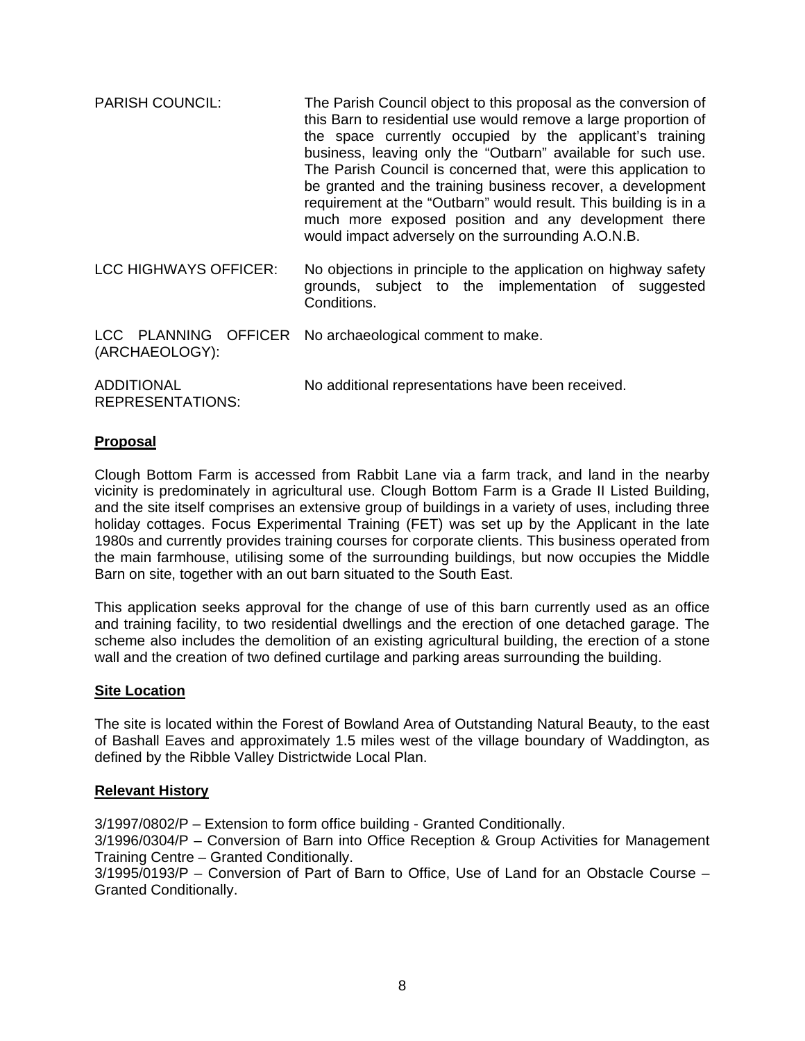| | |
|---|---|
| PARISH COUNCIL: | The Parish Council object to this proposal as the conversion of this Barn to residential use would remove a large proportion of the space currently occupied by the applicant's training business, leaving only the "Outbarn" available for such use. The Parish Council is concerned that, were this application to be granted and the training business recover, a development requirement at the "Outbarn" would result. This building is in a much more exposed position and any development there would impact adversely on the surrounding A.O.N.B. |
| LCC HIGHWAYS OFFICER: | No objections in principle to the application on highway safety grounds, subject to the implementation of suggested Conditions. |
| LCC PLANNING OFFICER (ARCHAEOLOGY): | No archaeological comment to make. |
| ADDITIONAL REPRESENTATIONS: | No additional representations have been received. |

**Proposal**

Clough Bottom Farm is accessed from Rabbit Lane via a farm track, and land in the nearby vicinity is predominately in agricultural use. Clough Bottom Farm is a Grade II Listed Building, and the site itself comprises an extensive group of buildings in a variety of uses, including three holiday cottages. Focus Experimental Training (FET) was set up by the Applicant in the late 1980s and currently provides training courses for corporate clients. This business operated from the main farmhouse, utilising some of the surrounding buildings, but now occupies the Middle Barn on site, together with an out barn situated to the South East.

This application seeks approval for the change of use of this barn currently used as an office and training facility, to two residential dwellings and the erection of one detached garage. The scheme also includes the demolition of an existing agricultural building, the erection of a stone wall and the creation of two defined curtilage and parking areas surrounding the building.

**Site Location**

The site is located within the Forest of Bowland Area of Outstanding Natural Beauty, to the east of Bashall Eaves and approximately 1.5 miles west of the village boundary of Waddington, as defined by the Ribble Valley Districtwide Local Plan.

**Relevant History**

3/1997/0802/P – Extension to form office building - Granted Conditionally.
3/1996/0304/P – Conversion of Barn into Office Reception & Group Activities for Management Training Centre – Granted Conditionally.
3/1995/0193/P – Conversion of Part of Barn to Office, Use of Land for an Obstacle Course – Granted Conditionally.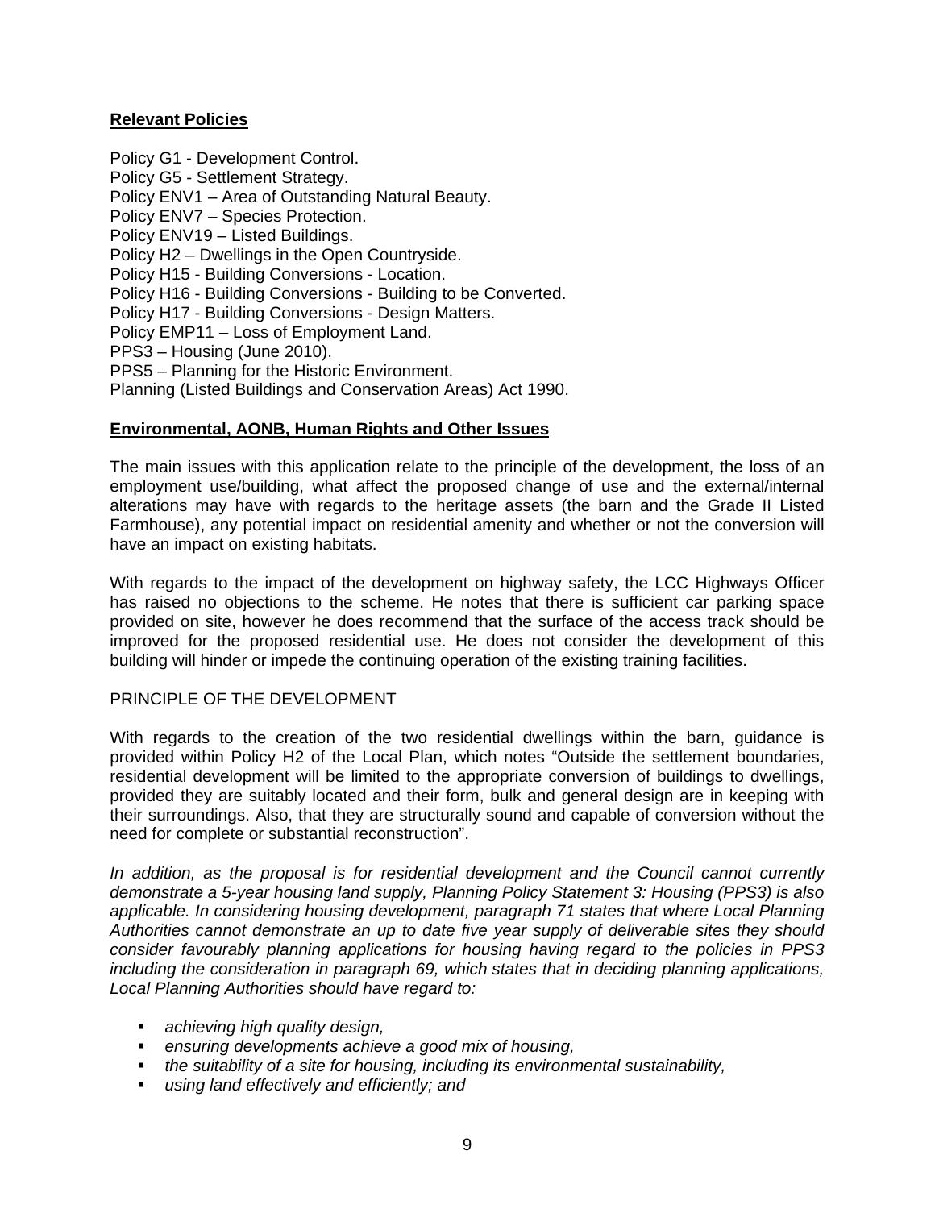**Relevant Policies**

Policy G1 - Development Control.
Policy G5 - Settlement Strategy.
Policy ENV1 – Area of Outstanding Natural Beauty.
Policy ENV7 – Species Protection.
Policy ENV19 – Listed Buildings.
Policy H2 – Dwellings in the Open Countryside.
Policy H15 - Building Conversions - Location.
Policy H16 - Building Conversions - Building to be Converted.
Policy H17 - Building Conversions - Design Matters.
Policy EMP11 – Loss of Employment Land.
PPS3 – Housing (June 2010).
PPS5 – Planning for the Historic Environment.
Planning (Listed Buildings and Conservation Areas) Act 1990.

**Environmental, AONB, Human Rights and Other Issues**

The main issues with this application relate to the principle of the development, the loss of an employment use/building, what affect the proposed change of use and the external/internal alterations may have with regards to the heritage assets (the barn and the Grade II Listed Farmhouse), any potential impact on residential amenity and whether or not the conversion will have an impact on existing habitats.

With regards to the impact of the development on highway safety, the LCC Highways Officer has raised no objections to the scheme. He notes that there is sufficient car parking space provided on site, however he does recommend that the surface of the access track should be improved for the proposed residential use. He does not consider the development of this building will hinder or impede the continuing operation of the existing training facilities.

PRINCIPLE OF THE DEVELOPMENT

With regards to the creation of the two residential dwellings within the barn, guidance is provided within Policy H2 of the Local Plan, which notes "Outside the settlement boundaries, residential development will be limited to the appropriate conversion of buildings to dwellings, provided they are suitably located and their form, bulk and general design are in keeping with their surroundings. Also, that they are structurally sound and capable of conversion without the need for complete or substantial reconstruction".

*In addition, as the proposal is for residential development and the Council cannot currently demonstrate a 5-year housing land supply, Planning Policy Statement 3: Housing (PPS3) is also applicable. In considering housing development, paragraph 71 states that where Local Planning Authorities cannot demonstrate an up to date five year supply of deliverable sites they should consider favourably planning applications for housing having regard to the policies in PPS3 including the consideration in paragraph 69, which states that in deciding planning applications, Local Planning Authorities should have regard to:*

- *achieving high quality design,*
- *ensuring developments achieve a good mix of housing,*
- *the suitability of a site for housing, including its environmental sustainability,*
- *using land effectively and efficiently; and*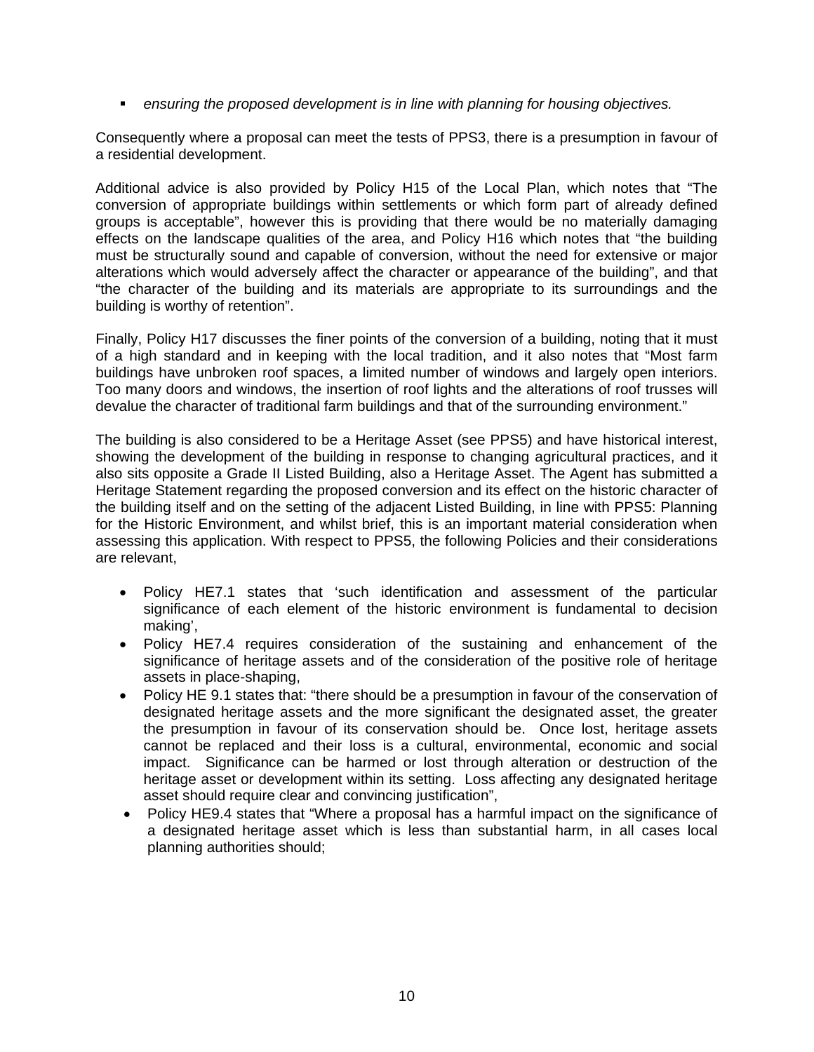- *ensuring the proposed development is in line with planning for housing objectives.*

Consequently where a proposal can meet the tests of PPS3, there is a presumption in favour of a residential development.

Additional advice is also provided by Policy H15 of the Local Plan, which notes that "The conversion of appropriate buildings within settlements or which form part of already defined groups is acceptable", however this is providing that there would be no materially damaging effects on the landscape qualities of the area, and Policy H16 which notes that "the building must be structurally sound and capable of conversion, without the need for extensive or major alterations which would adversely affect the character or appearance of the building", and that "the character of the building and its materials are appropriate to its surroundings and the building is worthy of retention".

Finally, Policy H17 discusses the finer points of the conversion of a building, noting that it must of a high standard and in keeping with the local tradition, and it also notes that "Most farm buildings have unbroken roof spaces, a limited number of windows and largely open interiors. Too many doors and windows, the insertion of roof lights and the alterations of roof trusses will devalue the character of traditional farm buildings and that of the surrounding environment."

The building is also considered to be a Heritage Asset (see PPS5) and have historical interest, showing the development of the building in response to changing agricultural practices, and it also sits opposite a Grade II Listed Building, also a Heritage Asset. The Agent has submitted a Heritage Statement regarding the proposed conversion and its effect on the historic character of the building itself and on the setting of the adjacent Listed Building, in line with PPS5: Planning for the Historic Environment, and whilst brief, this is an important material consideration when assessing this application. With respect to PPS5, the following Policies and their considerations are relevant,

- Policy HE7.1 states that 'such identification and assessment of the particular significance of each element of the historic environment is fundamental to decision making',
- Policy HE7.4 requires consideration of the sustaining and enhancement of the significance of heritage assets and of the consideration of the positive role of heritage assets in place-shaping,
- Policy HE 9.1 states that: "there should be a presumption in favour of the conservation of designated heritage assets and the more significant the designated asset, the greater the presumption in favour of its conservation should be. Once lost, heritage assets cannot be replaced and their loss is a cultural, environmental, economic and social impact. Significance can be harmed or lost through alteration or destruction of the heritage asset or development within its setting. Loss affecting any designated heritage asset should require clear and convincing justification",
- Policy HE9.4 states that "Where a proposal has a harmful impact on the significance of a designated heritage asset which is less than substantial harm, in all cases local planning authorities should;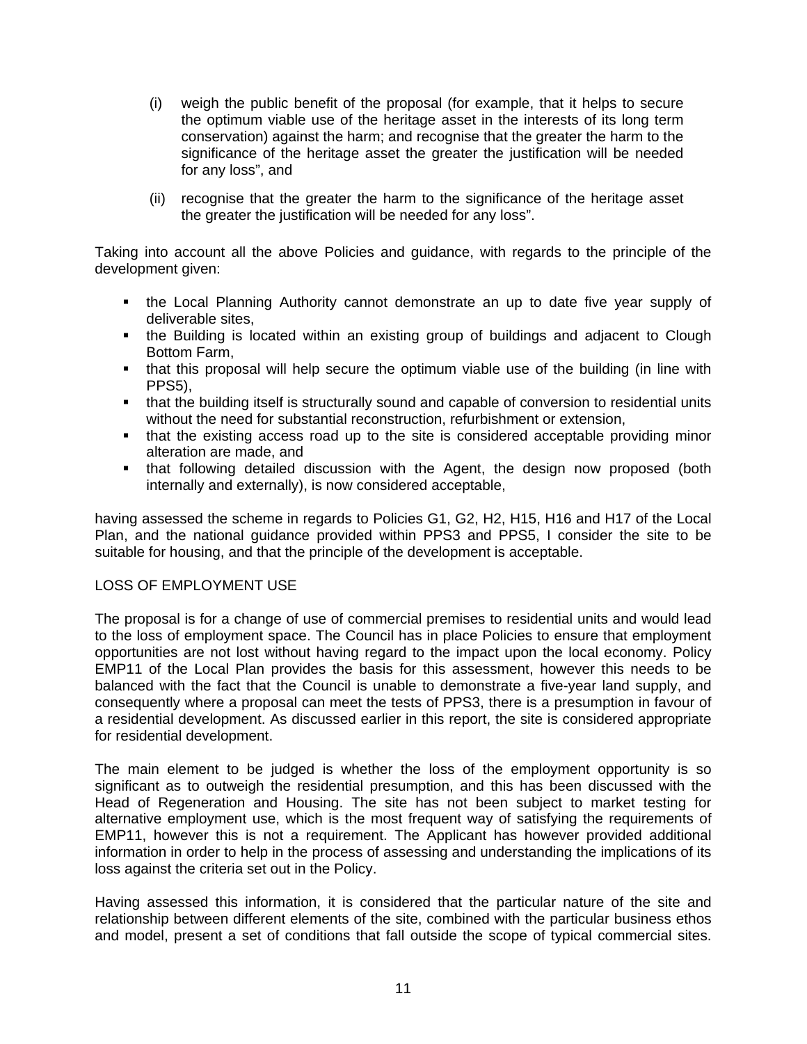(i) weigh the public benefit of the proposal (for example, that it helps to secure the optimum viable use of the heritage asset in the interests of its long term conservation) against the harm; and recognise that the greater the harm to the significance of the heritage asset the greater the justification will be needed for any loss", and

(ii) recognise that the greater the harm to the significance of the heritage asset the greater the justification will be needed for any loss".

Taking into account all the above Policies and guidance, with regards to the principle of the development given:

- the Local Planning Authority cannot demonstrate an up to date five year supply of deliverable sites,
- the Building is located within an existing group of buildings and adjacent to Clough Bottom Farm,
- that this proposal will help secure the optimum viable use of the building (in line with PPS5),
- that the building itself is structurally sound and capable of conversion to residential units without the need for substantial reconstruction, refurbishment or extension,
- that the existing access road up to the site is considered acceptable providing minor alteration are made, and
- that following detailed discussion with the Agent, the design now proposed (both internally and externally), is now considered acceptable,

having assessed the scheme in regards to Policies G1, G2, H2, H15, H16 and H17 of the Local Plan, and the national guidance provided within PPS3 and PPS5, I consider the site to be suitable for housing, and that the principle of the development is acceptable.

LOSS OF EMPLOYMENT USE

The proposal is for a change of use of commercial premises to residential units and would lead to the loss of employment space. The Council has in place Policies to ensure that employment opportunities are not lost without having regard to the impact upon the local economy. Policy EMP11 of the Local Plan provides the basis for this assessment, however this needs to be balanced with the fact that the Council is unable to demonstrate a five-year land supply, and consequently where a proposal can meet the tests of PPS3, there is a presumption in favour of a residential development. As discussed earlier in this report, the site is considered appropriate for residential development.

The main element to be judged is whether the loss of the employment opportunity is so significant as to outweigh the residential presumption, and this has been discussed with the Head of Regeneration and Housing. The site has not been subject to market testing for alternative employment use, which is the most frequent way of satisfying the requirements of EMP11, however this is not a requirement. The Applicant has however provided additional information in order to help in the process of assessing and understanding the implications of its loss against the criteria set out in the Policy.

Having assessed this information, it is considered that the particular nature of the site and relationship between different elements of the site, combined with the particular business ethos and model, present a set of conditions that fall outside the scope of typical commercial sites.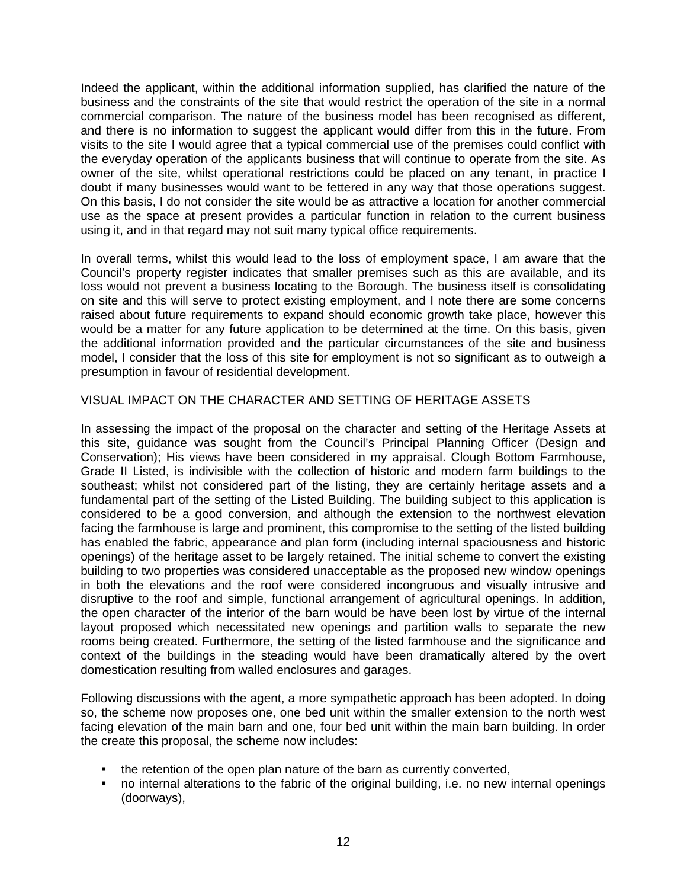Indeed the applicant, within the additional information supplied, has clarified the nature of the business and the constraints of the site that would restrict the operation of the site in a normal commercial comparison. The nature of the business model has been recognised as different, and there is no information to suggest the applicant would differ from this in the future. From visits to the site I would agree that a typical commercial use of the premises could conflict with the everyday operation of the applicants business that will continue to operate from the site. As owner of the site, whilst operational restrictions could be placed on any tenant, in practice I doubt if many businesses would want to be fettered in any way that those operations suggest. On this basis, I do not consider the site would be as attractive a location for another commercial use as the space at present provides a particular function in relation to the current business using it, and in that regard may not suit many typical office requirements.

In overall terms, whilst this would lead to the loss of employment space, I am aware that the Council's property register indicates that smaller premises such as this are available, and its loss would not prevent a business locating to the Borough. The business itself is consolidating on site and this will serve to protect existing employment, and I note there are some concerns raised about future requirements to expand should economic growth take place, however this would be a matter for any future application to be determined at the time. On this basis, given the additional information provided and the particular circumstances of the site and business model, I consider that the loss of this site for employment is not so significant as to outweigh a presumption in favour of residential development.

VISUAL IMPACT ON THE CHARACTER AND SETTING OF HERITAGE ASSETS

In assessing the impact of the proposal on the character and setting of the Heritage Assets at this site, guidance was sought from the Council's Principal Planning Officer (Design and Conservation); His views have been considered in my appraisal. Clough Bottom Farmhouse, Grade II Listed, is indivisible with the collection of historic and modern farm buildings to the southeast; whilst not considered part of the listing, they are certainly heritage assets and a fundamental part of the setting of the Listed Building. The building subject to this application is considered to be a good conversion, and although the extension to the northwest elevation facing the farmhouse is large and prominent, this compromise to the setting of the listed building has enabled the fabric, appearance and plan form (including internal spaciousness and historic openings) of the heritage asset to be largely retained. The initial scheme to convert the existing building to two properties was considered unacceptable as the proposed new window openings in both the elevations and the roof were considered incongruous and visually intrusive and disruptive to the roof and simple, functional arrangement of agricultural openings. In addition, the open character of the interior of the barn would be have been lost by virtue of the internal layout proposed which necessitated new openings and partition walls to separate the new rooms being created. Furthermore, the setting of the listed farmhouse and the significance and context of the buildings in the steading would have been dramatically altered by the overt domestication resulting from walled enclosures and garages.

Following discussions with the agent, a more sympathetic approach has been adopted. In doing so, the scheme now proposes one, one bed unit within the smaller extension to the north west facing elevation of the main barn and one, four bed unit within the main barn building. In order the create this proposal, the scheme now includes:

- the retention of the open plan nature of the barn as currently converted,
- no internal alterations to the fabric of the original building, i.e. no new internal openings (doorways),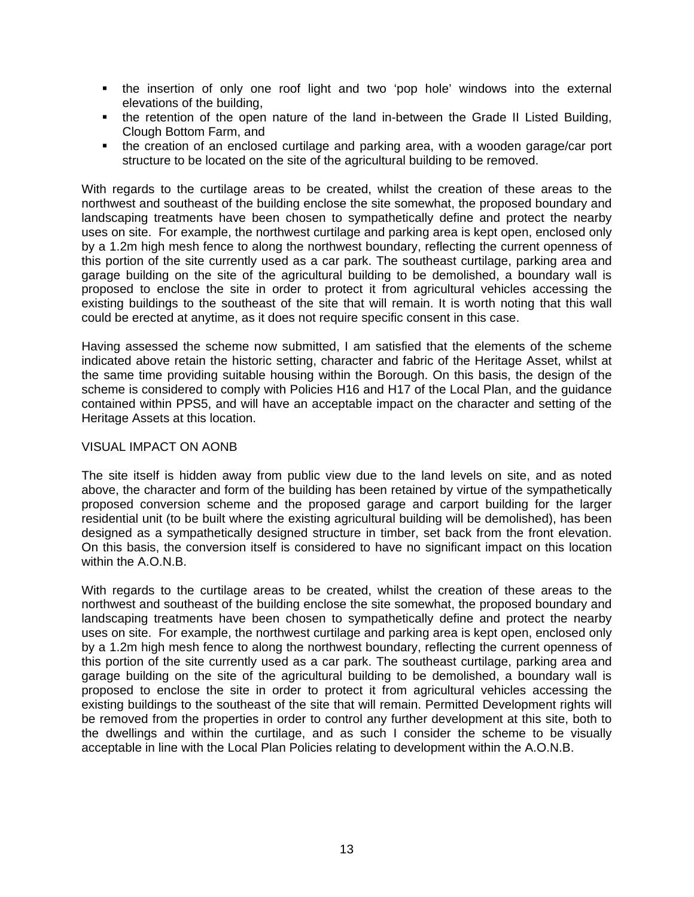- the insertion of only one roof light and two 'pop hole' windows into the external elevations of the building,
- the retention of the open nature of the land in-between the Grade II Listed Building, Clough Bottom Farm, and
- the creation of an enclosed curtilage and parking area, with a wooden garage/car port structure to be located on the site of the agricultural building to be removed.

With regards to the curtilage areas to be created, whilst the creation of these areas to the northwest and southeast of the building enclose the site somewhat, the proposed boundary and landscaping treatments have been chosen to sympathetically define and protect the nearby uses on site. For example, the northwest curtilage and parking area is kept open, enclosed only by a 1.2m high mesh fence to along the northwest boundary, reflecting the current openness of this portion of the site currently used as a car park. The southeast curtilage, parking area and garage building on the site of the agricultural building to be demolished, a boundary wall is proposed to enclose the site in order to protect it from agricultural vehicles accessing the existing buildings to the southeast of the site that will remain. It is worth noting that this wall could be erected at anytime, as it does not require specific consent in this case.

Having assessed the scheme now submitted, I am satisfied that the elements of the scheme indicated above retain the historic setting, character and fabric of the Heritage Asset, whilst at the same time providing suitable housing within the Borough. On this basis, the design of the scheme is considered to comply with Policies H16 and H17 of the Local Plan, and the guidance contained within PPS5, and will have an acceptable impact on the character and setting of the Heritage Assets at this location.

VISUAL IMPACT ON AONB

The site itself is hidden away from public view due to the land levels on site, and as noted above, the character and form of the building has been retained by virtue of the sympathetically proposed conversion scheme and the proposed garage and carport building for the larger residential unit (to be built where the existing agricultural building will be demolished), has been designed as a sympathetically designed structure in timber, set back from the front elevation. On this basis, the conversion itself is considered to have no significant impact on this location within the A.O.N.B.

With regards to the curtilage areas to be created, whilst the creation of these areas to the northwest and southeast of the building enclose the site somewhat, the proposed boundary and landscaping treatments have been chosen to sympathetically define and protect the nearby uses on site. For example, the northwest curtilage and parking area is kept open, enclosed only by a 1.2m high mesh fence to along the northwest boundary, reflecting the current openness of this portion of the site currently used as a car park. The southeast curtilage, parking area and garage building on the site of the agricultural building to be demolished, a boundary wall is proposed to enclose the site in order to protect it from agricultural vehicles accessing the existing buildings to the southeast of the site that will remain. Permitted Development rights will be removed from the properties in order to control any further development at this site, both to the dwellings and within the curtilage, and as such I consider the scheme to be visually acceptable in line with the Local Plan Policies relating to development within the A.O.N.B.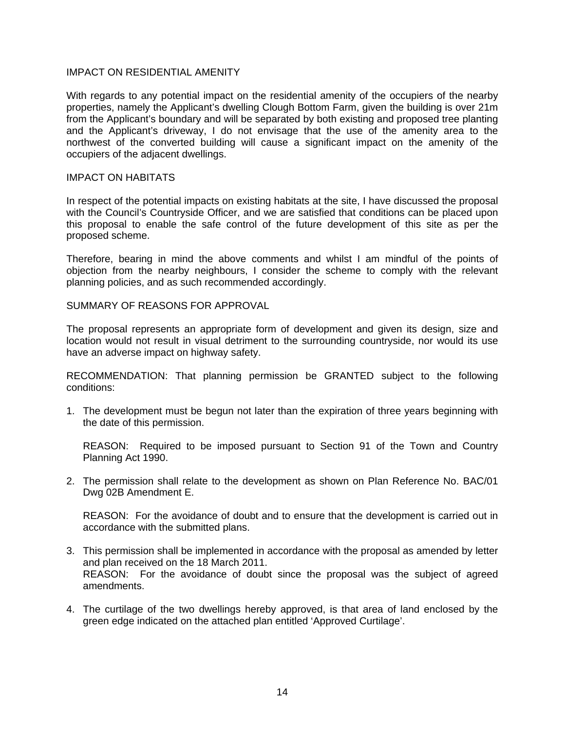## IMPACT ON RESIDENTIAL AMENITY

With regards to any potential impact on the residential amenity of the occupiers of the nearby properties, namely the Applicant's dwelling Clough Bottom Farm, given the building is over 21m from the Applicant's boundary and will be separated by both existing and proposed tree planting and the Applicant's driveway, I do not envisage that the use of the amenity area to the northwest of the converted building will cause a significant impact on the amenity of the occupiers of the adjacent dwellings.

## IMPACT ON HABITATS

In respect of the potential impacts on existing habitats at the site, I have discussed the proposal with the Council's Countryside Officer, and we are satisfied that conditions can be placed upon this proposal to enable the safe control of the future development of this site as per the proposed scheme.

Therefore, bearing in mind the above comments and whilst I am mindful of the points of objection from the nearby neighbours, I consider the scheme to comply with the relevant planning policies, and as such recommended accordingly.

## SUMMARY OF REASONS FOR APPROVAL

The proposal represents an appropriate form of development and given its design, size and location would not result in visual detriment to the surrounding countryside, nor would its use have an adverse impact on highway safety.

RECOMMENDATION: That planning permission be GRANTED subject to the following conditions:

1. The development must be begun not later than the expiration of three years beginning with the date of this permission.

   REASON: Required to be imposed pursuant to Section 91 of the Town and Country Planning Act 1990.

2. The permission shall relate to the development as shown on Plan Reference No. BAC/01 Dwg 02B Amendment E.

   REASON: For the avoidance of doubt and to ensure that the development is carried out in accordance with the submitted plans.

3. This permission shall be implemented in accordance with the proposal as amended by letter and plan received on the 18 March 2011.
   REASON: For the avoidance of doubt since the proposal was the subject of agreed amendments.

4. The curtilage of the two dwellings hereby approved, is that area of land enclosed by the green edge indicated on the attached plan entitled 'Approved Curtilage'.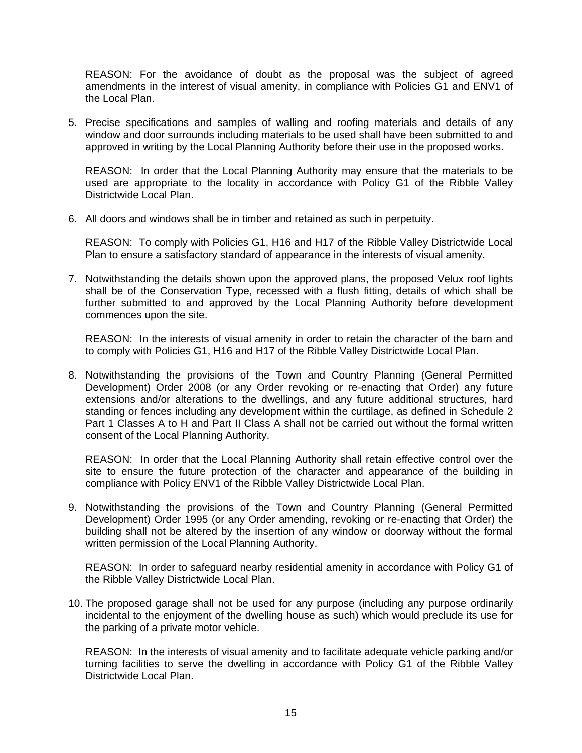REASON: For the avoidance of doubt as the proposal was the subject of agreed amendments in the interest of visual amenity, in compliance with Policies G1 and ENV1 of the Local Plan.

5. Precise specifications and samples of walling and roofing materials and details of any window and door surrounds including materials to be used shall have been submitted to and approved in writing by the Local Planning Authority before their use in the proposed works.

   REASON: In order that the Local Planning Authority may ensure that the materials to be used are appropriate to the locality in accordance with Policy G1 of the Ribble Valley Districtwide Local Plan.

6. All doors and windows shall be in timber and retained as such in perpetuity.

   REASON: To comply with Policies G1, H16 and H17 of the Ribble Valley Districtwide Local Plan to ensure a satisfactory standard of appearance in the interests of visual amenity.

7. Notwithstanding the details shown upon the approved plans, the proposed Velux roof lights shall be of the Conservation Type, recessed with a flush fitting, details of which shall be further submitted to and approved by the Local Planning Authority before development commences upon the site.

   REASON: In the interests of visual amenity in order to retain the character of the barn and to comply with Policies G1, H16 and H17 of the Ribble Valley Districtwide Local Plan.

8. Notwithstanding the provisions of the Town and Country Planning (General Permitted Development) Order 2008 (or any Order revoking or re-enacting that Order) any future extensions and/or alterations to the dwellings, and any future additional structures, hard standing or fences including any development within the curtilage, as defined in Schedule 2 Part 1 Classes A to H and Part II Class A shall not be carried out without the formal written consent of the Local Planning Authority.

   REASON: In order that the Local Planning Authority shall retain effective control over the site to ensure the future protection of the character and appearance of the building in compliance with Policy ENV1 of the Ribble Valley Districtwide Local Plan.

9. Notwithstanding the provisions of the Town and Country Planning (General Permitted Development) Order 1995 (or any Order amending, revoking or re-enacting that Order) the building shall not be altered by the insertion of any window or doorway without the formal written permission of the Local Planning Authority.

   REASON: In order to safeguard nearby residential amenity in accordance with Policy G1 of the Ribble Valley Districtwide Local Plan.

10. The proposed garage shall not be used for any purpose (including any purpose ordinarily incidental to the enjoyment of the dwelling house as such) which would preclude its use for the parking of a private motor vehicle.

    REASON: In the interests of visual amenity and to facilitate adequate vehicle parking and/or turning facilities to serve the dwelling in accordance with Policy G1 of the Ribble Valley Districtwide Local Plan.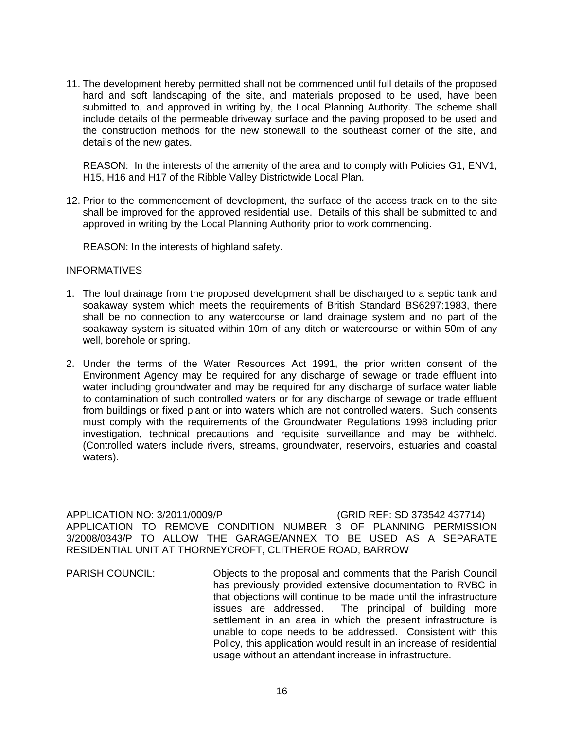11. The development hereby permitted shall not be commenced until full details of the proposed hard and soft landscaping of the site, and materials proposed to be used, have been submitted to, and approved in writing by, the Local Planning Authority. The scheme shall include details of the permeable driveway surface and the paving proposed to be used and the construction methods for the new stonewall to the southeast corner of the site, and details of the new gates.

    REASON: In the interests of the amenity of the area and to comply with Policies G1, ENV1, H15, H16 and H17 of the Ribble Valley Districtwide Local Plan.

12. Prior to the commencement of development, the surface of the access track on to the site shall be improved for the approved residential use. Details of this shall be submitted to and approved in writing by the Local Planning Authority prior to work commencing.

    REASON: In the interests of highland safety.

INFORMATIVES

1. The foul drainage from the proposed development shall be discharged to a septic tank and soakaway system which meets the requirements of British Standard BS6297:1983, there shall be no connection to any watercourse or land drainage system and no part of the soakaway system is situated within 10m of any ditch or watercourse or within 50m of any well, borehole or spring.

2. Under the terms of the Water Resources Act 1991, the prior written consent of the Environment Agency may be required for any discharge of sewage or trade effluent into water including groundwater and may be required for any discharge of surface water liable to contamination of such controlled waters or for any discharge of sewage or trade effluent from buildings or fixed plant or into waters which are not controlled waters. Such consents must comply with the requirements of the Groundwater Regulations 1998 including prior investigation, technical precautions and requisite surveillance and may be withheld. (Controlled waters include rivers, streams, groundwater, reservoirs, estuaries and coastal waters).

APPLICATION NO: 3/2011/0009/P (GRID REF: SD 373542 437714)
APPLICATION TO REMOVE CONDITION NUMBER 3 OF PLANNING PERMISSION 3/2008/0343/P TO ALLOW THE GARAGE/ANNEX TO BE USED AS A SEPARATE RESIDENTIAL UNIT AT THORNEYCROFT, CLITHEROE ROAD, BARROW

PARISH COUNCIL: Objects to the proposal and comments that the Parish Council has previously provided extensive documentation to RVBC in that objections will continue to be made until the infrastructure issues are addressed. The principal of building more settlement in an area in which the present infrastructure is unable to cope needs to be addressed. Consistent with this Policy, this application would result in an increase of residential usage without an attendant increase in infrastructure.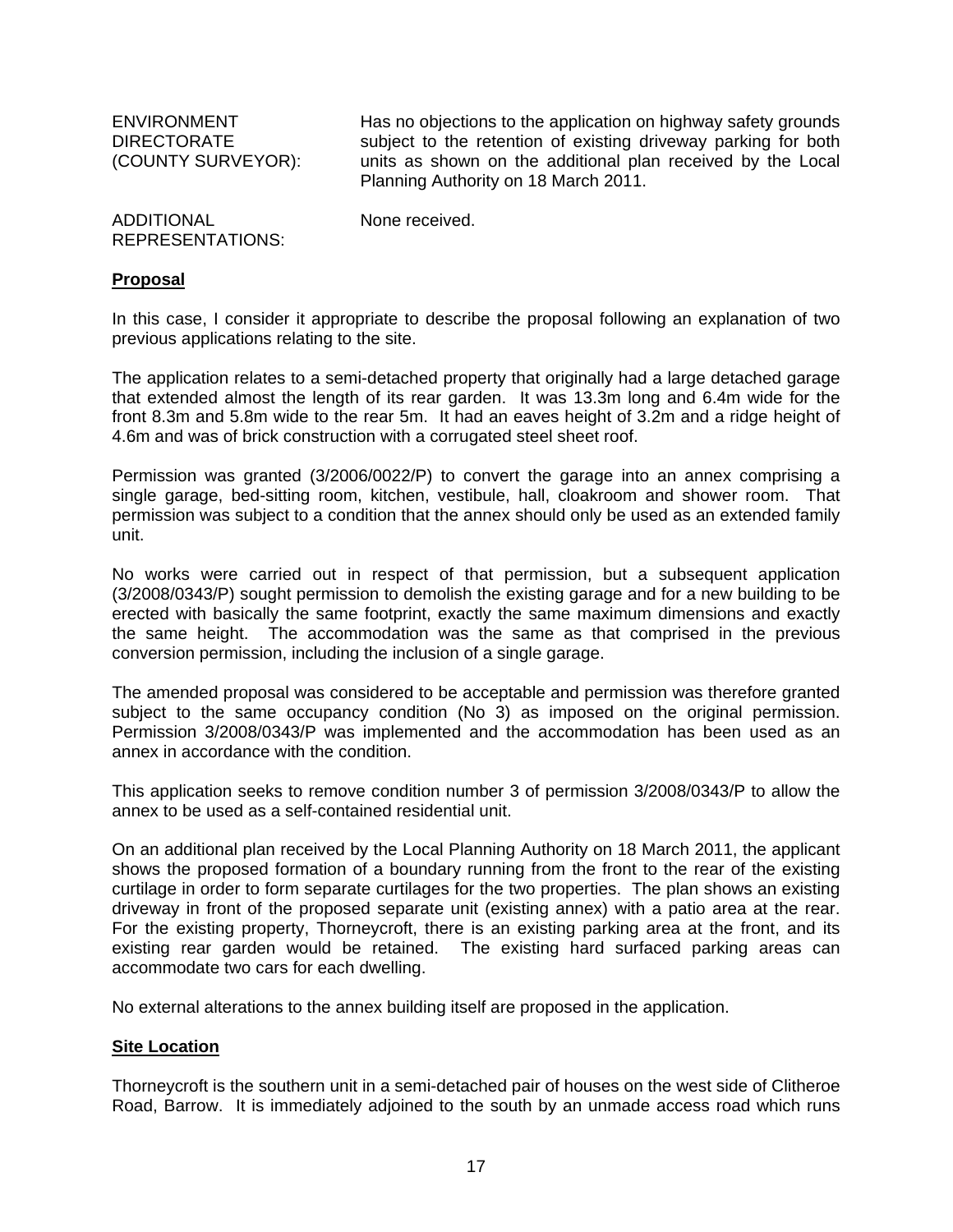| | |
|---|---|
| ENVIRONMENT DIRECTORATE (COUNTY SURVEYOR): | Has no objections to the application on highway safety grounds subject to the retention of existing driveway parking for both units as shown on the additional plan received by the Local Planning Authority on 18 March 2011. |
| ADDITIONAL REPRESENTATIONS: | None received. |

**Proposal**

In this case, I consider it appropriate to describe the proposal following an explanation of two previous applications relating to the site.

The application relates to a semi-detached property that originally had a large detached garage that extended almost the length of its rear garden. It was 13.3m long and 6.4m wide for the front 8.3m and 5.8m wide to the rear 5m. It had an eaves height of 3.2m and a ridge height of 4.6m and was of brick construction with a corrugated steel sheet roof.

Permission was granted (3/2006/0022/P) to convert the garage into an annex comprising a single garage, bed-sitting room, kitchen, vestibule, hall, cloakroom and shower room. That permission was subject to a condition that the annex should only be used as an extended family unit.

No works were carried out in respect of that permission, but a subsequent application (3/2008/0343/P) sought permission to demolish the existing garage and for a new building to be erected with basically the same footprint, exactly the same maximum dimensions and exactly the same height. The accommodation was the same as that comprised in the previous conversion permission, including the inclusion of a single garage.

The amended proposal was considered to be acceptable and permission was therefore granted subject to the same occupancy condition (No 3) as imposed on the original permission. Permission 3/2008/0343/P was implemented and the accommodation has been used as an annex in accordance with the condition.

This application seeks to remove condition number 3 of permission 3/2008/0343/P to allow the annex to be used as a self-contained residential unit.

On an additional plan received by the Local Planning Authority on 18 March 2011, the applicant shows the proposed formation of a boundary running from the front to the rear of the existing curtilage in order to form separate curtilages for the two properties. The plan shows an existing driveway in front of the proposed separate unit (existing annex) with a patio area at the rear. For the existing property, Thorneycroft, there is an existing parking area at the front, and its existing rear garden would be retained. The existing hard surfaced parking areas can accommodate two cars for each dwelling.

No external alterations to the annex building itself are proposed in the application.

**Site Location**

Thorneycroft is the southern unit in a semi-detached pair of houses on the west side of Clitheroe Road, Barrow. It is immediately adjoined to the south by an unmade access road which runs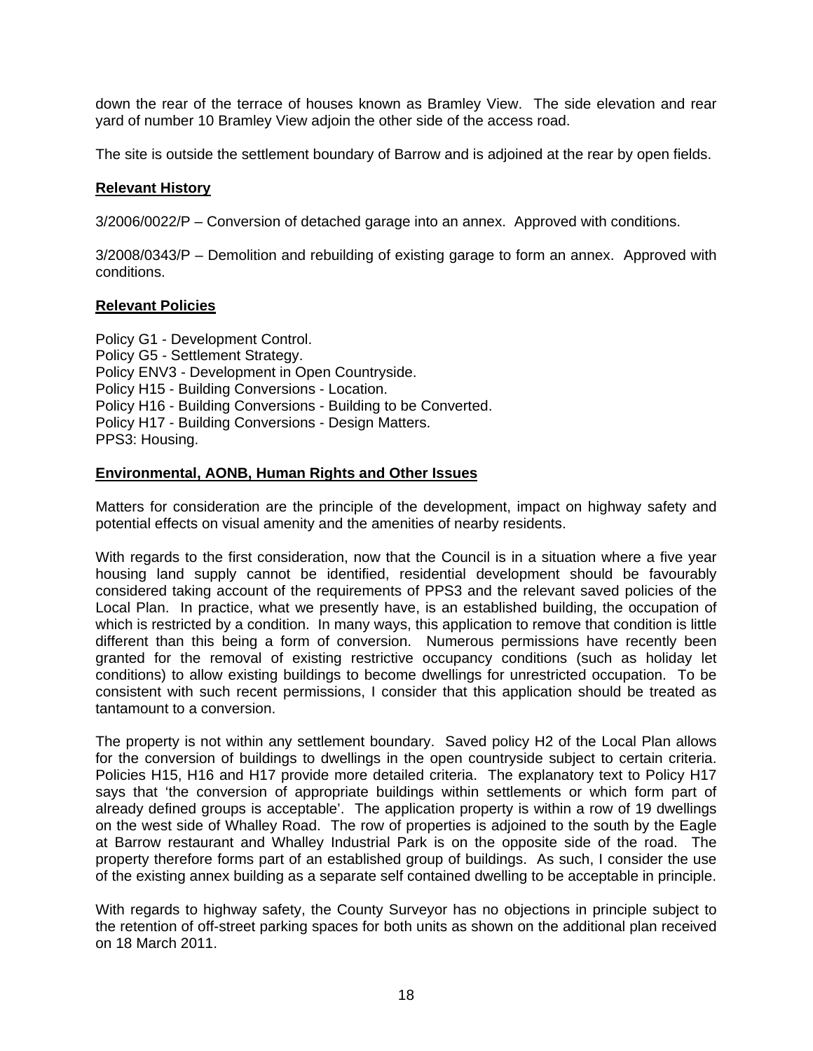down the rear of the terrace of houses known as Bramley View. The side elevation and rear yard of number 10 Bramley View adjoin the other side of the access road.

The site is outside the settlement boundary of Barrow and is adjoined at the rear by open fields.

**Relevant History**

3/2006/0022/P – Conversion of detached garage into an annex. Approved with conditions.

3/2008/0343/P – Demolition and rebuilding of existing garage to form an annex. Approved with conditions.

**Relevant Policies**

Policy G1 - Development Control.
Policy G5 - Settlement Strategy.
Policy ENV3 - Development in Open Countryside.
Policy H15 - Building Conversions - Location.
Policy H16 - Building Conversions - Building to be Converted.
Policy H17 - Building Conversions - Design Matters.
PPS3: Housing.

**Environmental, AONB, Human Rights and Other Issues**

Matters for consideration are the principle of the development, impact on highway safety and potential effects on visual amenity and the amenities of nearby residents.

With regards to the first consideration, now that the Council is in a situation where a five year housing land supply cannot be identified, residential development should be favourably considered taking account of the requirements of PPS3 and the relevant saved policies of the Local Plan. In practice, what we presently have, is an established building, the occupation of which is restricted by a condition. In many ways, this application to remove that condition is little different than this being a form of conversion. Numerous permissions have recently been granted for the removal of existing restrictive occupancy conditions (such as holiday let conditions) to allow existing buildings to become dwellings for unrestricted occupation. To be consistent with such recent permissions, I consider that this application should be treated as tantamount to a conversion.

The property is not within any settlement boundary. Saved policy H2 of the Local Plan allows for the conversion of buildings to dwellings in the open countryside subject to certain criteria. Policies H15, H16 and H17 provide more detailed criteria. The explanatory text to Policy H17 says that 'the conversion of appropriate buildings within settlements or which form part of already defined groups is acceptable'. The application property is within a row of 19 dwellings on the west side of Whalley Road. The row of properties is adjoined to the south by the Eagle at Barrow restaurant and Whalley Industrial Park is on the opposite side of the road. The property therefore forms part of an established group of buildings. As such, I consider the use of the existing annex building as a separate self contained dwelling to be acceptable in principle.

With regards to highway safety, the County Surveyor has no objections in principle subject to the retention of off-street parking spaces for both units as shown on the additional plan received on 18 March 2011.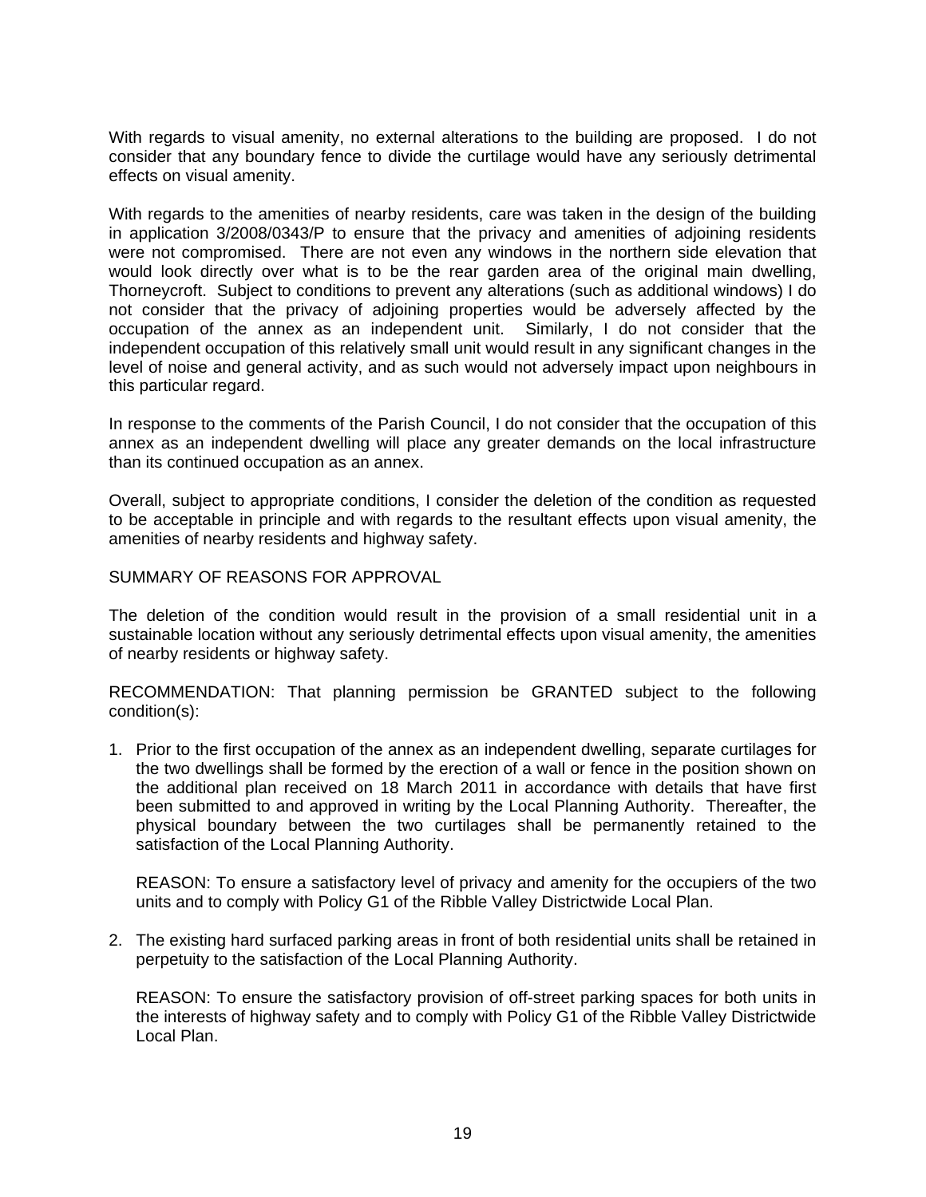With regards to visual amenity, no external alterations to the building are proposed. I do not consider that any boundary fence to divide the curtilage would have any seriously detrimental effects on visual amenity.

With regards to the amenities of nearby residents, care was taken in the design of the building in application 3/2008/0343/P to ensure that the privacy and amenities of adjoining residents were not compromised. There are not even any windows in the northern side elevation that would look directly over what is to be the rear garden area of the original main dwelling, Thorneycroft. Subject to conditions to prevent any alterations (such as additional windows) I do not consider that the privacy of adjoining properties would be adversely affected by the occupation of the annex as an independent unit. Similarly, I do not consider that the independent occupation of this relatively small unit would result in any significant changes in the level of noise and general activity, and as such would not adversely impact upon neighbours in this particular regard.

In response to the comments of the Parish Council, I do not consider that the occupation of this annex as an independent dwelling will place any greater demands on the local infrastructure than its continued occupation as an annex.

Overall, subject to appropriate conditions, I consider the deletion of the condition as requested to be acceptable in principle and with regards to the resultant effects upon visual amenity, the amenities of nearby residents and highway safety.

SUMMARY OF REASONS FOR APPROVAL

The deletion of the condition would result in the provision of a small residential unit in a sustainable location without any seriously detrimental effects upon visual amenity, the amenities of nearby residents or highway safety.

RECOMMENDATION: That planning permission be GRANTED subject to the following condition(s):

1. Prior to the first occupation of the annex as an independent dwelling, separate curtilages for the two dwellings shall be formed by the erection of a wall or fence in the position shown on the additional plan received on 18 March 2011 in accordance with details that have first been submitted to and approved in writing by the Local Planning Authority. Thereafter, the physical boundary between the two curtilages shall be permanently retained to the satisfaction of the Local Planning Authority.

   REASON: To ensure a satisfactory level of privacy and amenity for the occupiers of the two units and to comply with Policy G1 of the Ribble Valley Districtwide Local Plan.

2. The existing hard surfaced parking areas in front of both residential units shall be retained in perpetuity to the satisfaction of the Local Planning Authority.

   REASON: To ensure the satisfactory provision of off-street parking spaces for both units in the interests of highway safety and to comply with Policy G1 of the Ribble Valley Districtwide Local Plan.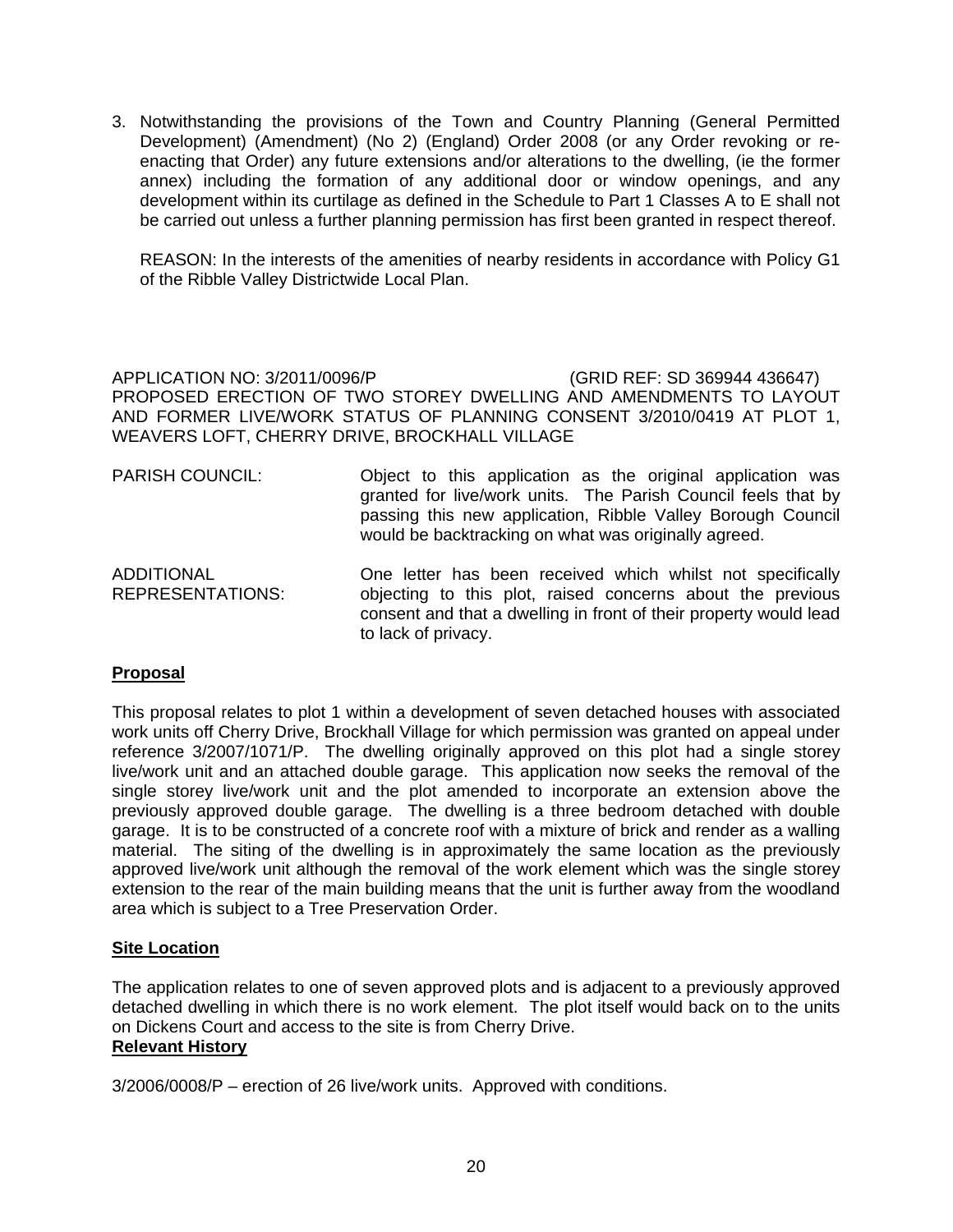3. Notwithstanding the provisions of the Town and Country Planning (General Permitted Development) (Amendment) (No 2) (England) Order 2008 (or any Order revoking or re-enacting that Order) any future extensions and/or alterations to the dwelling, (ie the former annex) including the formation of any additional door or window openings, and any development within its curtilage as defined in the Schedule to Part 1 Classes A to E shall not be carried out unless a further planning permission has first been granted in respect thereof.

   REASON: In the interests of the amenities of nearby residents in accordance with Policy G1 of the Ribble Valley Districtwide Local Plan.

APPLICATION NO: 3/2011/0096/P (GRID REF: SD 369944 436647)
PROPOSED ERECTION OF TWO STOREY DWELLING AND AMENDMENTS TO LAYOUT AND FORMER LIVE/WORK STATUS OF PLANNING CONSENT 3/2010/0419 AT PLOT 1, WEAVERS LOFT, CHERRY DRIVE, BROCKHALL VILLAGE

| | |
|---|---|
| PARISH COUNCIL: | Object to this application as the original application was granted for live/work units. The Parish Council feels that by passing this new application, Ribble Valley Borough Council would be backtracking on what was originally agreed. |
| ADDITIONAL REPRESENTATIONS: | One letter has been received which whilst not specifically objecting to this plot, raised concerns about the previous consent and that a dwelling in front of their property would lead to lack of privacy. |

**Proposal**

This proposal relates to plot 1 within a development of seven detached houses with associated work units off Cherry Drive, Brockhall Village for which permission was granted on appeal under reference 3/2007/1071/P. The dwelling originally approved on this plot had a single storey live/work unit and an attached double garage. This application now seeks the removal of the single storey live/work unit and the plot amended to incorporate an extension above the previously approved double garage. The dwelling is a three bedroom detached with double garage. It is to be constructed of a concrete roof with a mixture of brick and render as a walling material. The siting of the dwelling is in approximately the same location as the previously approved live/work unit although the removal of the work element which was the single storey extension to the rear of the main building means that the unit is further away from the woodland area which is subject to a Tree Preservation Order.

**Site Location**

The application relates to one of seven approved plots and is adjacent to a previously approved detached dwelling in which there is no work element. The plot itself would back on to the units on Dickens Court and access to the site is from Cherry Drive.

**Relevant History**

3/2006/0008/P – erection of 26 live/work units. Approved with conditions.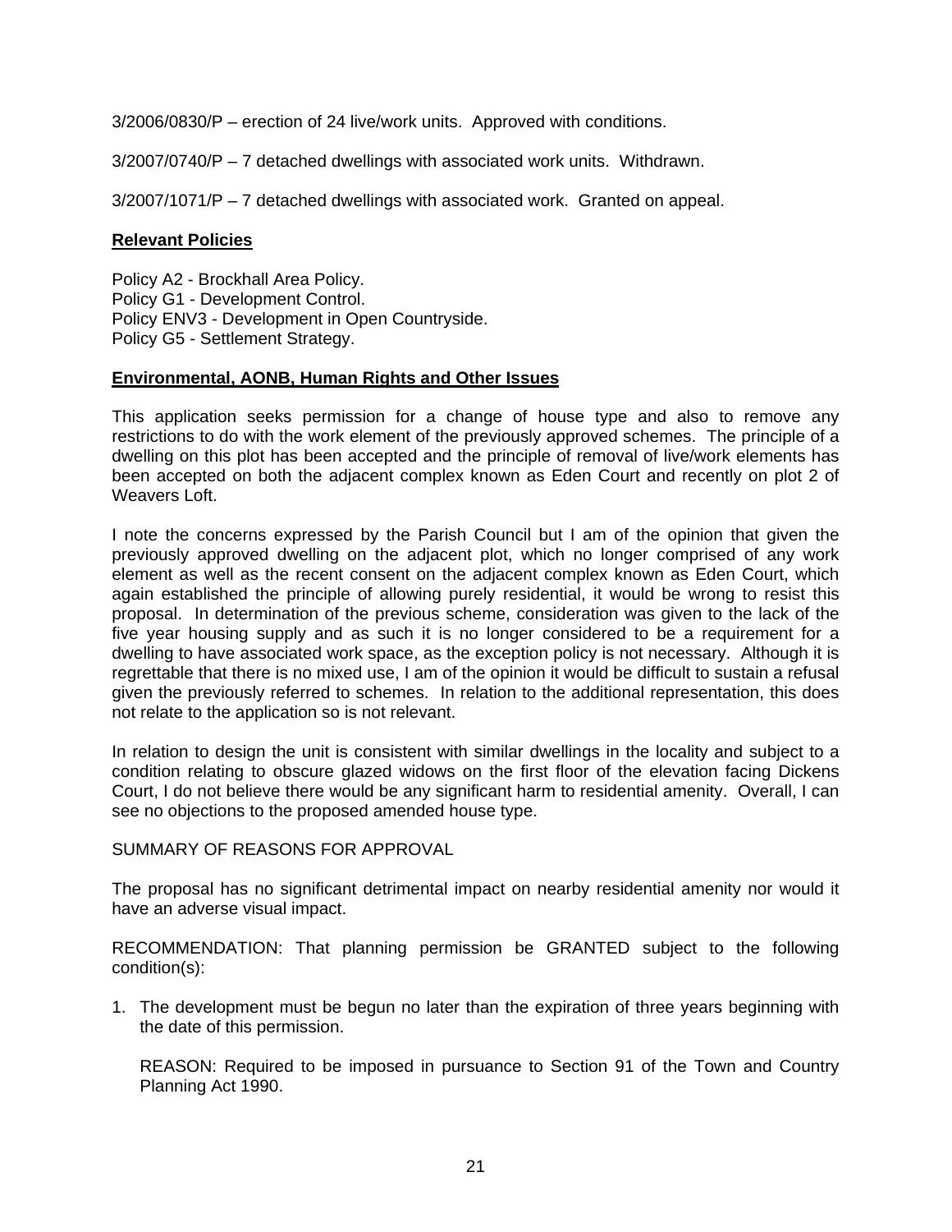3/2006/0830/P – erection of 24 live/work units. Approved with conditions.

3/2007/0740/P – 7 detached dwellings with associated work units. Withdrawn.

3/2007/1071/P – 7 detached dwellings with associated work. Granted on appeal.

**Relevant Policies**

Policy A2 - Brockhall Area Policy.
Policy G1 - Development Control.
Policy ENV3 - Development in Open Countryside.
Policy G5 - Settlement Strategy.

**Environmental, AONB, Human Rights and Other Issues**

This application seeks permission for a change of house type and also to remove any restrictions to do with the work element of the previously approved schemes. The principle of a dwelling on this plot has been accepted and the principle of removal of live/work elements has been accepted on both the adjacent complex known as Eden Court and recently on plot 2 of Weavers Loft.

I note the concerns expressed by the Parish Council but I am of the opinion that given the previously approved dwelling on the adjacent plot, which no longer comprised of any work element as well as the recent consent on the adjacent complex known as Eden Court, which again established the principle of allowing purely residential, it would be wrong to resist this proposal. In determination of the previous scheme, consideration was given to the lack of the five year housing supply and as such it is no longer considered to be a requirement for a dwelling to have associated work space, as the exception policy is not necessary. Although it is regrettable that there is no mixed use, I am of the opinion it would be difficult to sustain a refusal given the previously referred to schemes. In relation to the additional representation, this does not relate to the application so is not relevant.

In relation to design the unit is consistent with similar dwellings in the locality and subject to a condition relating to obscure glazed widows on the first floor of the elevation facing Dickens Court, I do not believe there would be any significant harm to residential amenity. Overall, I can see no objections to the proposed amended house type.

SUMMARY OF REASONS FOR APPROVAL

The proposal has no significant detrimental impact on nearby residential amenity nor would it have an adverse visual impact.

RECOMMENDATION: That planning permission be GRANTED subject to the following condition(s):

1. The development must be begun no later than the expiration of three years beginning with the date of this permission.

   REASON: Required to be imposed in pursuance to Section 91 of the Town and Country Planning Act 1990.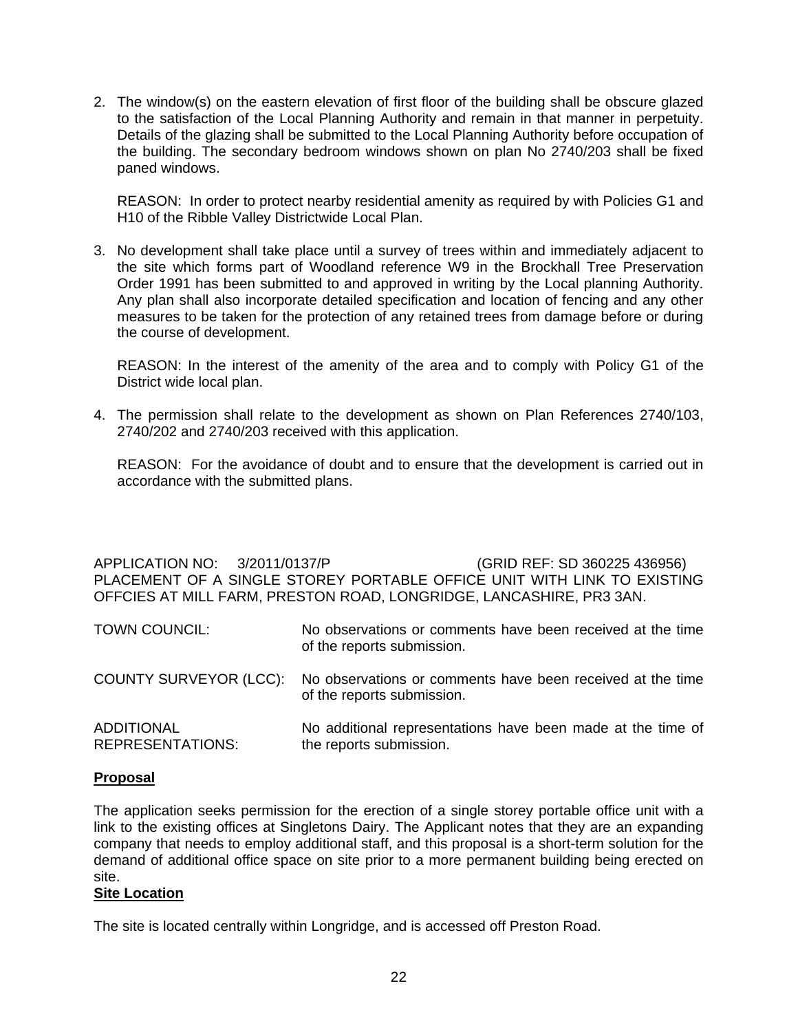2. The window(s) on the eastern elevation of first floor of the building shall be obscure glazed to the satisfaction of the Local Planning Authority and remain in that manner in perpetuity. Details of the glazing shall be submitted to the Local Planning Authority before occupation of the building. The secondary bedroom windows shown on plan No 2740/203 shall be fixed paned windows.

   REASON: In order to protect nearby residential amenity as required by with Policies G1 and H10 of the Ribble Valley Districtwide Local Plan.

3. No development shall take place until a survey of trees within and immediately adjacent to the site which forms part of Woodland reference W9 in the Brockhall Tree Preservation Order 1991 has been submitted to and approved in writing by the Local planning Authority. Any plan shall also incorporate detailed specification and location of fencing and any other measures to be taken for the protection of any retained trees from damage before or during the course of development.

   REASON: In the interest of the amenity of the area and to comply with Policy G1 of the District wide local plan.

4. The permission shall relate to the development as shown on Plan References 2740/103, 2740/202 and 2740/203 received with this application.

   REASON: For the avoidance of doubt and to ensure that the development is carried out in accordance with the submitted plans.

APPLICATION NO: 3/2011/0137/P (GRID REF: SD 360225 436956)
PLACEMENT OF A SINGLE STOREY PORTABLE OFFICE UNIT WITH LINK TO EXISTING OFFCIES AT MILL FARM, PRESTON ROAD, LONGRIDGE, LANCASHIRE, PR3 3AN.

| | |
|---|---|
| TOWN COUNCIL: | No observations or comments have been received at the time of the reports submission. |
| COUNTY SURVEYOR (LCC): | No observations or comments have been received at the time of the reports submission. |
| ADDITIONAL REPRESENTATIONS: | No additional representations have been made at the time of the reports submission. |

**Proposal**

The application seeks permission for the erection of a single storey portable office unit with a link to the existing offices at Singletons Dairy. The Applicant notes that they are an expanding company that needs to employ additional staff, and this proposal is a short-term solution for the demand of additional office space on site prior to a more permanent building being erected on site.

**Site Location**

The site is located centrally within Longridge, and is accessed off Preston Road.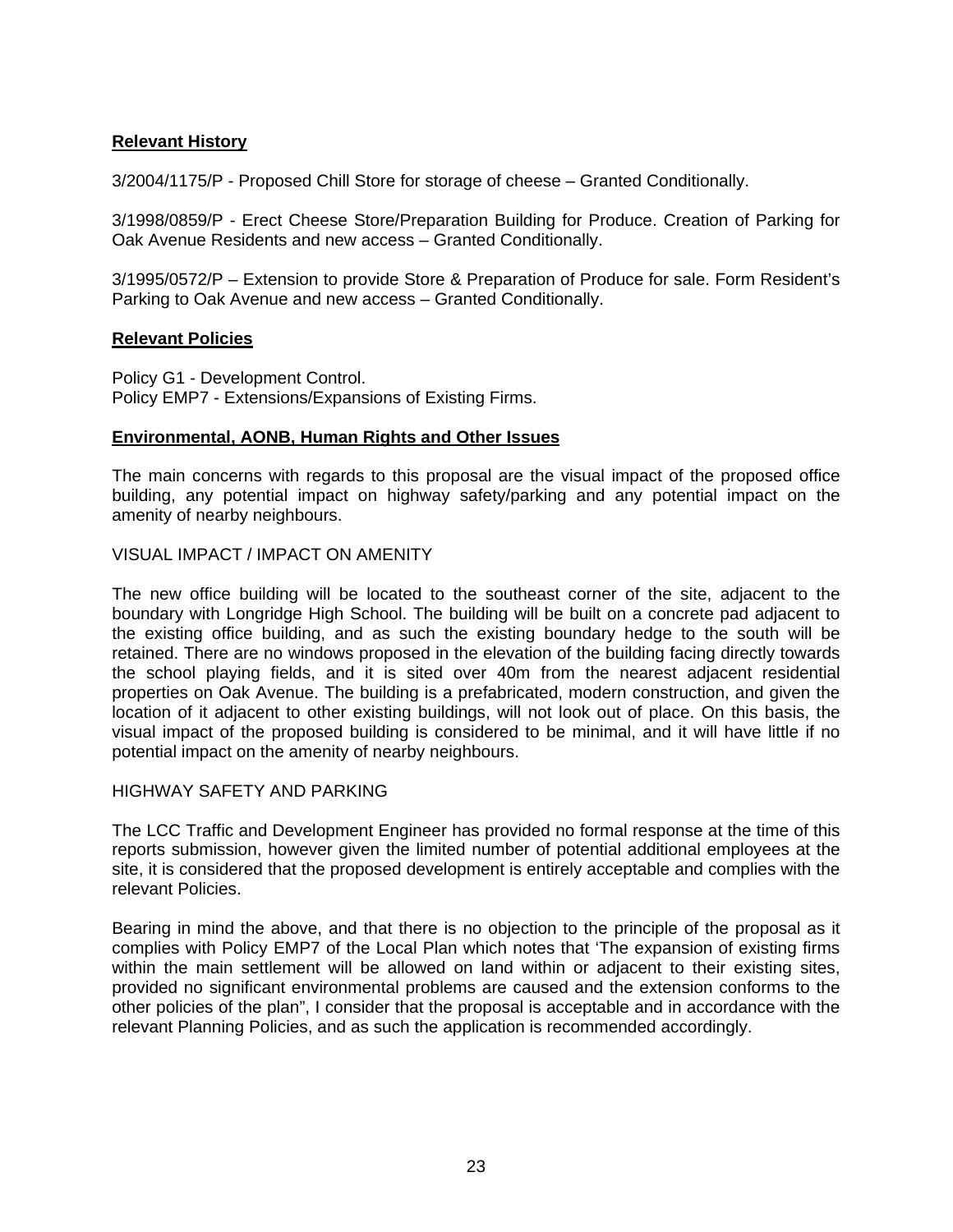**Relevant History**

3/2004/1175/P - Proposed Chill Store for storage of cheese – Granted Conditionally.

3/1998/0859/P - Erect Cheese Store/Preparation Building for Produce. Creation of Parking for Oak Avenue Residents and new access – Granted Conditionally.

3/1995/0572/P – Extension to provide Store & Preparation of Produce for sale. Form Resident's Parking to Oak Avenue and new access – Granted Conditionally.

**Relevant Policies**

Policy G1 - Development Control.
Policy EMP7 - Extensions/Expansions of Existing Firms.

**Environmental, AONB, Human Rights and Other Issues**

The main concerns with regards to this proposal are the visual impact of the proposed office building, any potential impact on highway safety/parking and any potential impact on the amenity of nearby neighbours.

VISUAL IMPACT / IMPACT ON AMENITY

The new office building will be located to the southeast corner of the site, adjacent to the boundary with Longridge High School. The building will be built on a concrete pad adjacent to the existing office building, and as such the existing boundary hedge to the south will be retained. There are no windows proposed in the elevation of the building facing directly towards the school playing fields, and it is sited over 40m from the nearest adjacent residential properties on Oak Avenue. The building is a prefabricated, modern construction, and given the location of it adjacent to other existing buildings, will not look out of place. On this basis, the visual impact of the proposed building is considered to be minimal, and it will have little if no potential impact on the amenity of nearby neighbours.

HIGHWAY SAFETY AND PARKING

The LCC Traffic and Development Engineer has provided no formal response at the time of this reports submission, however given the limited number of potential additional employees at the site, it is considered that the proposed development is entirely acceptable and complies with the relevant Policies.

Bearing in mind the above, and that there is no objection to the principle of the proposal as it complies with Policy EMP7 of the Local Plan which notes that 'The expansion of existing firms within the main settlement will be allowed on land within or adjacent to their existing sites, provided no significant environmental problems are caused and the extension conforms to the other policies of the plan", I consider that the proposal is acceptable and in accordance with the relevant Planning Policies, and as such the application is recommended accordingly.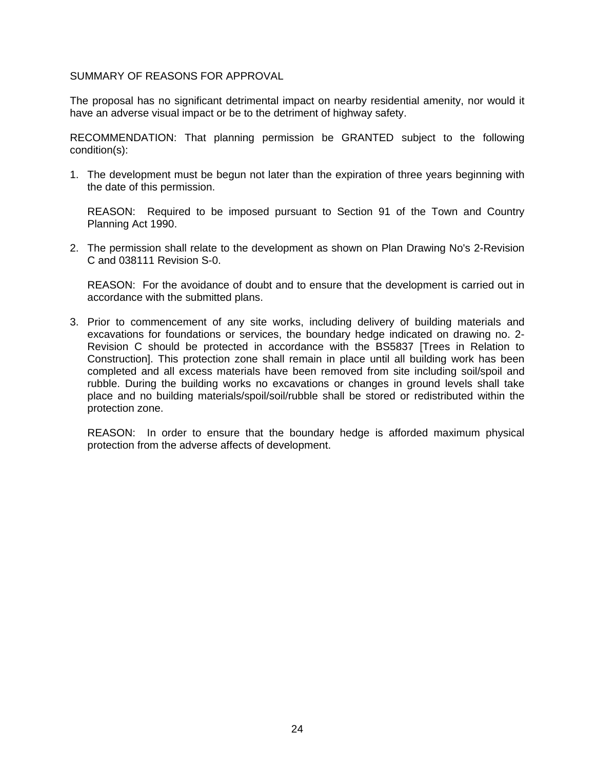SUMMARY OF REASONS FOR APPROVAL

The proposal has no significant detrimental impact on nearby residential amenity, nor would it have an adverse visual impact or be to the detriment of highway safety.

RECOMMENDATION: That planning permission be GRANTED subject to the following condition(s):

1. The development must be begun not later than the expiration of three years beginning with the date of this permission.

   REASON: Required to be imposed pursuant to Section 91 of the Town and Country Planning Act 1990.

2. The permission shall relate to the development as shown on Plan Drawing No's 2-Revision C and 038111 Revision S-0.

   REASON: For the avoidance of doubt and to ensure that the development is carried out in accordance with the submitted plans.

3. Prior to commencement of any site works, including delivery of building materials and excavations for foundations or services, the boundary hedge indicated on drawing no. 2-Revision C should be protected in accordance with the BS5837 [Trees in Relation to Construction]. This protection zone shall remain in place until all building work has been completed and all excess materials have been removed from site including soil/spoil and rubble. During the building works no excavations or changes in ground levels shall take place and no building materials/spoil/soil/rubble shall be stored or redistributed within the protection zone.

   REASON: In order to ensure that the boundary hedge is afforded maximum physical protection from the adverse affects of development.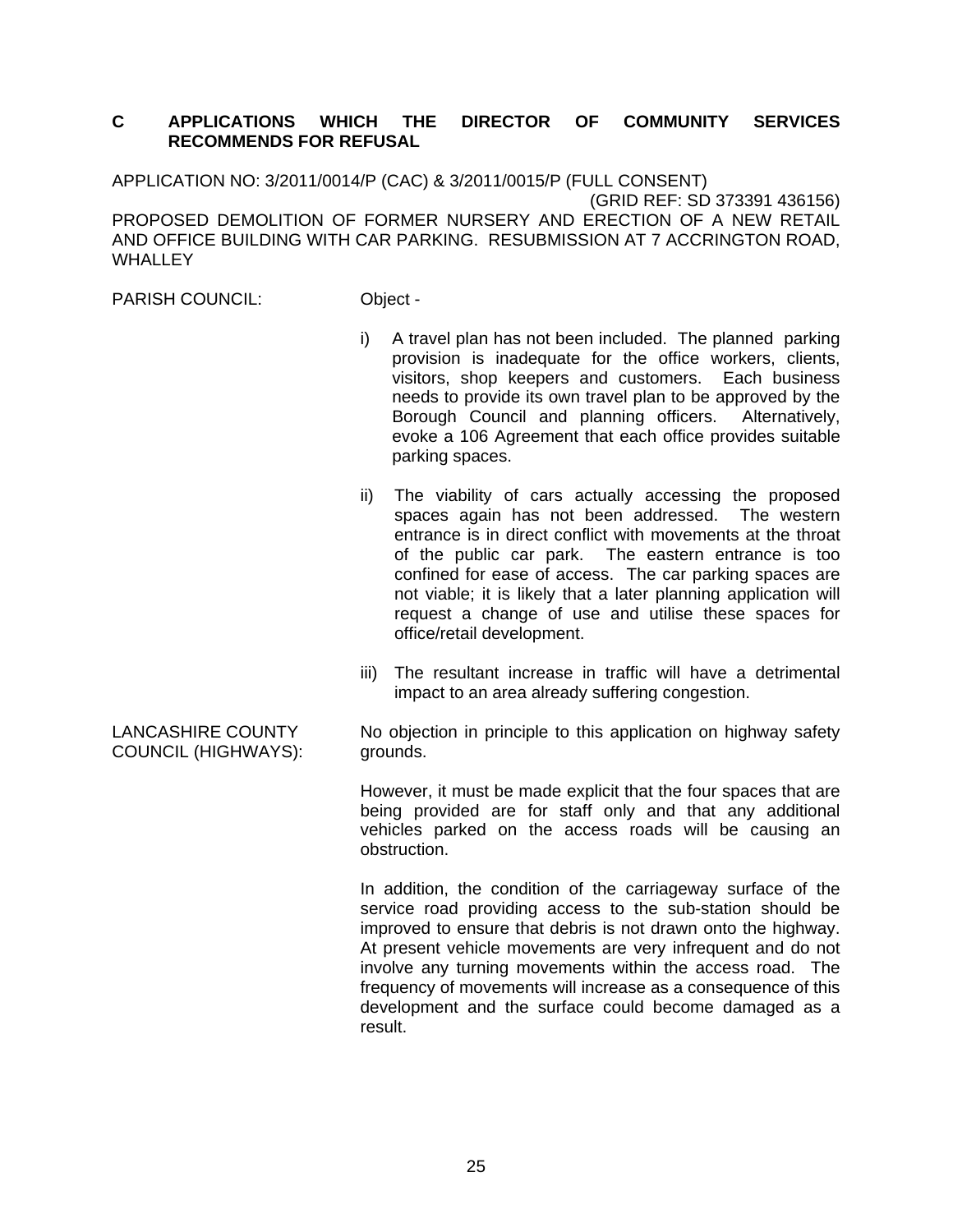## C APPLICATIONS WHICH THE DIRECTOR OF COMMUNITY SERVICES RECOMMENDS FOR REFUSAL

APPLICATION NO: 3/2011/0014/P (CAC) & 3/2011/0015/P (FULL CONSENT)
(GRID REF: SD 373391 436156)
PROPOSED DEMOLITION OF FORMER NURSERY AND ERECTION OF A NEW RETAIL AND OFFICE BUILDING WITH CAR PARKING. RESUBMISSION AT 7 ACCRINGTON ROAD, WHALLEY

PARISH COUNCIL: Object -

i) A travel plan has not been included. The planned parking provision is inadequate for the office workers, clients, visitors, shop keepers and customers. Each business needs to provide its own travel plan to be approved by the Borough Council and planning officers. Alternatively, evoke a 106 Agreement that each office provides suitable parking spaces.

ii) The viability of cars actually accessing the proposed spaces again has not been addressed. The western entrance is in direct conflict with movements at the throat of the public car park. The eastern entrance is too confined for ease of access. The car parking spaces are not viable; it is likely that a later planning application will request a change of use and utilise these spaces for office/retail development.

iii) The resultant increase in traffic will have a detrimental impact to an area already suffering congestion.

LANCASHIRE COUNTY COUNCIL (HIGHWAYS): No objection in principle to this application on highway safety grounds.

However, it must be made explicit that the four spaces that are being provided are for staff only and that any additional vehicles parked on the access roads will be causing an obstruction.

In addition, the condition of the carriageway surface of the service road providing access to the sub-station should be improved to ensure that debris is not drawn onto the highway. At present vehicle movements are very infrequent and do not involve any turning movements within the access road. The frequency of movements will increase as a consequence of this development and the surface could become damaged as a result.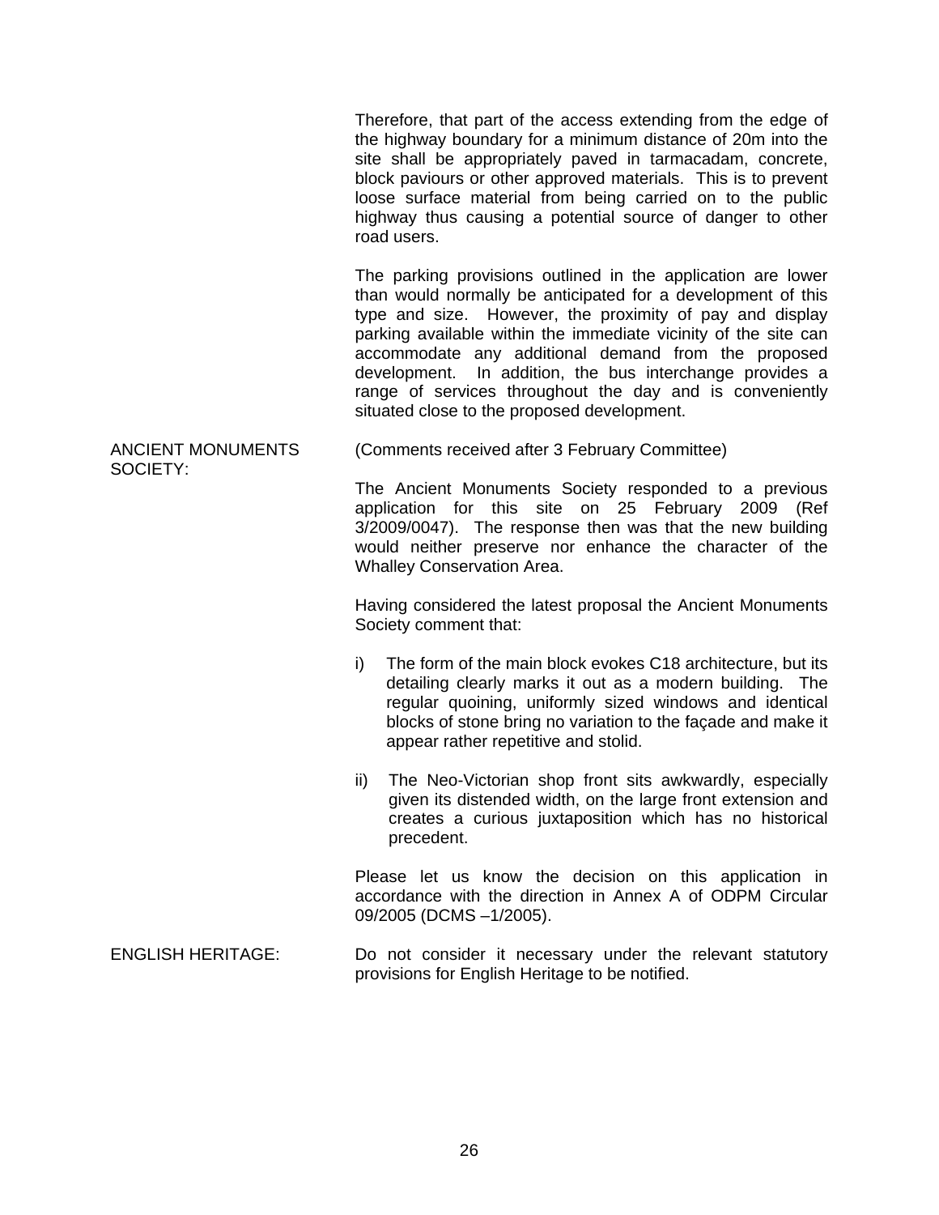Therefore, that part of the access extending from the edge of the highway boundary for a minimum distance of 20m into the site shall be appropriately paved in tarmacadam, concrete, block paviours or other approved materials. This is to prevent loose surface material from being carried on to the public highway thus causing a potential source of danger to other road users.

The parking provisions outlined in the application are lower than would normally be anticipated for a development of this type and size. However, the proximity of pay and display parking available within the immediate vicinity of the site can accommodate any additional demand from the proposed development. In addition, the bus interchange provides a range of services throughout the day and is conveniently situated close to the proposed development.

ANCIENT MONUMENTS SOCIETY:

(Comments received after 3 February Committee)

The Ancient Monuments Society responded to a previous application for this site on 25 February 2009 (Ref 3/2009/0047). The response then was that the new building would neither preserve nor enhance the character of the Whalley Conservation Area.

Having considered the latest proposal the Ancient Monuments Society comment that:

i) The form of the main block evokes C18 architecture, but its detailing clearly marks it out as a modern building. The regular quoining, uniformly sized windows and identical blocks of stone bring no variation to the façade and make it appear rather repetitive and stolid.

ii) The Neo-Victorian shop front sits awkwardly, especially given its distended width, on the large front extension and creates a curious juxtaposition which has no historical precedent.

Please let us know the decision on this application in accordance with the direction in Annex A of ODPM Circular 09/2005 (DCMS –1/2005).

ENGLISH HERITAGE:

Do not consider it necessary under the relevant statutory provisions for English Heritage to be notified.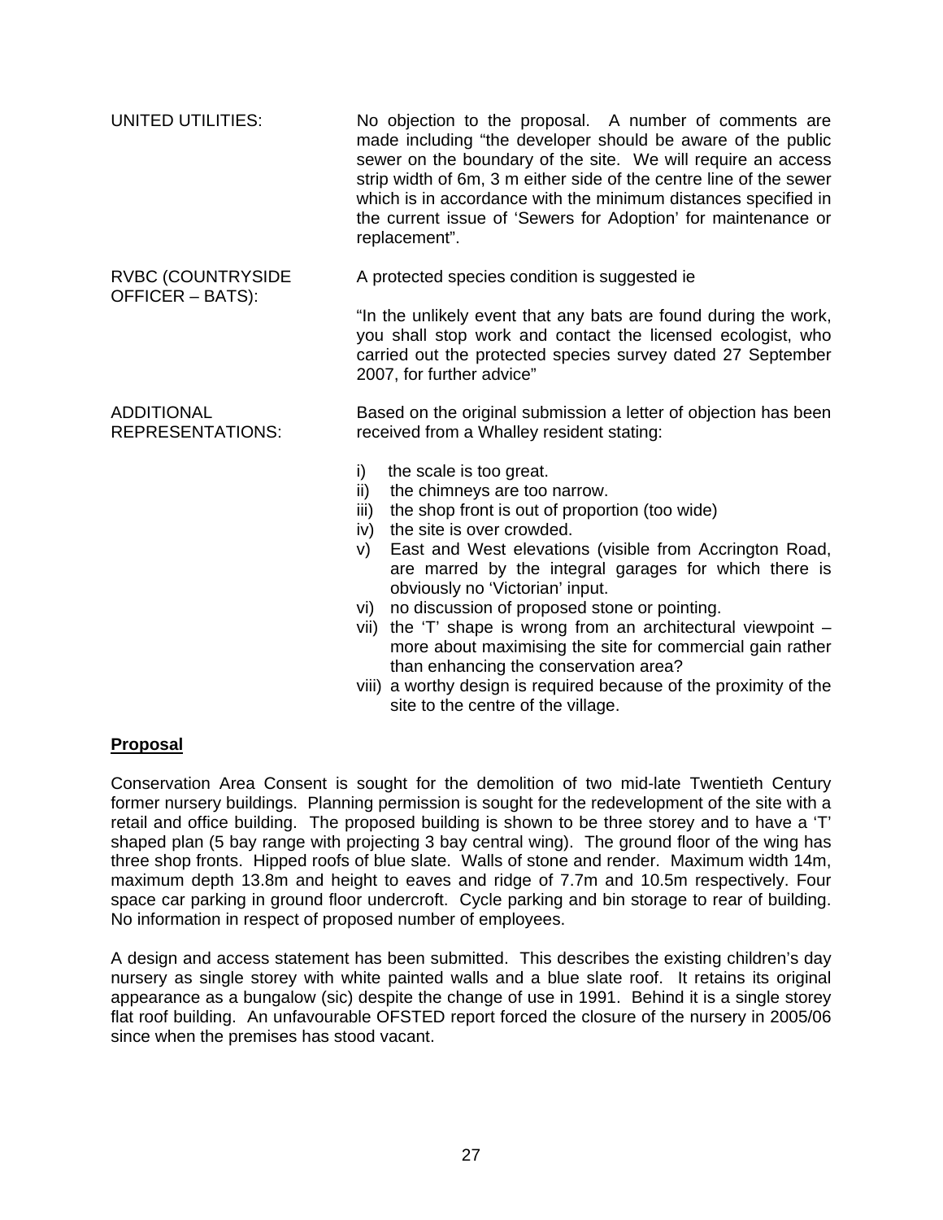UNITED UTILITIES: No objection to the proposal. A number of comments are made including "the developer should be aware of the public sewer on the boundary of the site. We will require an access strip width of 6m, 3 m either side of the centre line of the sewer which is in accordance with the minimum distances specified in the current issue of 'Sewers for Adoption' for maintenance or replacement".

RVBC (COUNTRYSIDE OFFICER – BATS): A protected species condition is suggested ie

"In the unlikely event that any bats are found during the work, you shall stop work and contact the licensed ecologist, who carried out the protected species survey dated 27 September 2007, for further advice"

ADDITIONAL REPRESENTATIONS: Based on the original submission a letter of objection has been received from a Whalley resident stating:

i) the scale is too great.
ii) the chimneys are too narrow.
iii) the shop front is out of proportion (too wide)
iv) the site is over crowded.
v) East and West elevations (visible from Accrington Road, are marred by the integral garages for which there is obviously no 'Victorian' input.
vi) no discussion of proposed stone or pointing.
vii) the 'T' shape is wrong from an architectural viewpoint – more about maximising the site for commercial gain rather than enhancing the conservation area?
viii) a worthy design is required because of the proximity of the site to the centre of the village.

**Proposal**

Conservation Area Consent is sought for the demolition of two mid-late Twentieth Century former nursery buildings. Planning permission is sought for the redevelopment of the site with a retail and office building. The proposed building is shown to be three storey and to have a 'T' shaped plan (5 bay range with projecting 3 bay central wing). The ground floor of the wing has three shop fronts. Hipped roofs of blue slate. Walls of stone and render. Maximum width 14m, maximum depth 13.8m and height to eaves and ridge of 7.7m and 10.5m respectively. Four space car parking in ground floor undercroft. Cycle parking and bin storage to rear of building. No information in respect of proposed number of employees.

A design and access statement has been submitted. This describes the existing children's day nursery as single storey with white painted walls and a blue slate roof. It retains its original appearance as a bungalow (sic) despite the change of use in 1991. Behind it is a single storey flat roof building. An unfavourable OFSTED report forced the closure of the nursery in 2005/06 since when the premises has stood vacant.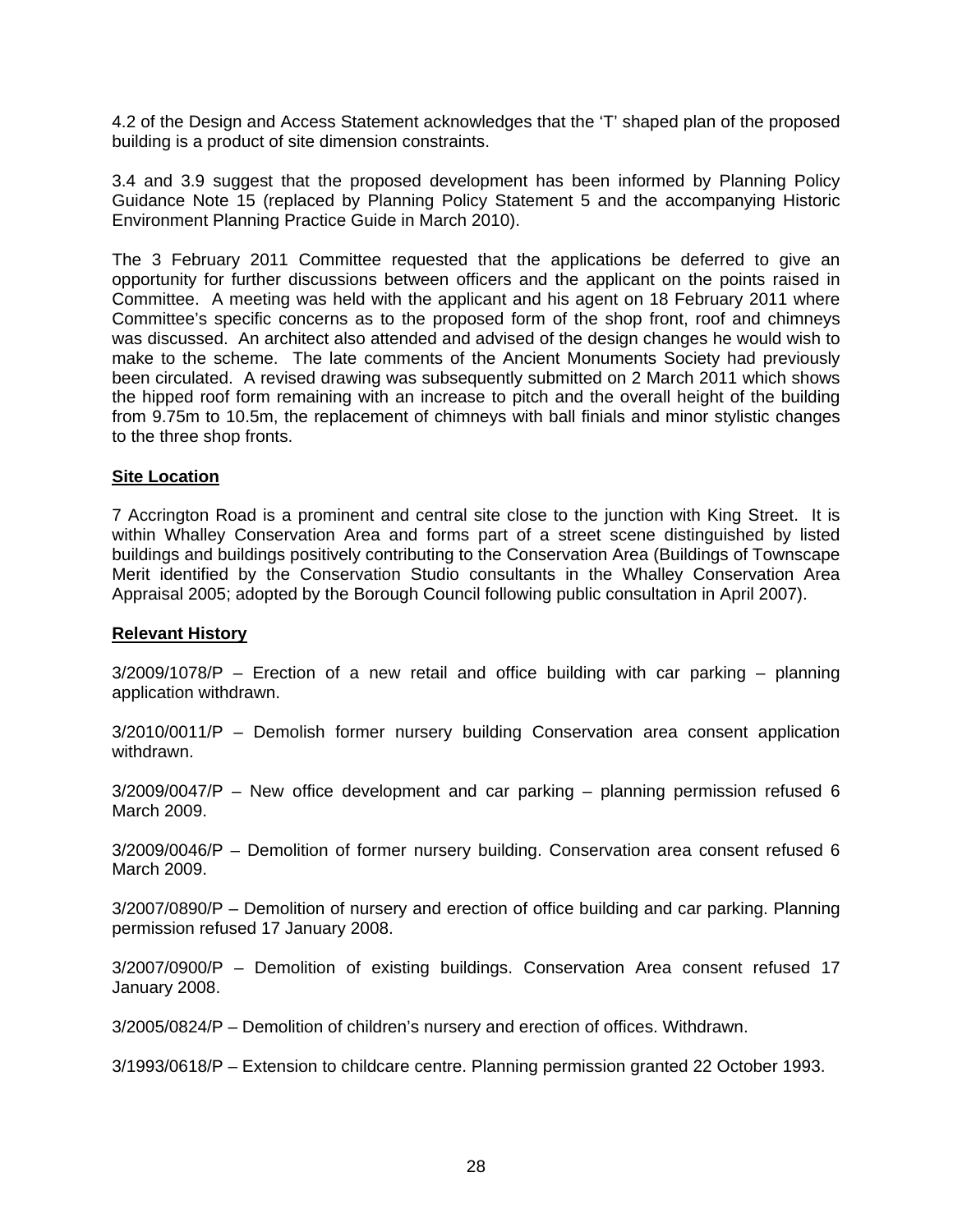4.2 of the Design and Access Statement acknowledges that the 'T' shaped plan of the proposed building is a product of site dimension constraints.

3.4 and 3.9 suggest that the proposed development has been informed by Planning Policy Guidance Note 15 (replaced by Planning Policy Statement 5 and the accompanying Historic Environment Planning Practice Guide in March 2010).

The 3 February 2011 Committee requested that the applications be deferred to give an opportunity for further discussions between officers and the applicant on the points raised in Committee. A meeting was held with the applicant and his agent on 18 February 2011 where Committee's specific concerns as to the proposed form of the shop front, roof and chimneys was discussed. An architect also attended and advised of the design changes he would wish to make to the scheme. The late comments of the Ancient Monuments Society had previously been circulated. A revised drawing was subsequently submitted on 2 March 2011 which shows the hipped roof form remaining with an increase to pitch and the overall height of the building from 9.75m to 10.5m, the replacement of chimneys with ball finials and minor stylistic changes to the three shop fronts.

**Site Location**

7 Accrington Road is a prominent and central site close to the junction with King Street. It is within Whalley Conservation Area and forms part of a street scene distinguished by listed buildings and buildings positively contributing to the Conservation Area (Buildings of Townscape Merit identified by the Conservation Studio consultants in the Whalley Conservation Area Appraisal 2005; adopted by the Borough Council following public consultation in April 2007).

**Relevant History**

3/2009/1078/P – Erection of a new retail and office building with car parking – planning application withdrawn.

3/2010/0011/P – Demolish former nursery building Conservation area consent application withdrawn.

3/2009/0047/P – New office development and car parking – planning permission refused 6 March 2009.

3/2009/0046/P – Demolition of former nursery building. Conservation area consent refused 6 March 2009.

3/2007/0890/P – Demolition of nursery and erection of office building and car parking. Planning permission refused 17 January 2008.

3/2007/0900/P – Demolition of existing buildings. Conservation Area consent refused 17 January 2008.

3/2005/0824/P – Demolition of children's nursery and erection of offices. Withdrawn.

3/1993/0618/P – Extension to childcare centre. Planning permission granted 22 October 1993.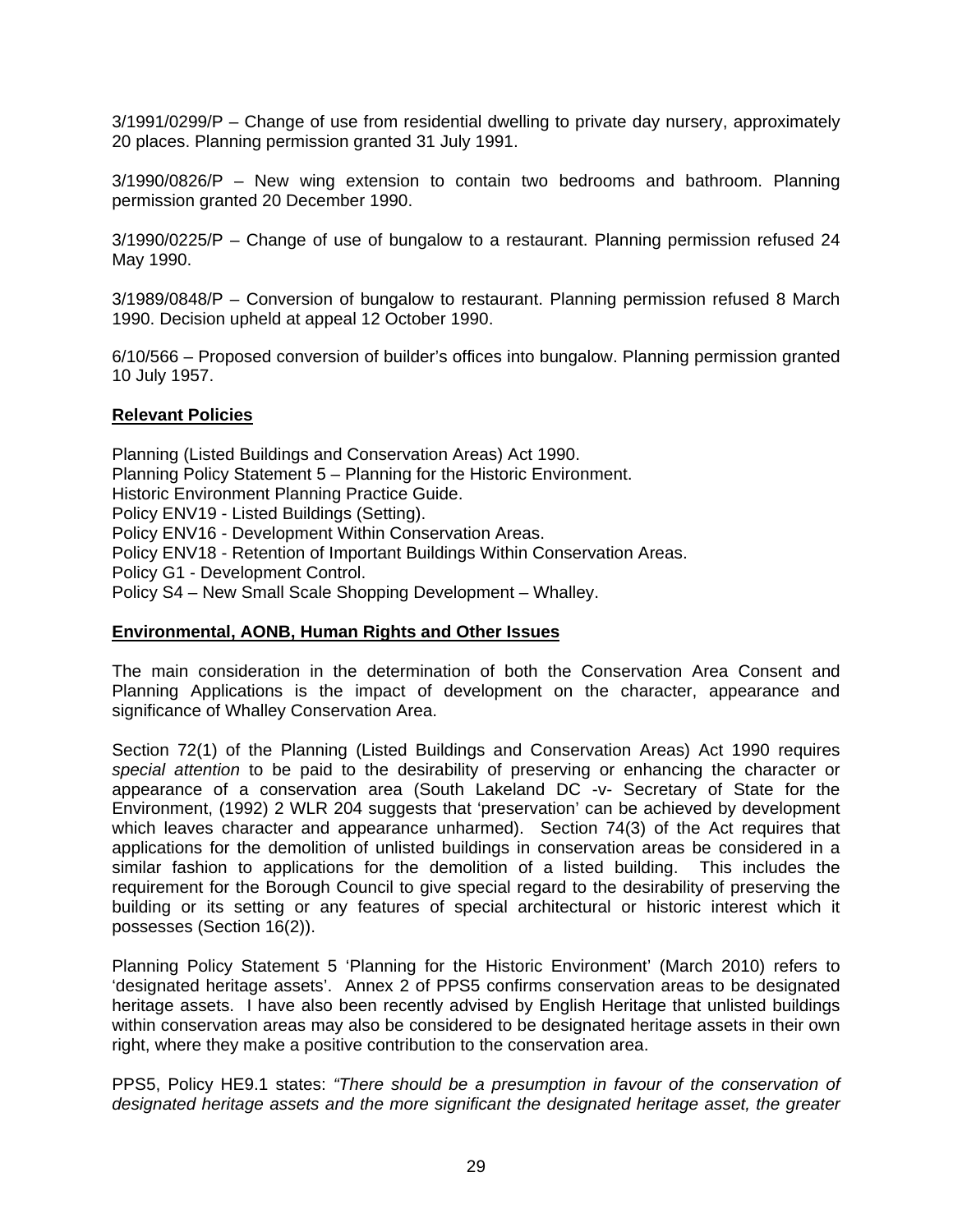3/1991/0299/P – Change of use from residential dwelling to private day nursery, approximately 20 places. Planning permission granted 31 July 1991.

3/1990/0826/P – New wing extension to contain two bedrooms and bathroom. Planning permission granted 20 December 1990.

3/1990/0225/P – Change of use of bungalow to a restaurant. Planning permission refused 24 May 1990.

3/1989/0848/P – Conversion of bungalow to restaurant. Planning permission refused 8 March 1990. Decision upheld at appeal 12 October 1990.

6/10/566 – Proposed conversion of builder's offices into bungalow. Planning permission granted 10 July 1957.

**Relevant Policies**

Planning (Listed Buildings and Conservation Areas) Act 1990.
Planning Policy Statement 5 – Planning for the Historic Environment.
Historic Environment Planning Practice Guide.
Policy ENV19 - Listed Buildings (Setting).
Policy ENV16 - Development Within Conservation Areas.
Policy ENV18 - Retention of Important Buildings Within Conservation Areas.
Policy G1 - Development Control.
Policy S4 – New Small Scale Shopping Development – Whalley.

**Environmental, AONB, Human Rights and Other Issues**

The main consideration in the determination of both the Conservation Area Consent and Planning Applications is the impact of development on the character, appearance and significance of Whalley Conservation Area.

Section 72(1) of the Planning (Listed Buildings and Conservation Areas) Act 1990 requires *special attention* to be paid to the desirability of preserving or enhancing the character or appearance of a conservation area (South Lakeland DC -v- Secretary of State for the Environment, (1992) 2 WLR 204 suggests that 'preservation' can be achieved by development which leaves character and appearance unharmed). Section 74(3) of the Act requires that applications for the demolition of unlisted buildings in conservation areas be considered in a similar fashion to applications for the demolition of a listed building. This includes the requirement for the Borough Council to give special regard to the desirability of preserving the building or its setting or any features of special architectural or historic interest which it possesses (Section 16(2)).

Planning Policy Statement 5 'Planning for the Historic Environment' (March 2010) refers to 'designated heritage assets'. Annex 2 of PPS5 confirms conservation areas to be designated heritage assets. I have also been recently advised by English Heritage that unlisted buildings within conservation areas may also be considered to be designated heritage assets in their own right, where they make a positive contribution to the conservation area.

PPS5, Policy HE9.1 states: *"There should be a presumption in favour of the conservation of designated heritage assets and the more significant the designated heritage asset, the greater*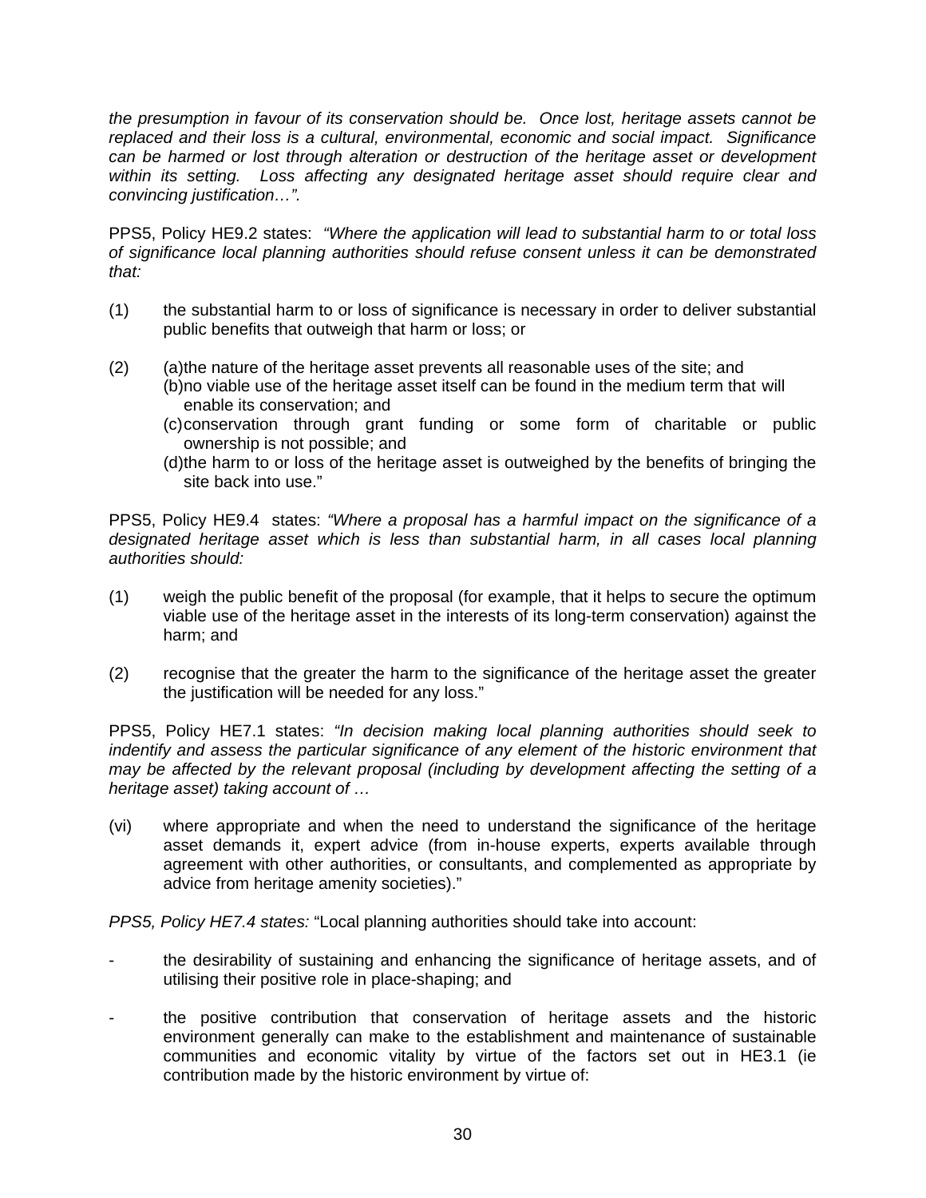*the presumption in favour of its conservation should be. Once lost, heritage assets cannot be replaced and their loss is a cultural, environmental, economic and social impact. Significance can be harmed or lost through alteration or destruction of the heritage asset or development within its setting. Loss affecting any designated heritage asset should require clear and convincing justification…".*

PPS5, Policy HE9.2 states: *"Where the application will lead to substantial harm to or total loss of significance local planning authorities should refuse consent unless it can be demonstrated that:*

(1) the substantial harm to or loss of significance is necessary in order to deliver substantial public benefits that outweigh that harm or loss; or

(2) (a) the nature of the heritage asset prevents all reasonable uses of the site; and
 (b) no viable use of the heritage asset itself can be found in the medium term that will enable its conservation; and
 (c) conservation through grant funding or some form of charitable or public ownership is not possible; and
 (d) the harm to or loss of the heritage asset is outweighed by the benefits of bringing the site back into use."

PPS5, Policy HE9.4 states: *"Where a proposal has a harmful impact on the significance of a designated heritage asset which is less than substantial harm, in all cases local planning authorities should:*

(1) weigh the public benefit of the proposal (for example, that it helps to secure the optimum viable use of the heritage asset in the interests of its long-term conservation) against the harm; and

(2) recognise that the greater the harm to the significance of the heritage asset the greater the justification will be needed for any loss."

PPS5, Policy HE7.1 states: *"In decision making local planning authorities should seek to indentify and assess the particular significance of any element of the historic environment that may be affected by the relevant proposal (including by development affecting the setting of a heritage asset) taking account of …*

(vi) where appropriate and when the need to understand the significance of the heritage asset demands it, expert advice (from in-house experts, experts available through agreement with other authorities, or consultants, and complemented as appropriate by advice from heritage amenity societies)."

*PPS5, Policy HE7.4 states:* "Local planning authorities should take into account:

- the desirability of sustaining and enhancing the significance of heritage assets, and of utilising their positive role in place-shaping; and

- the positive contribution that conservation of heritage assets and the historic environment generally can make to the establishment and maintenance of sustainable communities and economic vitality by virtue of the factors set out in HE3.1 (ie contribution made by the historic environment by virtue of: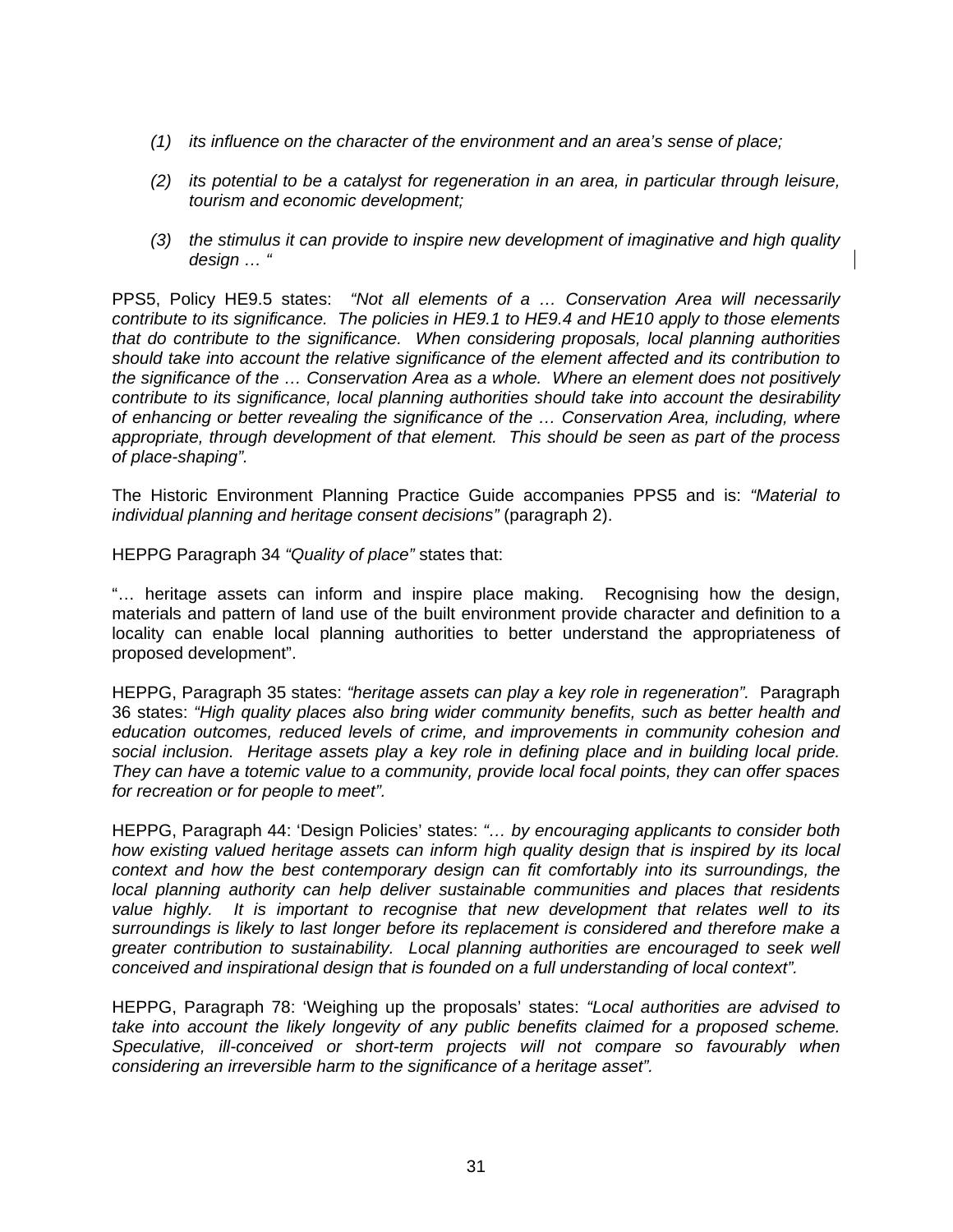*(1) its influence on the character of the environment and an area's sense of place;*

*(2) its potential to be a catalyst for regeneration in an area, in particular through leisure, tourism and economic development;*

*(3) the stimulus it can provide to inspire new development of imaginative and high quality design … "*

PPS5, Policy HE9.5 states: *"Not all elements of a … Conservation Area will necessarily contribute to its significance. The policies in HE9.1 to HE9.4 and HE10 apply to those elements that do contribute to the significance. When considering proposals, local planning authorities should take into account the relative significance of the element affected and its contribution to the significance of the … Conservation Area as a whole. Where an element does not positively contribute to its significance, local planning authorities should take into account the desirability of enhancing or better revealing the significance of the … Conservation Area, including, where appropriate, through development of that element. This should be seen as part of the process of place-shaping".*

The Historic Environment Planning Practice Guide accompanies PPS5 and is: *"Material to individual planning and heritage consent decisions"* (paragraph 2).

HEPPG Paragraph 34 *"Quality of place"* states that:

"… heritage assets can inform and inspire place making. Recognising how the design, materials and pattern of land use of the built environment provide character and definition to a locality can enable local planning authorities to better understand the appropriateness of proposed development".

HEPPG, Paragraph 35 states: *"heritage assets can play a key role in regeneration".* Paragraph 36 states: *"High quality places also bring wider community benefits, such as better health and education outcomes, reduced levels of crime, and improvements in community cohesion and social inclusion. Heritage assets play a key role in defining place and in building local pride. They can have a totemic value to a community, provide local focal points, they can offer spaces for recreation or for people to meet".*

HEPPG, Paragraph 44: 'Design Policies' states: *"… by encouraging applicants to consider both how existing valued heritage assets can inform high quality design that is inspired by its local context and how the best contemporary design can fit comfortably into its surroundings, the local planning authority can help deliver sustainable communities and places that residents value highly. It is important to recognise that new development that relates well to its surroundings is likely to last longer before its replacement is considered and therefore make a greater contribution to sustainability. Local planning authorities are encouraged to seek well conceived and inspirational design that is founded on a full understanding of local context".*

HEPPG, Paragraph 78: 'Weighing up the proposals' states: *"Local authorities are advised to take into account the likely longevity of any public benefits claimed for a proposed scheme. Speculative, ill-conceived or short-term projects will not compare so favourably when considering an irreversible harm to the significance of a heritage asset".*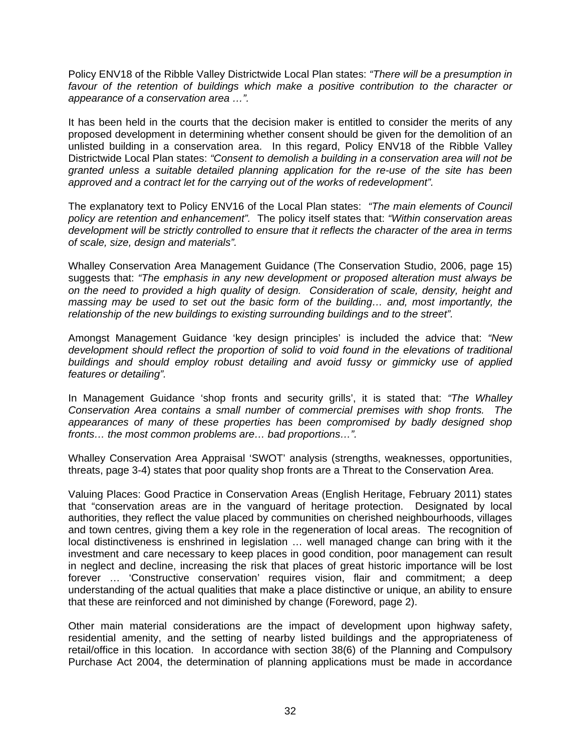Policy ENV18 of the Ribble Valley Districtwide Local Plan states: *"There will be a presumption in favour of the retention of buildings which make a positive contribution to the character or appearance of a conservation area …".*

It has been held in the courts that the decision maker is entitled to consider the merits of any proposed development in determining whether consent should be given for the demolition of an unlisted building in a conservation area. In this regard, Policy ENV18 of the Ribble Valley Districtwide Local Plan states: *"Consent to demolish a building in a conservation area will not be granted unless a suitable detailed planning application for the re-use of the site has been approved and a contract let for the carrying out of the works of redevelopment"*.

The explanatory text to Policy ENV16 of the Local Plan states: *"The main elements of Council policy are retention and enhancement"*. The policy itself states that: *"Within conservation areas development will be strictly controlled to ensure that it reflects the character of the area in terms of scale, size, design and materials".*

Whalley Conservation Area Management Guidance (The Conservation Studio, 2006, page 15) suggests that: *"The emphasis in any new development or proposed alteration must always be on the need to provided a high quality of design. Consideration of scale, density, height and massing may be used to set out the basic form of the building… and, most importantly, the relationship of the new buildings to existing surrounding buildings and to the street"*.

Amongst Management Guidance 'key design principles' is included the advice that: *"New development should reflect the proportion of solid to void found in the elevations of traditional buildings and should employ robust detailing and avoid fussy or gimmicky use of applied features or detailing".*

In Management Guidance 'shop fronts and security grills', it is stated that: *"The Whalley Conservation Area contains a small number of commercial premises with shop fronts. The appearances of many of these properties has been compromised by badly designed shop fronts… the most common problems are… bad proportions…".*

Whalley Conservation Area Appraisal 'SWOT' analysis (strengths, weaknesses, opportunities, threats, page 3-4) states that poor quality shop fronts are a Threat to the Conservation Area.

Valuing Places: Good Practice in Conservation Areas (English Heritage, February 2011) states that "conservation areas are in the vanguard of heritage protection. Designated by local authorities, they reflect the value placed by communities on cherished neighbourhoods, villages and town centres, giving them a key role in the regeneration of local areas. The recognition of local distinctiveness is enshrined in legislation … well managed change can bring with it the investment and care necessary to keep places in good condition, poor management can result in neglect and decline, increasing the risk that places of great historic importance will be lost forever … 'Constructive conservation' requires vision, flair and commitment; a deep understanding of the actual qualities that make a place distinctive or unique, an ability to ensure that these are reinforced and not diminished by change (Foreword, page 2).

Other main material considerations are the impact of development upon highway safety, residential amenity, and the setting of nearby listed buildings and the appropriateness of retail/office in this location. In accordance with section 38(6) of the Planning and Compulsory Purchase Act 2004, the determination of planning applications must be made in accordance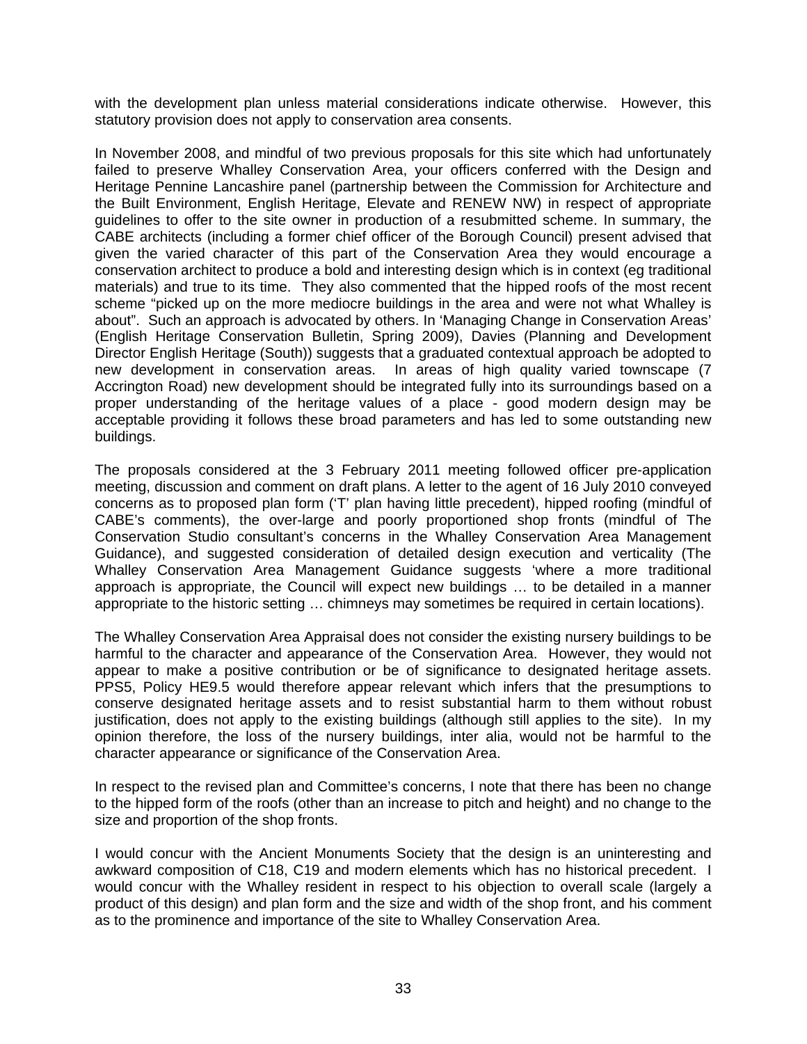with the development plan unless material considerations indicate otherwise. However, this statutory provision does not apply to conservation area consents.

In November 2008, and mindful of two previous proposals for this site which had unfortunately failed to preserve Whalley Conservation Area, your officers conferred with the Design and Heritage Pennine Lancashire panel (partnership between the Commission for Architecture and the Built Environment, English Heritage, Elevate and RENEW NW) in respect of appropriate guidelines to offer to the site owner in production of a resubmitted scheme. In summary, the CABE architects (including a former chief officer of the Borough Council) present advised that given the varied character of this part of the Conservation Area they would encourage a conservation architect to produce a bold and interesting design which is in context (eg traditional materials) and true to its time. They also commented that the hipped roofs of the most recent scheme "picked up on the more mediocre buildings in the area and were not what Whalley is about". Such an approach is advocated by others. In 'Managing Change in Conservation Areas' (English Heritage Conservation Bulletin, Spring 2009), Davies (Planning and Development Director English Heritage (South)) suggests that a graduated contextual approach be adopted to new development in conservation areas. In areas of high quality varied townscape (7 Accrington Road) new development should be integrated fully into its surroundings based on a proper understanding of the heritage values of a place - good modern design may be acceptable providing it follows these broad parameters and has led to some outstanding new buildings.

The proposals considered at the 3 February 2011 meeting followed officer pre-application meeting, discussion and comment on draft plans. A letter to the agent of 16 July 2010 conveyed concerns as to proposed plan form ('T' plan having little precedent), hipped roofing (mindful of CABE's comments), the over-large and poorly proportioned shop fronts (mindful of The Conservation Studio consultant's concerns in the Whalley Conservation Area Management Guidance), and suggested consideration of detailed design execution and verticality (The Whalley Conservation Area Management Guidance suggests 'where a more traditional approach is appropriate, the Council will expect new buildings … to be detailed in a manner appropriate to the historic setting … chimneys may sometimes be required in certain locations).

The Whalley Conservation Area Appraisal does not consider the existing nursery buildings to be harmful to the character and appearance of the Conservation Area. However, they would not appear to make a positive contribution or be of significance to designated heritage assets. PPS5, Policy HE9.5 would therefore appear relevant which infers that the presumptions to conserve designated heritage assets and to resist substantial harm to them without robust justification, does not apply to the existing buildings (although still applies to the site). In my opinion therefore, the loss of the nursery buildings, inter alia, would not be harmful to the character appearance or significance of the Conservation Area.

In respect to the revised plan and Committee's concerns, I note that there has been no change to the hipped form of the roofs (other than an increase to pitch and height) and no change to the size and proportion of the shop fronts.

I would concur with the Ancient Monuments Society that the design is an uninteresting and awkward composition of C18, C19 and modern elements which has no historical precedent. I would concur with the Whalley resident in respect to his objection to overall scale (largely a product of this design) and plan form and the size and width of the shop front, and his comment as to the prominence and importance of the site to Whalley Conservation Area.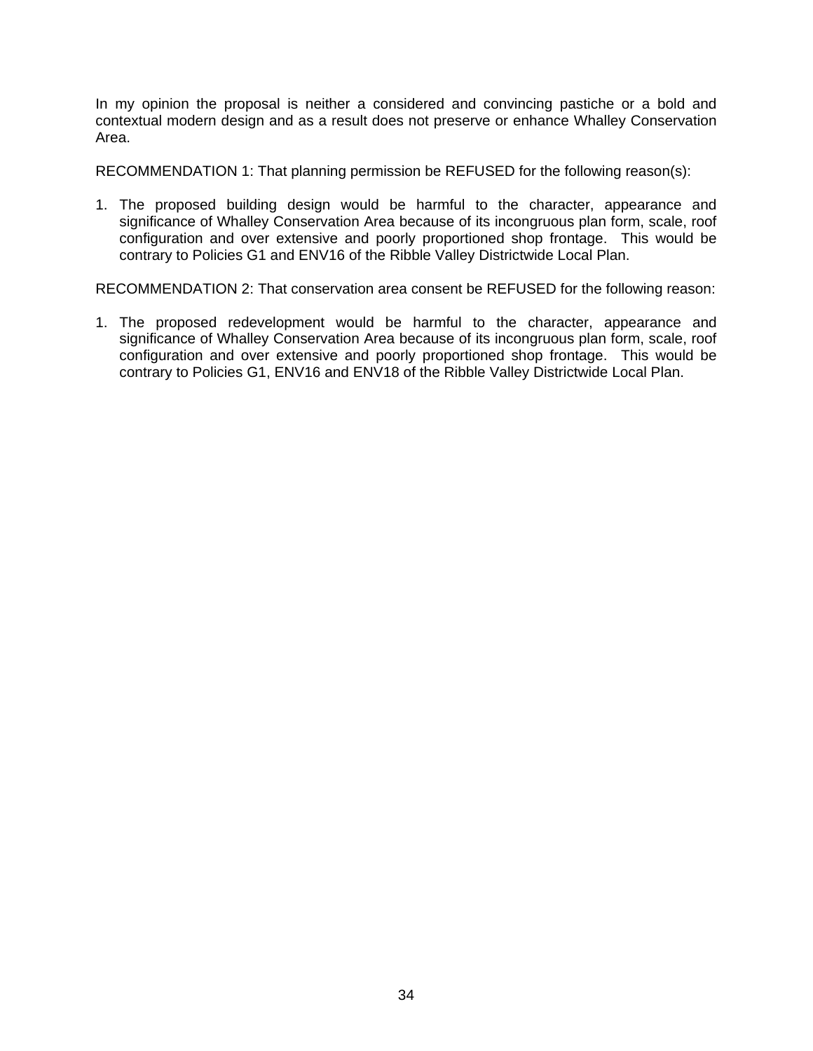In my opinion the proposal is neither a considered and convincing pastiche or a bold and contextual modern design and as a result does not preserve or enhance Whalley Conservation Area.

RECOMMENDATION 1: That planning permission be REFUSED for the following reason(s):

1. The proposed building design would be harmful to the character, appearance and significance of Whalley Conservation Area because of its incongruous plan form, scale, roof configuration and over extensive and poorly proportioned shop frontage. This would be contrary to Policies G1 and ENV16 of the Ribble Valley Districtwide Local Plan.

RECOMMENDATION 2: That conservation area consent be REFUSED for the following reason:

1. The proposed redevelopment would be harmful to the character, appearance and significance of Whalley Conservation Area because of its incongruous plan form, scale, roof configuration and over extensive and poorly proportioned shop frontage. This would be contrary to Policies G1, ENV16 and ENV18 of the Ribble Valley Districtwide Local Plan.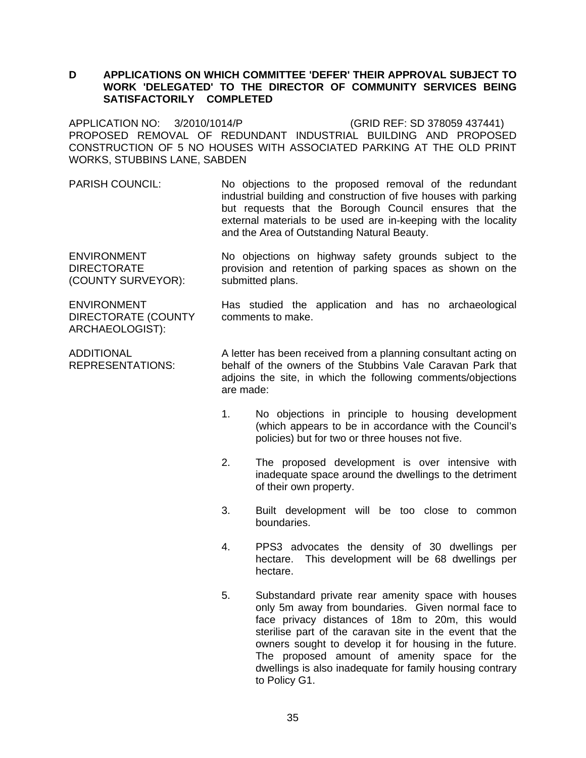## D APPLICATIONS ON WHICH COMMITTEE 'DEFER' THEIR APPROVAL SUBJECT TO WORK 'DELEGATED' TO THE DIRECTOR OF COMMUNITY SERVICES BEING SATISFACTORILY COMPLETED

APPLICATION NO: 3/2010/1014/P (GRID REF: SD 378059 437441)
PROPOSED REMOVAL OF REDUNDANT INDUSTRIAL BUILDING AND PROPOSED CONSTRUCTION OF 5 NO HOUSES WITH ASSOCIATED PARKING AT THE OLD PRINT WORKS, STUBBINS LANE, SABDEN

PARISH COUNCIL: No objections to the proposed removal of the redundant industrial building and construction of five houses with parking but requests that the Borough Council ensures that the external materials to be used are in-keeping with the locality and the Area of Outstanding Natural Beauty.

ENVIRONMENT DIRECTORATE (COUNTY SURVEYOR): No objections on highway safety grounds subject to the provision and retention of parking spaces as shown on the submitted plans.

ENVIRONMENT DIRECTORATE (COUNTY ARCHAEOLOGIST): Has studied the application and has no archaeological comments to make.

ADDITIONAL REPRESENTATIONS: A letter has been received from a planning consultant acting on behalf of the owners of the Stubbins Vale Caravan Park that adjoins the site, in which the following comments/objections are made:

1. No objections in principle to housing development (which appears to be in accordance with the Council's policies) but for two or three houses not five.
2. The proposed development is over intensive with inadequate space around the dwellings to the detriment of their own property.
3. Built development will be too close to common boundaries.
4. PPS3 advocates the density of 30 dwellings per hectare. This development will be 68 dwellings per hectare.
5. Substandard private rear amenity space with houses only 5m away from boundaries. Given normal face to face privacy distances of 18m to 20m, this would sterilise part of the caravan site in the event that the owners sought to develop it for housing in the future. The proposed amount of amenity space for the dwellings is also inadequate for family housing contrary to Policy G1.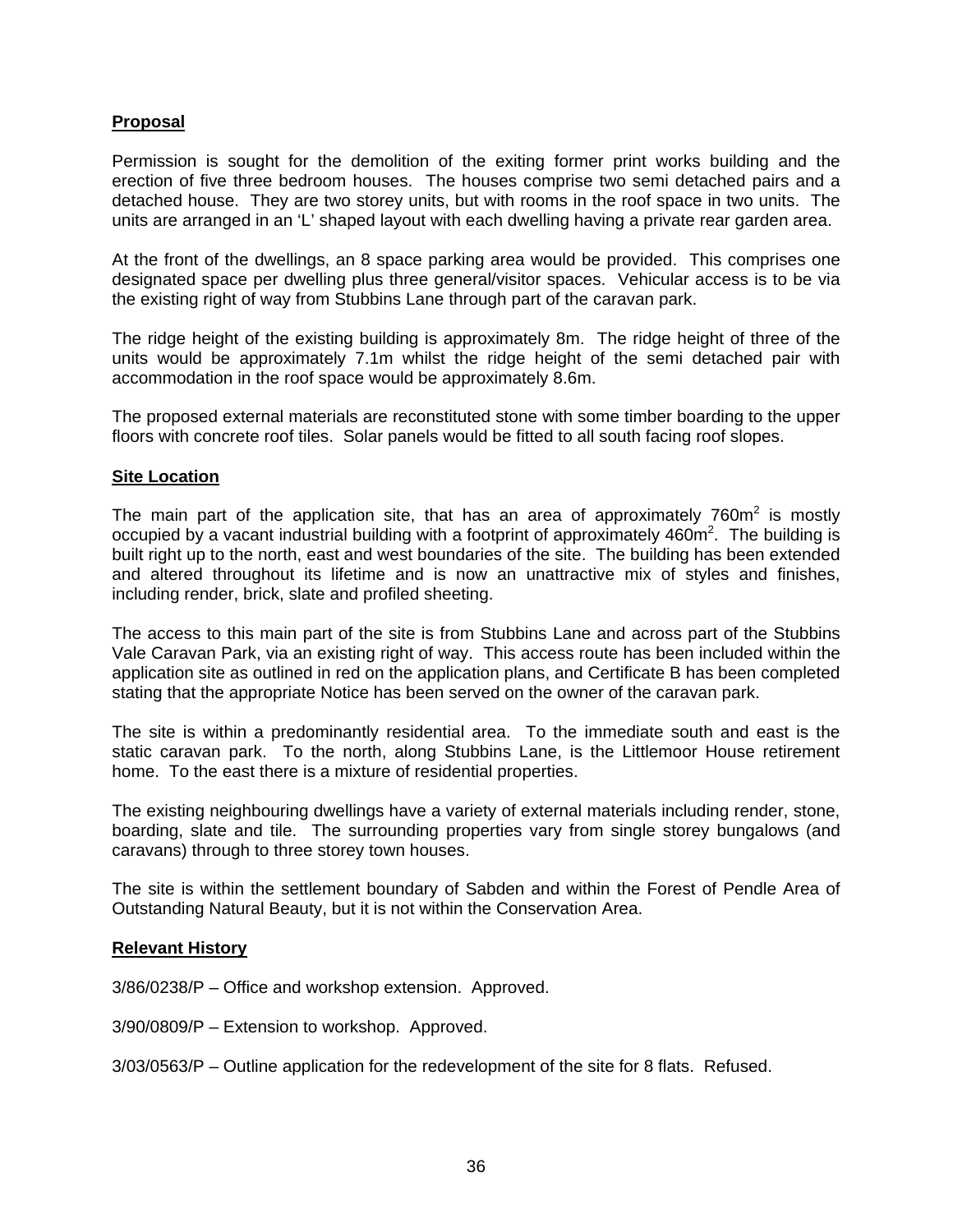**Proposal**

Permission is sought for the demolition of the exiting former print works building and the erection of five three bedroom houses. The houses comprise two semi detached pairs and a detached house. They are two storey units, but with rooms in the roof space in two units. The units are arranged in an 'L' shaped layout with each dwelling having a private rear garden area.

At the front of the dwellings, an 8 space parking area would be provided. This comprises one designated space per dwelling plus three general/visitor spaces. Vehicular access is to be via the existing right of way from Stubbins Lane through part of the caravan park.

The ridge height of the existing building is approximately 8m. The ridge height of three of the units would be approximately 7.1m whilst the ridge height of the semi detached pair with accommodation in the roof space would be approximately 8.6m.

The proposed external materials are reconstituted stone with some timber boarding to the upper floors with concrete roof tiles. Solar panels would be fitted to all south facing roof slopes.

**Site Location**

The main part of the application site, that has an area of approximately 760m$^2$ is mostly occupied by a vacant industrial building with a footprint of approximately 460m$^2$. The building is built right up to the north, east and west boundaries of the site. The building has been extended and altered throughout its lifetime and is now an unattractive mix of styles and finishes, including render, brick, slate and profiled sheeting.

The access to this main part of the site is from Stubbins Lane and across part of the Stubbins Vale Caravan Park, via an existing right of way. This access route has been included within the application site as outlined in red on the application plans, and Certificate B has been completed stating that the appropriate Notice has been served on the owner of the caravan park.

The site is within a predominantly residential area. To the immediate south and east is the static caravan park. To the north, along Stubbins Lane, is the Littlemoor House retirement home. To the east there is a mixture of residential properties.

The existing neighbouring dwellings have a variety of external materials including render, stone, boarding, slate and tile. The surrounding properties vary from single storey bungalows (and caravans) through to three storey town houses.

The site is within the settlement boundary of Sabden and within the Forest of Pendle Area of Outstanding Natural Beauty, but it is not within the Conservation Area.

**Relevant History**

3/86/0238/P – Office and workshop extension. Approved.

3/90/0809/P – Extension to workshop. Approved.

3/03/0563/P – Outline application for the redevelopment of the site for 8 flats. Refused.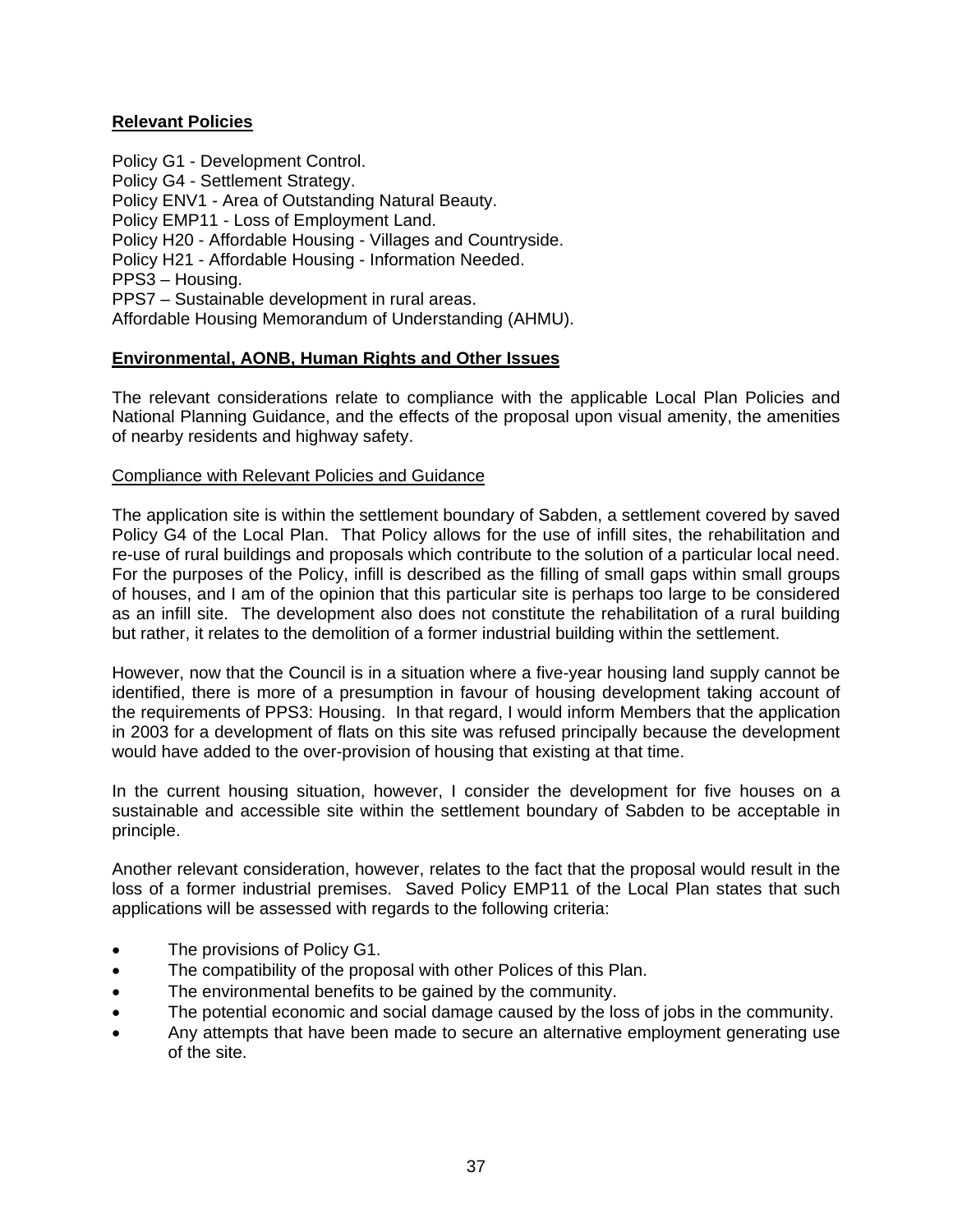**Relevant Policies**

Policy G1 - Development Control.
Policy G4 - Settlement Strategy.
Policy ENV1 - Area of Outstanding Natural Beauty.
Policy EMP11 - Loss of Employment Land.
Policy H20 - Affordable Housing - Villages and Countryside.
Policy H21 - Affordable Housing - Information Needed.
PPS3 – Housing.
PPS7 – Sustainable development in rural areas.
Affordable Housing Memorandum of Understanding (AHMU).

**Environmental, AONB, Human Rights and Other Issues**

The relevant considerations relate to compliance with the applicable Local Plan Policies and National Planning Guidance, and the effects of the proposal upon visual amenity, the amenities of nearby residents and highway safety.

Compliance with Relevant Policies and Guidance

The application site is within the settlement boundary of Sabden, a settlement covered by saved Policy G4 of the Local Plan. That Policy allows for the use of infill sites, the rehabilitation and re-use of rural buildings and proposals which contribute to the solution of a particular local need. For the purposes of the Policy, infill is described as the filling of small gaps within small groups of houses, and I am of the opinion that this particular site is perhaps too large to be considered as an infill site. The development also does not constitute the rehabilitation of a rural building but rather, it relates to the demolition of a former industrial building within the settlement.

However, now that the Council is in a situation where a five-year housing land supply cannot be identified, there is more of a presumption in favour of housing development taking account of the requirements of PPS3: Housing. In that regard, I would inform Members that the application in 2003 for a development of flats on this site was refused principally because the development would have added to the over-provision of housing that existing at that time.

In the current housing situation, however, I consider the development for five houses on a sustainable and accessible site within the settlement boundary of Sabden to be acceptable in principle.

Another relevant consideration, however, relates to the fact that the proposal would result in the loss of a former industrial premises. Saved Policy EMP11 of the Local Plan states that such applications will be assessed with regards to the following criteria:

- The provisions of Policy G1.
- The compatibility of the proposal with other Polices of this Plan.
- The environmental benefits to be gained by the community.
- The potential economic and social damage caused by the loss of jobs in the community.
- Any attempts that have been made to secure an alternative employment generating use of the site.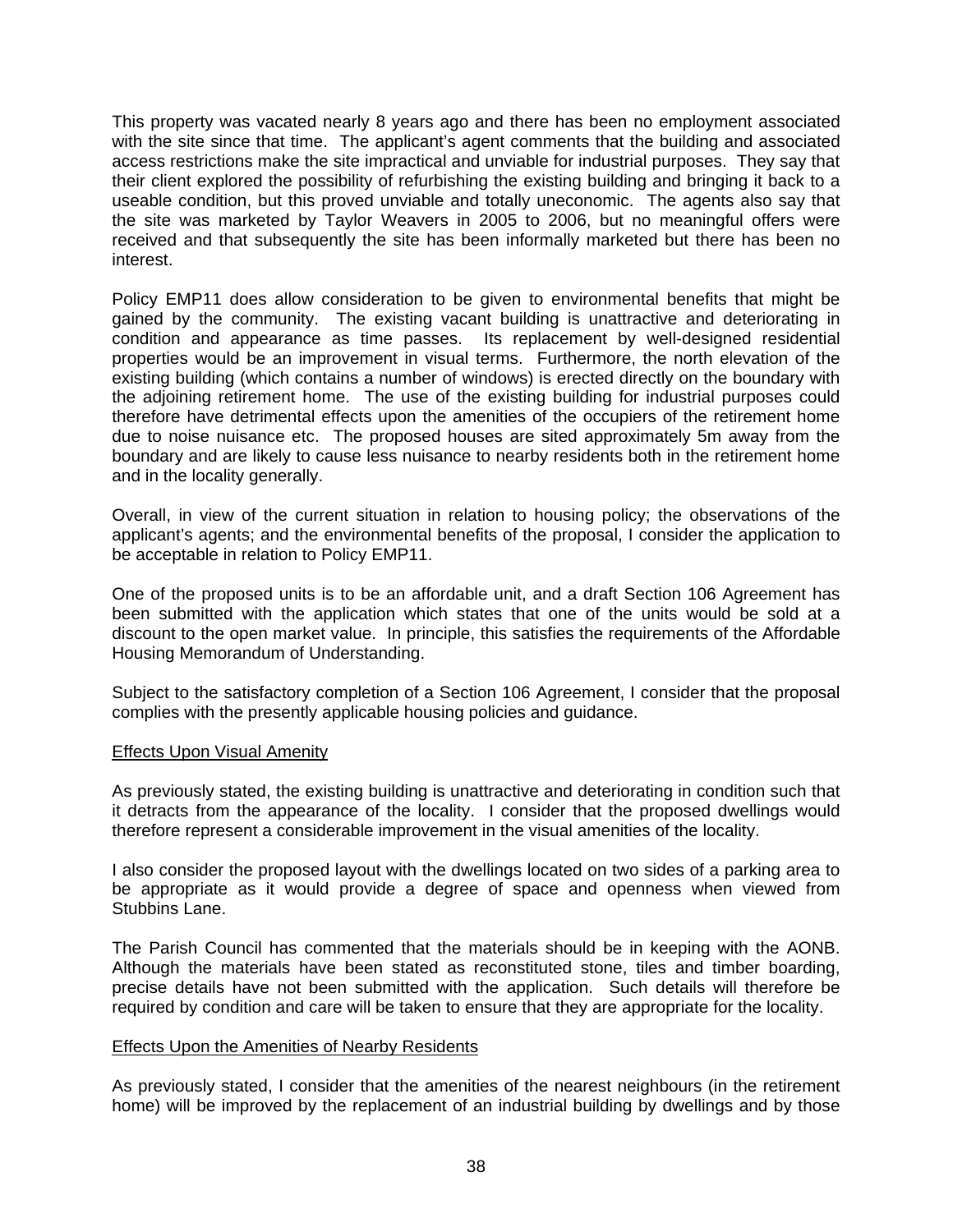This property was vacated nearly 8 years ago and there has been no employment associated with the site since that time. The applicant's agent comments that the building and associated access restrictions make the site impractical and unviable for industrial purposes. They say that their client explored the possibility of refurbishing the existing building and bringing it back to a useable condition, but this proved unviable and totally uneconomic. The agents also say that the site was marketed by Taylor Weavers in 2005 to 2006, but no meaningful offers were received and that subsequently the site has been informally marketed but there has been no interest.

Policy EMP11 does allow consideration to be given to environmental benefits that might be gained by the community. The existing vacant building is unattractive and deteriorating in condition and appearance as time passes. Its replacement by well-designed residential properties would be an improvement in visual terms. Furthermore, the north elevation of the existing building (which contains a number of windows) is erected directly on the boundary with the adjoining retirement home. The use of the existing building for industrial purposes could therefore have detrimental effects upon the amenities of the occupiers of the retirement home due to noise nuisance etc. The proposed houses are sited approximately 5m away from the boundary and are likely to cause less nuisance to nearby residents both in the retirement home and in the locality generally.

Overall, in view of the current situation in relation to housing policy; the observations of the applicant's agents; and the environmental benefits of the proposal, I consider the application to be acceptable in relation to Policy EMP11.

One of the proposed units is to be an affordable unit, and a draft Section 106 Agreement has been submitted with the application which states that one of the units would be sold at a discount to the open market value. In principle, this satisfies the requirements of the Affordable Housing Memorandum of Understanding.

Subject to the satisfactory completion of a Section 106 Agreement, I consider that the proposal complies with the presently applicable housing policies and guidance.

Effects Upon Visual Amenity

As previously stated, the existing building is unattractive and deteriorating in condition such that it detracts from the appearance of the locality. I consider that the proposed dwellings would therefore represent a considerable improvement in the visual amenities of the locality.

I also consider the proposed layout with the dwellings located on two sides of a parking area to be appropriate as it would provide a degree of space and openness when viewed from Stubbins Lane.

The Parish Council has commented that the materials should be in keeping with the AONB. Although the materials have been stated as reconstituted stone, tiles and timber boarding, precise details have not been submitted with the application. Such details will therefore be required by condition and care will be taken to ensure that they are appropriate for the locality.

Effects Upon the Amenities of Nearby Residents

As previously stated, I consider that the amenities of the nearest neighbours (in the retirement home) will be improved by the replacement of an industrial building by dwellings and by those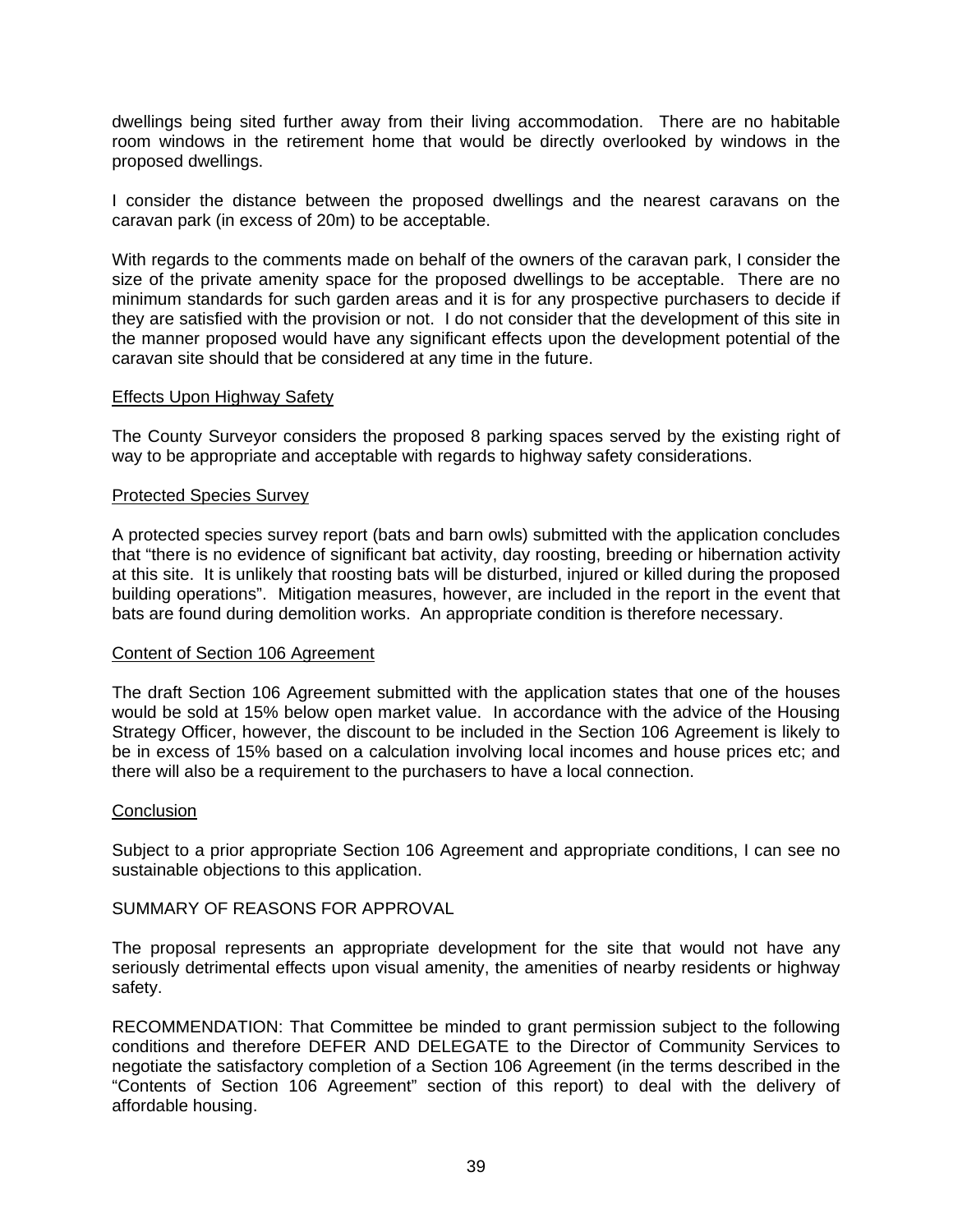dwellings being sited further away from their living accommodation. There are no habitable room windows in the retirement home that would be directly overlooked by windows in the proposed dwellings.

I consider the distance between the proposed dwellings and the nearest caravans on the caravan park (in excess of 20m) to be acceptable.

With regards to the comments made on behalf of the owners of the caravan park, I consider the size of the private amenity space for the proposed dwellings to be acceptable. There are no minimum standards for such garden areas and it is for any prospective purchasers to decide if they are satisfied with the provision or not. I do not consider that the development of this site in the manner proposed would have any significant effects upon the development potential of the caravan site should that be considered at any time in the future.

<u>Effects Upon Highway Safety</u>

The County Surveyor considers the proposed 8 parking spaces served by the existing right of way to be appropriate and acceptable with regards to highway safety considerations.

<u>Protected Species Survey</u>

A protected species survey report (bats and barn owls) submitted with the application concludes that "there is no evidence of significant bat activity, day roosting, breeding or hibernation activity at this site. It is unlikely that roosting bats will be disturbed, injured or killed during the proposed building operations". Mitigation measures, however, are included in the report in the event that bats are found during demolition works. An appropriate condition is therefore necessary.

<u>Content of Section 106 Agreement</u>

The draft Section 106 Agreement submitted with the application states that one of the houses would be sold at 15% below open market value. In accordance with the advice of the Housing Strategy Officer, however, the discount to be included in the Section 106 Agreement is likely to be in excess of 15% based on a calculation involving local incomes and house prices etc; and there will also be a requirement to the purchasers to have a local connection.

<u>Conclusion</u>

Subject to a prior appropriate Section 106 Agreement and appropriate conditions, I can see no sustainable objections to this application.

SUMMARY OF REASONS FOR APPROVAL

The proposal represents an appropriate development for the site that would not have any seriously detrimental effects upon visual amenity, the amenities of nearby residents or highway safety.

RECOMMENDATION: That Committee be minded to grant permission subject to the following conditions and therefore DEFER AND DELEGATE to the Director of Community Services to negotiate the satisfactory completion of a Section 106 Agreement (in the terms described in the "Contents of Section 106 Agreement" section of this report) to deal with the delivery of affordable housing.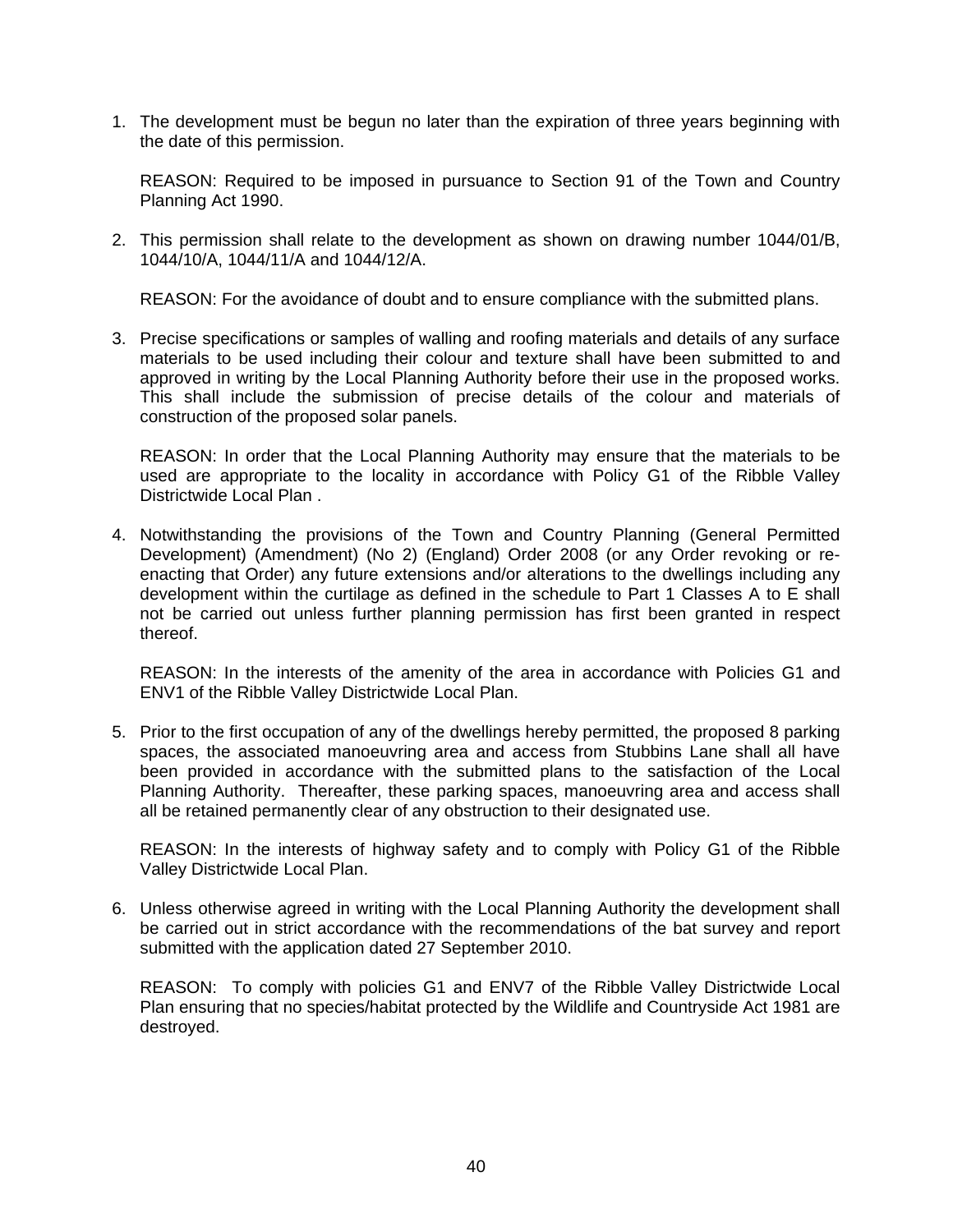1. The development must be begun no later than the expiration of three years beginning with the date of this permission.

   REASON: Required to be imposed in pursuance to Section 91 of the Town and Country Planning Act 1990.

2. This permission shall relate to the development as shown on drawing number 1044/01/B, 1044/10/A, 1044/11/A and 1044/12/A.

   REASON: For the avoidance of doubt and to ensure compliance with the submitted plans.

3. Precise specifications or samples of walling and roofing materials and details of any surface materials to be used including their colour and texture shall have been submitted to and approved in writing by the Local Planning Authority before their use in the proposed works. This shall include the submission of precise details of the colour and materials of construction of the proposed solar panels.

   REASON: In order that the Local Planning Authority may ensure that the materials to be used are appropriate to the locality in accordance with Policy G1 of the Ribble Valley Districtwide Local Plan .

4. Notwithstanding the provisions of the Town and Country Planning (General Permitted Development) (Amendment) (No 2) (England) Order 2008 (or any Order revoking or re-enacting that Order) any future extensions and/or alterations to the dwellings including any development within the curtilage as defined in the schedule to Part 1 Classes A to E shall not be carried out unless further planning permission has first been granted in respect thereof.

   REASON: In the interests of the amenity of the area in accordance with Policies G1 and ENV1 of the Ribble Valley Districtwide Local Plan.

5. Prior to the first occupation of any of the dwellings hereby permitted, the proposed 8 parking spaces, the associated manoeuvring area and access from Stubbins Lane shall all have been provided in accordance with the submitted plans to the satisfaction of the Local Planning Authority. Thereafter, these parking spaces, manoeuvring area and access shall all be retained permanently clear of any obstruction to their designated use.

   REASON: In the interests of highway safety and to comply with Policy G1 of the Ribble Valley Districtwide Local Plan.

6. Unless otherwise agreed in writing with the Local Planning Authority the development shall be carried out in strict accordance with the recommendations of the bat survey and report submitted with the application dated 27 September 2010.

   REASON: To comply with policies G1 and ENV7 of the Ribble Valley Districtwide Local Plan ensuring that no species/habitat protected by the Wildlife and Countryside Act 1981 are destroyed.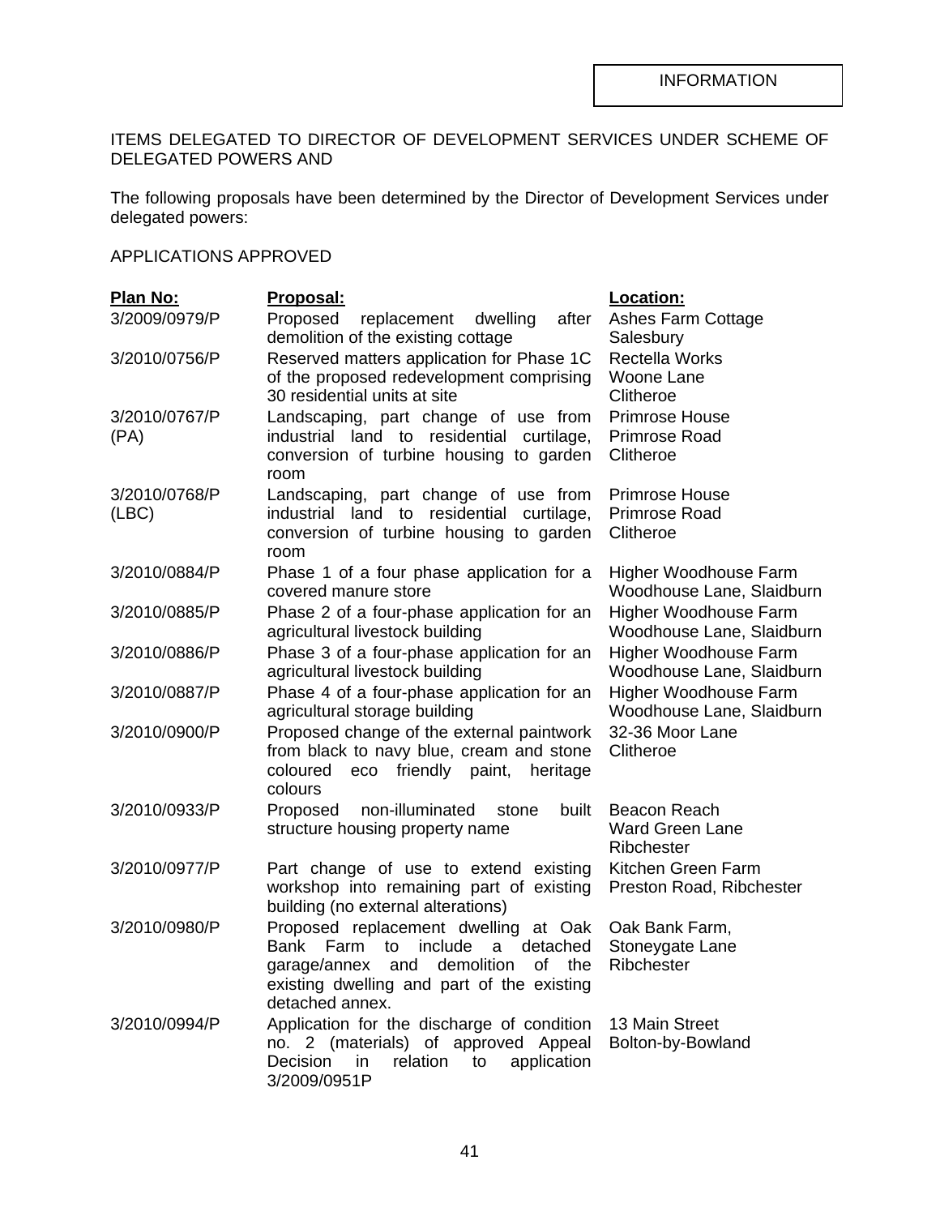INFORMATION

ITEMS DELEGATED TO DIRECTOR OF DEVELOPMENT SERVICES UNDER SCHEME OF DELEGATED POWERS AND

The following proposals have been determined by the Director of Development Services under delegated powers:

APPLICATIONS APPROVED

| Plan No: | Proposal: | Location: |
|---|---|---|
| 3/2009/0979/P | Proposed replacement dwelling after demolition of the existing cottage | Ashes Farm Cottage Salesbury |
| 3/2010/0756/P | Reserved matters application for Phase 1C of the proposed redevelopment comprising 30 residential units at site | Rectella Works Woone Lane Clitheroe |
| 3/2010/0767/P (PA) | Landscaping, part change of use from industrial land to residential curtilage, conversion of turbine housing to garden room | Primrose House Primrose Road Clitheroe |
| 3/2010/0768/P (LBC) | Landscaping, part change of use from industrial land to residential curtilage, conversion of turbine housing to garden room | Primrose House Primrose Road Clitheroe |
| 3/2010/0884/P | Phase 1 of a four phase application for a covered manure store | Higher Woodhouse Farm Woodhouse Lane, Slaidburn |
| 3/2010/0885/P | Phase 2 of a four-phase application for an agricultural livestock building | Higher Woodhouse Farm Woodhouse Lane, Slaidburn |
| 3/2010/0886/P | Phase 3 of a four-phase application for an agricultural livestock building | Higher Woodhouse Farm Woodhouse Lane, Slaidburn |
| 3/2010/0887/P | Phase 4 of a four-phase application for an agricultural storage building | Higher Woodhouse Farm Woodhouse Lane, Slaidburn |
| 3/2010/0900/P | Proposed change of the external paintwork from black to navy blue, cream and stone coloured eco friendly paint, heritage colours | 32-36 Moor Lane Clitheroe |
| 3/2010/0933/P | Proposed non-illuminated stone built structure housing property name | Beacon Reach Ward Green Lane Ribchester |
| 3/2010/0977/P | Part change of use to extend existing workshop into remaining part of existing building (no external alterations) | Kitchen Green Farm Preston Road, Ribchester |
| 3/2010/0980/P | Proposed replacement dwelling at Oak Bank Farm to include a detached garage/annex and demolition of the existing dwelling and part of the existing detached annex. | Oak Bank Farm, Stoneygate Lane Ribchester |
| 3/2010/0994/P | Application for the discharge of condition no. 2 (materials) of approved Appeal Decision in relation to application 3/2009/0951P | 13 Main Street Bolton-by-Bowland |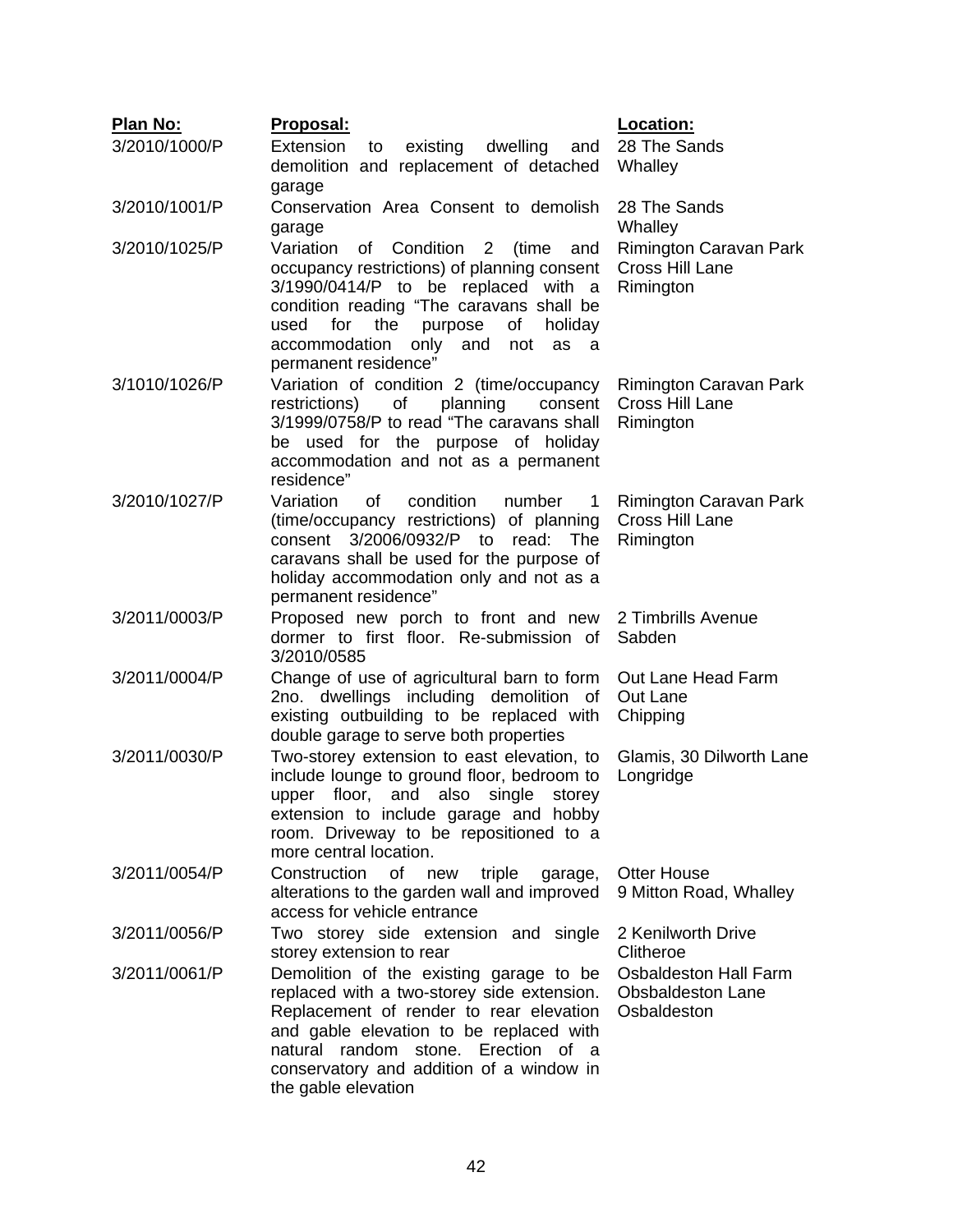| Plan No: | Proposal: | Location: |
|---|---|---|
| 3/2010/1000/P | Extension to existing dwelling and demolition and replacement of detached garage | 28 The Sands Whalley |
| 3/2010/1001/P | Conservation Area Consent to demolish garage | 28 The Sands Whalley |
| 3/2010/1025/P | Variation of Condition 2 (time and occupancy restrictions) of planning consent 3/1990/0414/P to be replaced with a condition reading "The caravans shall be used for the purpose of holiday accommodation only and not as a permanent residence" | Rimington Caravan Park Cross Hill Lane Rimington |
| 3/1010/1026/P | Variation of condition 2 (time/occupancy restrictions) of planning consent 3/1999/0758/P to read "The caravans shall be used for the purpose of holiday accommodation and not as a permanent residence" | Rimington Caravan Park Cross Hill Lane Rimington |
| 3/2010/1027/P | Variation of condition number 1 (time/occupancy restrictions) of planning consent 3/2006/0932/P to read: The caravans shall be used for the purpose of holiday accommodation only and not as a permanent residence" | Rimington Caravan Park Cross Hill Lane Rimington |
| 3/2011/0003/P | Proposed new porch to front and new dormer to first floor. Re-submission of 3/2010/0585 | 2 Timbrills Avenue Sabden |
| 3/2011/0004/P | Change of use of agricultural barn to form 2no. dwellings including demolition of existing outbuilding to be replaced with double garage to serve both properties | Out Lane Head Farm Out Lane Chipping |
| 3/2011/0030/P | Two-storey extension to east elevation, to include lounge to ground floor, bedroom to upper floor, and also single storey extension to include garage and hobby room. Driveway to be repositioned to a more central location. | Glamis, 30 Dilworth Lane Longridge |
| 3/2011/0054/P | Construction of new triple garage, alterations to the garden wall and improved access for vehicle entrance | Otter House 9 Mitton Road, Whalley |
| 3/2011/0056/P | Two storey side extension and single storey extension to rear | 2 Kenilworth Drive Clitheroe |
| 3/2011/0061/P | Demolition of the existing garage to be replaced with a two-storey side extension. Replacement of render to rear elevation and gable elevation to be replaced with natural random stone. Erection of a conservatory and addition of a window in the gable elevation | Osbaldeston Hall Farm Obsbaldeston Lane Osbaldeston |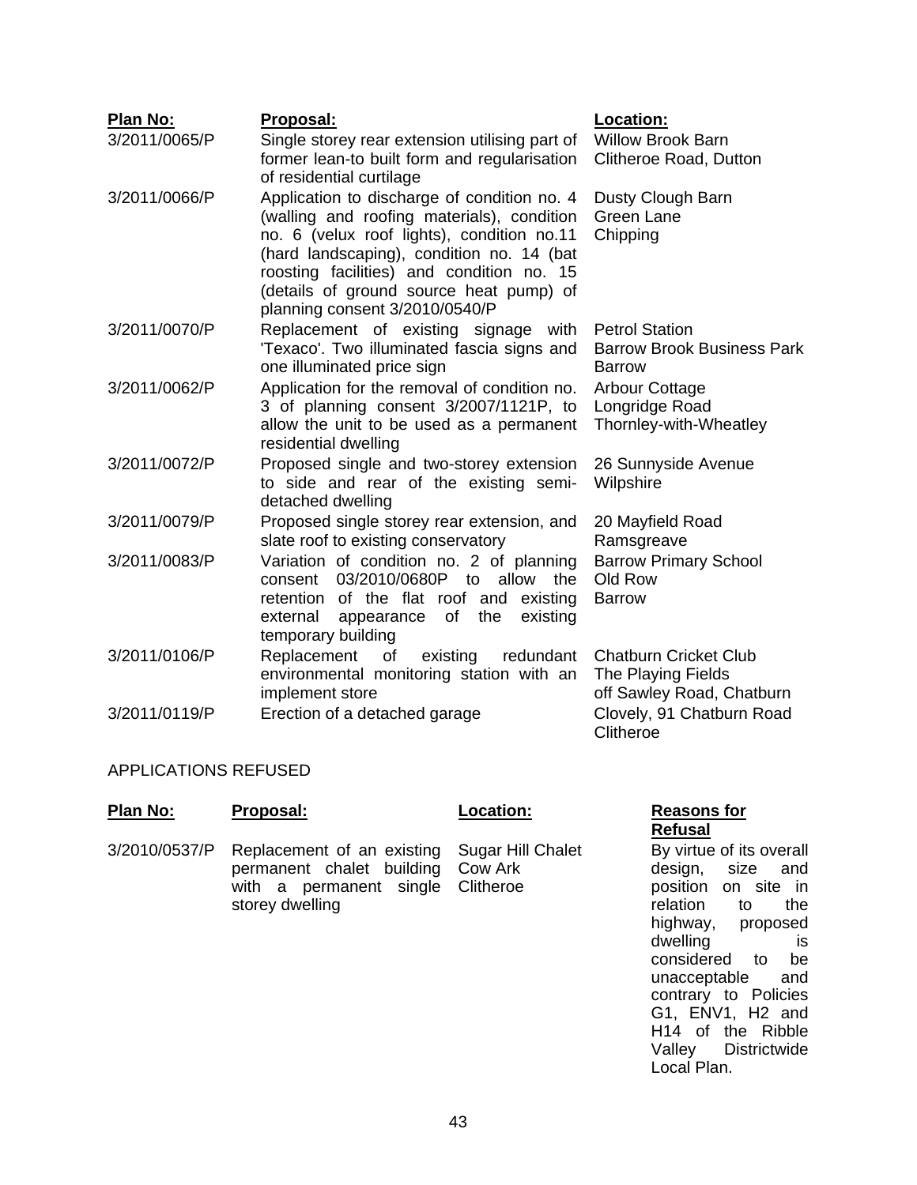| Plan No: | Proposal: | Location: |
|---|---|---|
| 3/2011/0065/P | Single storey rear extension utilising part of former lean-to built form and regularisation of residential curtilage | Willow Brook Barn Clitheroe Road, Dutton |
| 3/2011/0066/P | Application to discharge of condition no. 4 (walling and roofing materials), condition no. 6 (velux roof lights), condition no.11 (hard landscaping), condition no. 14 (bat roosting facilities) and condition no. 15 (details of ground source heat pump) of planning consent 3/2010/0540/P | Dusty Clough Barn Green Lane Chipping |
| 3/2011/0070/P | Replacement of existing signage with 'Texaco'. Two illuminated fascia signs and one illuminated price sign | Petrol Station Barrow Brook Business Park Barrow |
| 3/2011/0062/P | Application for the removal of condition no. 3 of planning consent 3/2007/1121P, to allow the unit to be used as a permanent residential dwelling | Arbour Cottage Longridge Road Thornley-with-Wheatley |
| 3/2011/0072/P | Proposed single and two-storey extension to side and rear of the existing semi-detached dwelling | 26 Sunnyside Avenue Wilpshire |
| 3/2011/0079/P | Proposed single storey rear extension, and slate roof to existing conservatory | 20 Mayfield Road Ramsgreave |
| 3/2011/0083/P | Variation of condition no. 2 of planning consent 03/2010/0680P to allow the retention of the flat roof and existing external appearance of the existing temporary building | Barrow Primary School Old Row Barrow |
| 3/2011/0106/P | Replacement of existing redundant environmental monitoring station with an implement store | Chatburn Cricket Club The Playing Fields off Sawley Road, Chatburn |
| 3/2011/0119/P | Erection of a detached garage | Clovely, 91 Chatburn Road Clitheroe |

APPLICATIONS REFUSED

| Plan No: | Proposal: | Location: | Reasons for Refusal |
|---|---|---|---|
| 3/2010/0537/P | Replacement of an existing permanent chalet building with a permanent single storey dwelling | Sugar Hill Chalet Cow Ark Clitheroe | By virtue of its overall design, size and position on site in relation to the highway, proposed dwelling is considered to be unacceptable and contrary to Policies G1, ENV1, H2 and H14 of the Ribble Valley Districtwide Local Plan. |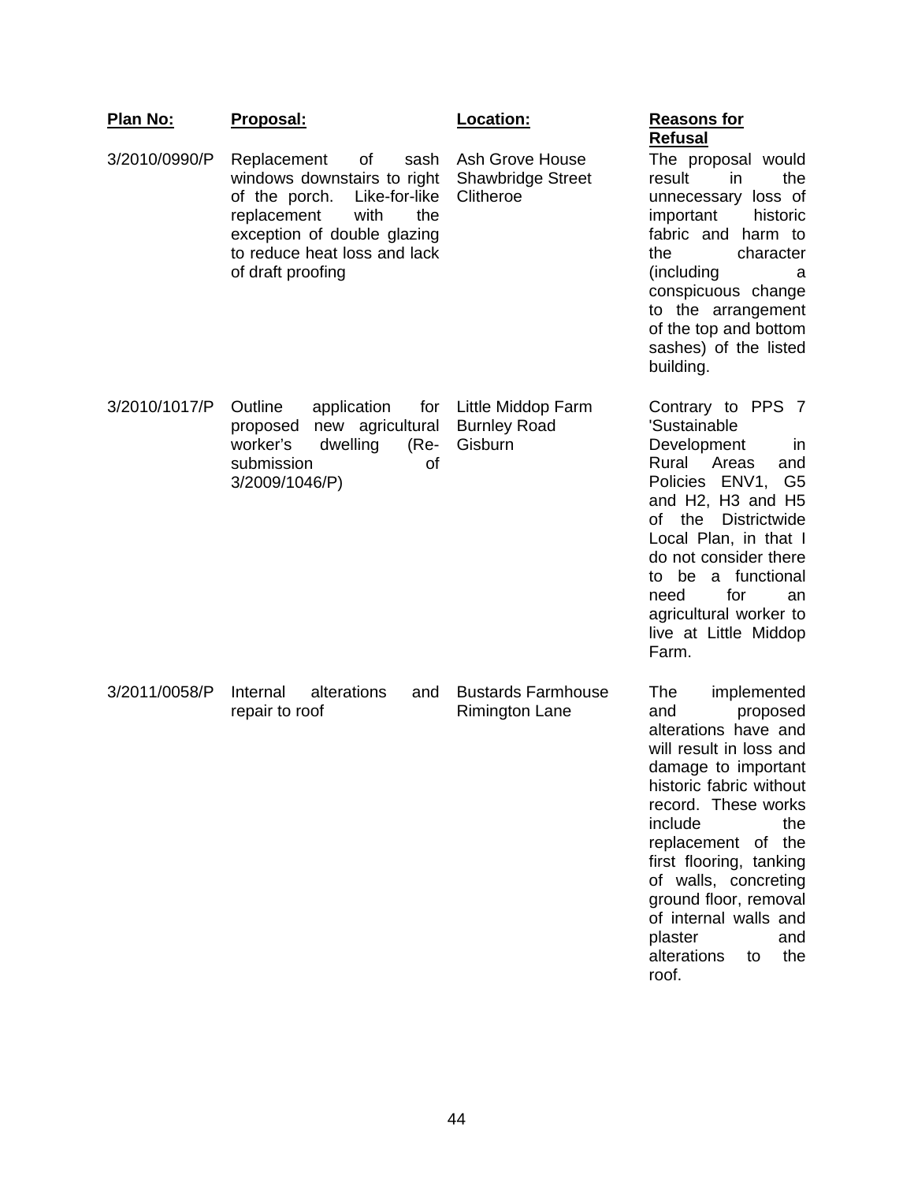| Plan No: | Proposal: | Location: | Reasons for Refusal |
|---|---|---|---|
| 3/2010/0990/P | Replacement of sash windows downstairs to right of the porch. Like-for-like replacement with the exception of double glazing to reduce heat loss and lack of draft proofing | Ash Grove House Shawbridge Street Clitheroe | The proposal would result in the unnecessary loss of important historic fabric and harm to the character (including a conspicuous change to the arrangement of the top and bottom sashes) of the listed building. |
| 3/2010/1017/P | Outline application for proposed new agricultural worker's dwelling (Re-submission of 3/2009/1046/P) | Little Middop Farm Burnley Road Gisburn | Contrary to PPS 7 'Sustainable Development in Rural Areas and Policies ENV1, G5 and H2, H3 and H5 of the Districtwide Local Plan, in that I do not consider there to be a functional need for an agricultural worker to live at Little Middop Farm. |
| 3/2011/0058/P | Internal alterations and repair to roof | Bustards Farmhouse Rimington Lane | The implemented and proposed alterations have and will result in loss and damage to important historic fabric without record. These works include the replacement of the first flooring, tanking of walls, concreting ground floor, removal of internal walls and plaster and alterations to the roof. |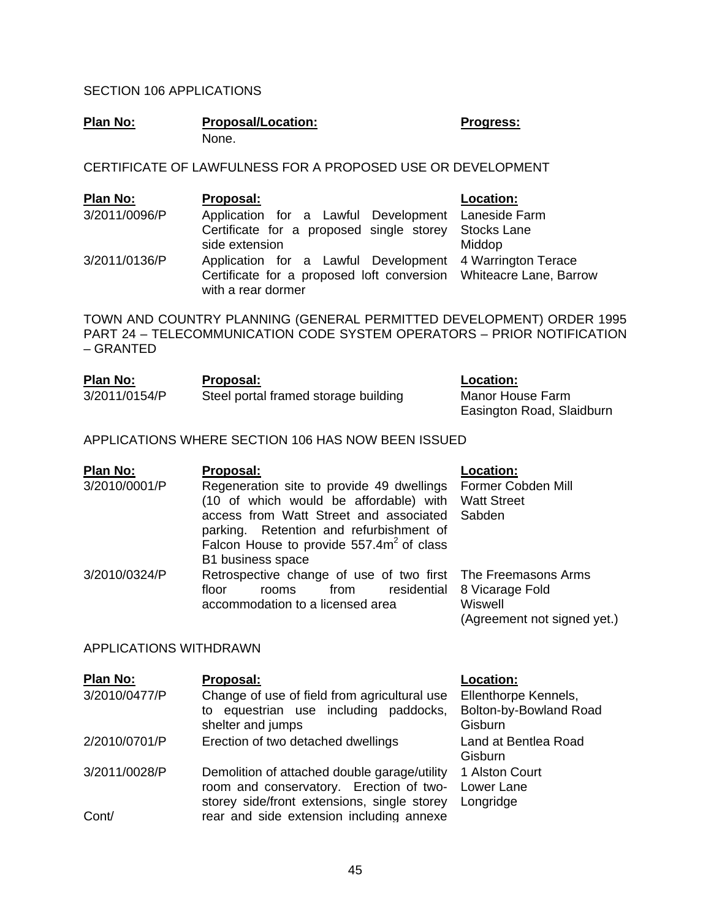SECTION 106 APPLICATIONS

| Plan No: | Proposal/Location: | Progress: |
|---|---|---|
| | None. | |

CERTIFICATE OF LAWFULNESS FOR A PROPOSED USE OR DEVELOPMENT

| Plan No: | Proposal: | Location: |
|---|---|---|
| 3/2011/0096/P | Application for a Lawful Development Certificate for a proposed single storey side extension | Laneside Farm Stocks Lane Middop |
| 3/2011/0136/P | Application for a Lawful Development Certificate for a proposed loft conversion with a rear dormer | 4 Warrington Terace Whiteacre Lane, Barrow |

TOWN AND COUNTRY PLANNING (GENERAL PERMITTED DEVELOPMENT) ORDER 1995 PART 24 – TELECOMMUNICATION CODE SYSTEM OPERATORS – PRIOR NOTIFICATION – GRANTED

| Plan No: | Proposal: | Location: |
|---|---|---|
| 3/2011/0154/P | Steel portal framed storage building | Manor House Farm Easington Road, Slaidburn |

APPLICATIONS WHERE SECTION 106 HAS NOW BEEN ISSUED

| Plan No: | Proposal: | Location: |
|---|---|---|
| 3/2010/0001/P | Regeneration site to provide 49 dwellings (10 of which would be affordable) with access from Watt Street and associated parking. Retention and refurbishment of Falcon House to provide 557.4m$^2$ of class B1 business space | Former Cobden Mill Watt Street Sabden |
| 3/2010/0324/P | Retrospective change of use of two first floor rooms from residential accommodation to a licensed area | The Freemasons Arms 8 Vicarage Fold Wiswell (Agreement not signed yet.) |

APPLICATIONS WITHDRAWN

| Plan No: | Proposal: | Location: |
|---|---|---|
| 3/2010/0477/P | Change of use of field from agricultural use to equestrian use including paddocks, shelter and jumps | Ellenthorpe Kennels, Bolton-by-Bowland Road Gisburn |
| 2/2010/0701/P | Erection of two detached dwellings | Land at Bentlea Road Gisburn |
| 3/2011/0028/P | Demolition of attached double garage/utility room and conservatory. Erection of two-storey side/front extensions, single storey rear and side extension including annexe | 1 Alston Court Lower Lane Longridge |
| Cont/ | | |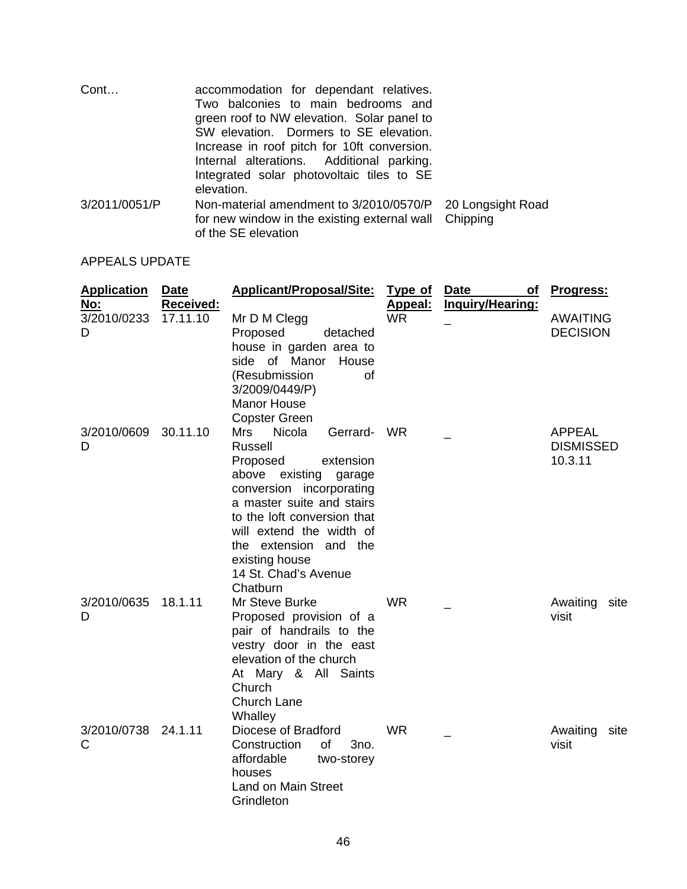| | | |
|---|---|---|
| Cont… | accommodation for dependant relatives. Two balconies to main bedrooms and green roof to NW elevation. Solar panel to SW elevation. Dormers to SE elevation. Increase in roof pitch for 10ft conversion. Internal alterations. Additional parking. Integrated solar photovoltaic tiles to SE elevation. | |
| 3/2011/0051/P | Non-material amendment to 3/2010/0570/P for new window in the existing external wall of the SE elevation | 20 Longsight Road Chipping |

APPEALS UPDATE

| **Application No:** | **Date Received:** | **Applicant/Proposal/Site:** | **Type of Appeal:** | **Date of Inquiry/Hearing:** | **Progress:** |
|---|---|---|---|---|---|
| 3/2010/0233 D | 17.11.10 | Mr D M Clegg<br>Proposed detached house in garden area to side of Manor House (Resubmission of 3/2009/0449/P)<br>Manor House<br>Copster Green | WR | _ | AWAITING DECISION |
| 3/2010/0609 D | 30.11.10 | Mrs Nicola Gerrard-Russell<br>Proposed extension above existing garage conversion incorporating a master suite and stairs to the loft conversion that will extend the width of the extension and the existing house<br>14 St. Chad's Avenue<br>Chatburn | WR | _ | APPEAL DISMISSED 10.3.11 |
| 3/2010/0635 D | 18.1.11 | Mr Steve Burke<br>Proposed provision of a pair of handrails to the vestry door in the east elevation of the church<br>At Mary & All Saints Church<br>Church Lane<br>Whalley | WR | _ | Awaiting site visit |
| 3/2010/0738 C | 24.1.11 | Diocese of Bradford<br>Construction of 3no. affordable two-storey houses<br>Land on Main Street<br>Grindleton | WR | _ | Awaiting site visit |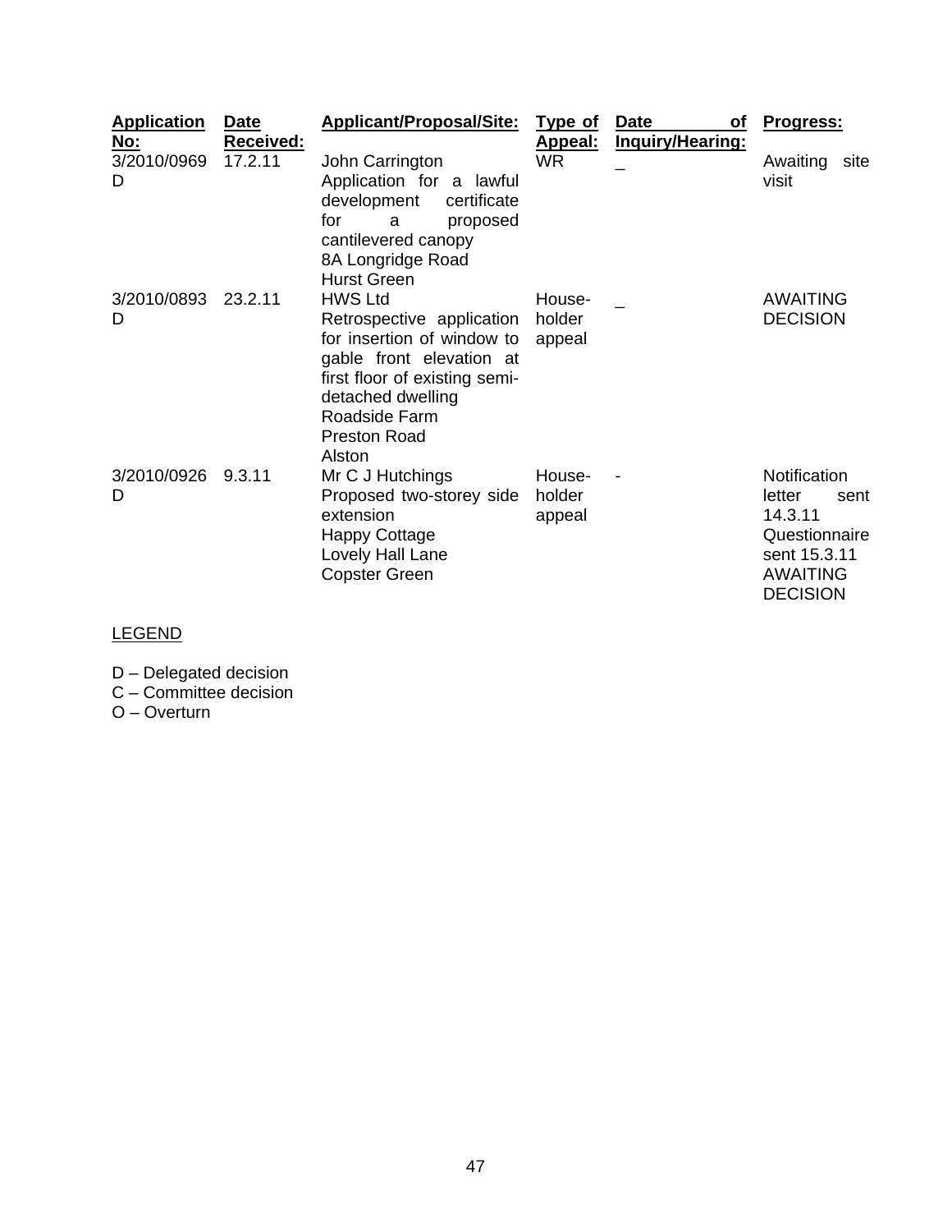| Application No: | Date Received: | Applicant/Proposal/Site: | Type of Appeal: | Date of Inquiry/Hearing: | Progress: |
|---|---|---|---|---|---|
| 3/2010/0969 D | 17.2.11 | John Carrington Application for a lawful development certificate for a proposed cantilevered canopy 8A Longridge Road Hurst Green | WR | _ | Awaiting site visit |
| 3/2010/0893 D | 23.2.11 | HWS Ltd Retrospective application for insertion of window to gable front elevation at first floor of existing semi-detached dwelling Roadside Farm Preston Road Alston | House-holder appeal | _ | AWAITING DECISION |
| 3/2010/0926 D | 9.3.11 | Mr C J Hutchings Proposed two-storey side extension Happy Cottage Lovely Hall Lane Copster Green | House-holder appeal | - | Notification letter sent 14.3.11 Questionnaire sent 15.3.11 AWAITING DECISION |

LEGEND

D – Delegated decision
C – Committee decision
O – Overturn